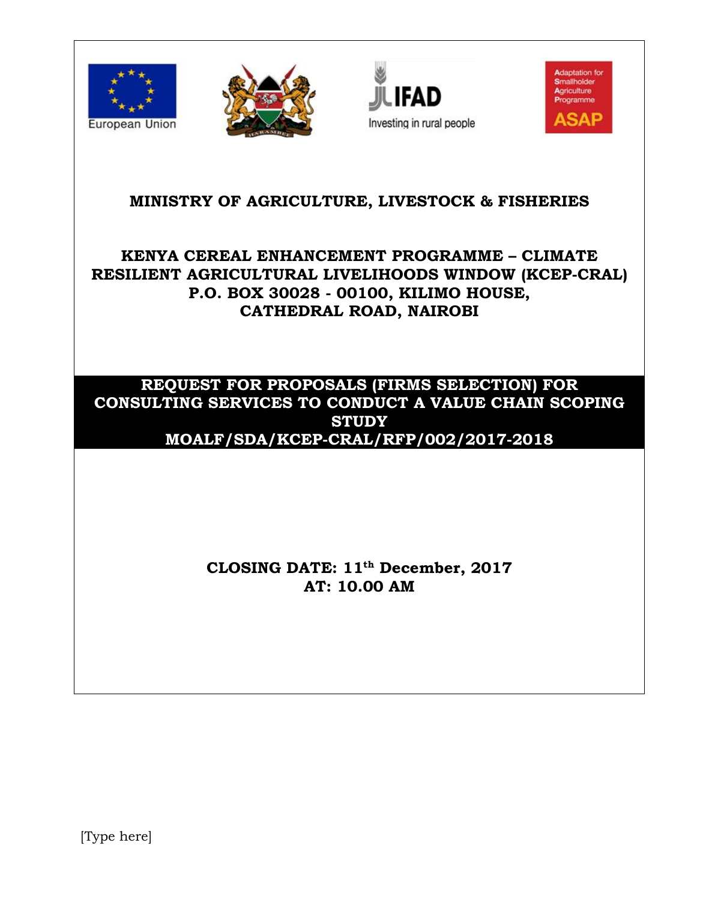European Union

Investing in rural people

Adaptation for Smallholder Agriculture Programme

ASAP

# MINISTRY OF AGRICULTURE, LIVESTOCK & FISHERIES

## KENYA CEREAL ENHANCEMENT PROGRAMME – CLIMATE RESILIENT AGRICULTURAL LIVELIHOODS WINDOW (KCEP-CRAL) P.O. BOX 30028 - 00100, KILIMO HOUSE, CATHEDRAL ROAD, NAIROBI

## REQUEST FOR PROPOSALS (FIRMS SELECTION) FOR CONSULTING SERVICES TO CONDUCT A VALUE CHAIN SCOPING STUDY MOALF/SDA/KCEP-CRAL/RFP/002/2017-2018

**CLOSING DATE: 11th December, 2017**
**AT: 10.00 AM**

[Type here]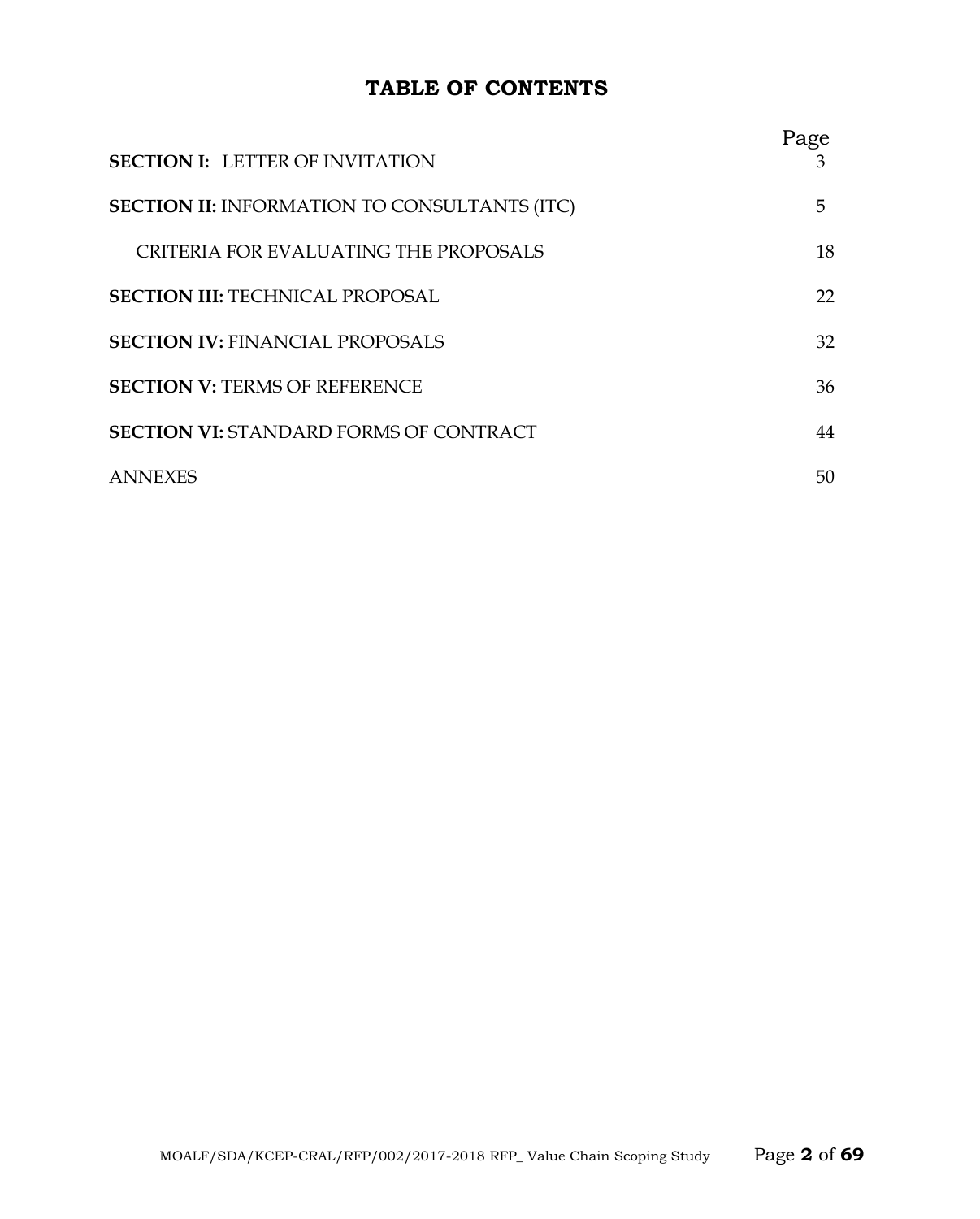# TABLE OF CONTENTS

| | Page |
|---|---|
| **SECTION I:** LETTER OF INVITATION | 3 |
| **SECTION II:** INFORMATION TO CONSULTANTS (ITC) | 5 |
| CRITERIA FOR EVALUATING THE PROPOSALS | 18 |
| **SECTION III:** TECHNICAL PROPOSAL | 22 |
| **SECTION IV:** FINANCIAL PROPOSALS | 32 |
| **SECTION V:** TERMS OF REFERENCE | 36 |
| **SECTION VI:** STANDARD FORMS OF CONTRACT | 44 |
| ANNEXES | 50 |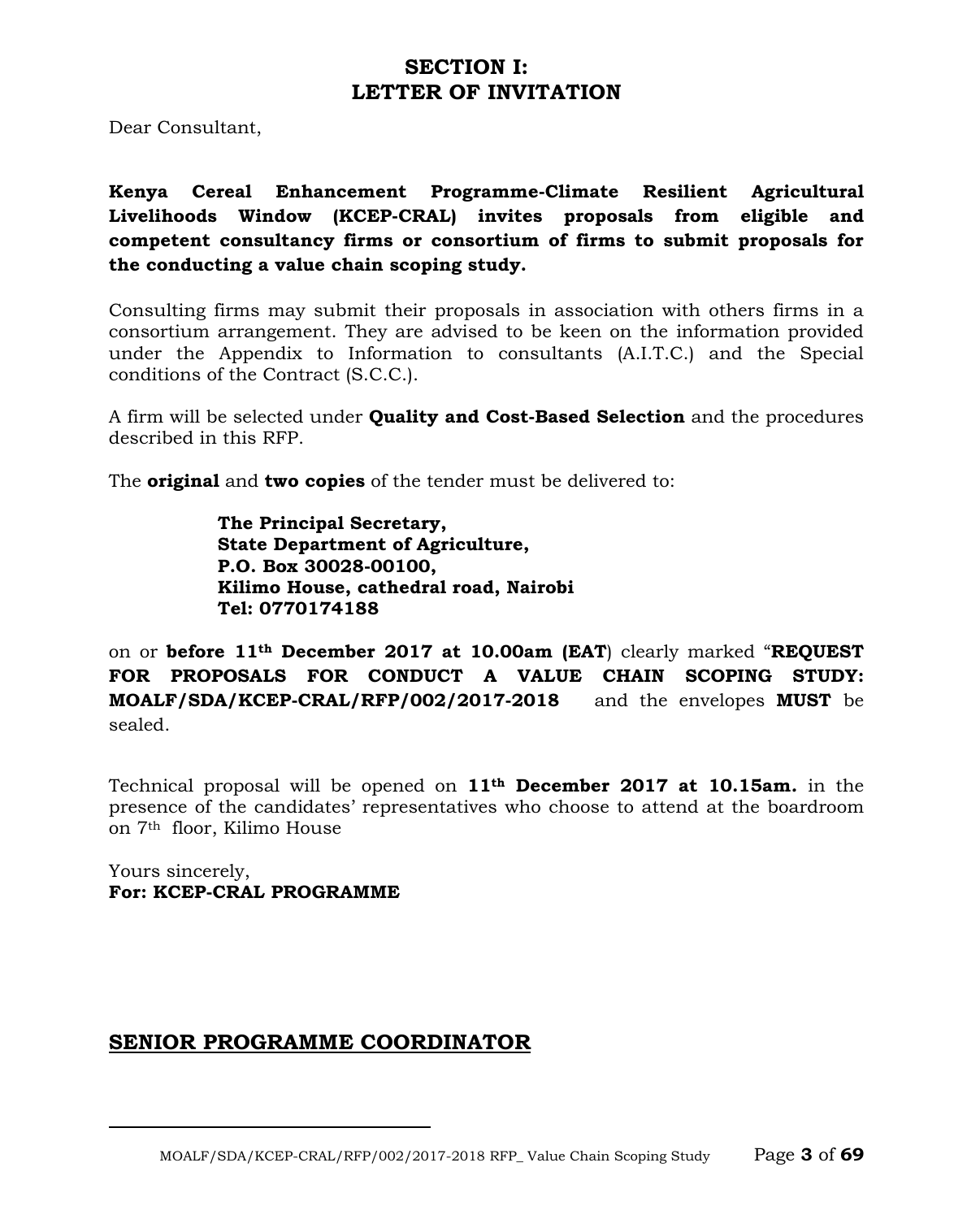# SECTION I:
# LETTER OF INVITATION

Dear Consultant,

**Kenya Cereal Enhancement Programme-Climate Resilient Agricultural Livelihoods Window (KCEP-CRAL) invites proposals from eligible and competent consultancy firms or consortium of firms to submit proposals for the conducting a value chain scoping study.**

Consulting firms may submit their proposals in association with others firms in a consortium arrangement. They are advised to be keen on the information provided under the Appendix to Information to consultants (A.I.T.C.) and the Special conditions of the Contract (S.C.C.).

A firm will be selected under **Quality and Cost-Based Selection** and the procedures described in this RFP.

The **original** and **two copies** of the tender must be delivered to:

> **The Principal Secretary,**
> **State Department of Agriculture,**
> **P.O. Box 30028-00100,**
> **Kilimo House, cathedral road, Nairobi**
> **Tel: 0770174188**

on or **before 11th December 2017 at 10.00am (EAT**) clearly marked "**REQUEST FOR PROPOSALS FOR CONDUCT A VALUE CHAIN SCOPING STUDY: MOALF/SDA/KCEP-CRAL/RFP/002/2017-2018** and the envelopes **MUST** be sealed.

Technical proposal will be opened on **11th December 2017 at 10.15am.** in the presence of the candidates' representatives who choose to attend at the boardroom on 7th floor, Kilimo House

Yours sincerely,
**For: KCEP-CRAL PROGRAMME**

**SENIOR PROGRAMME COORDINATOR**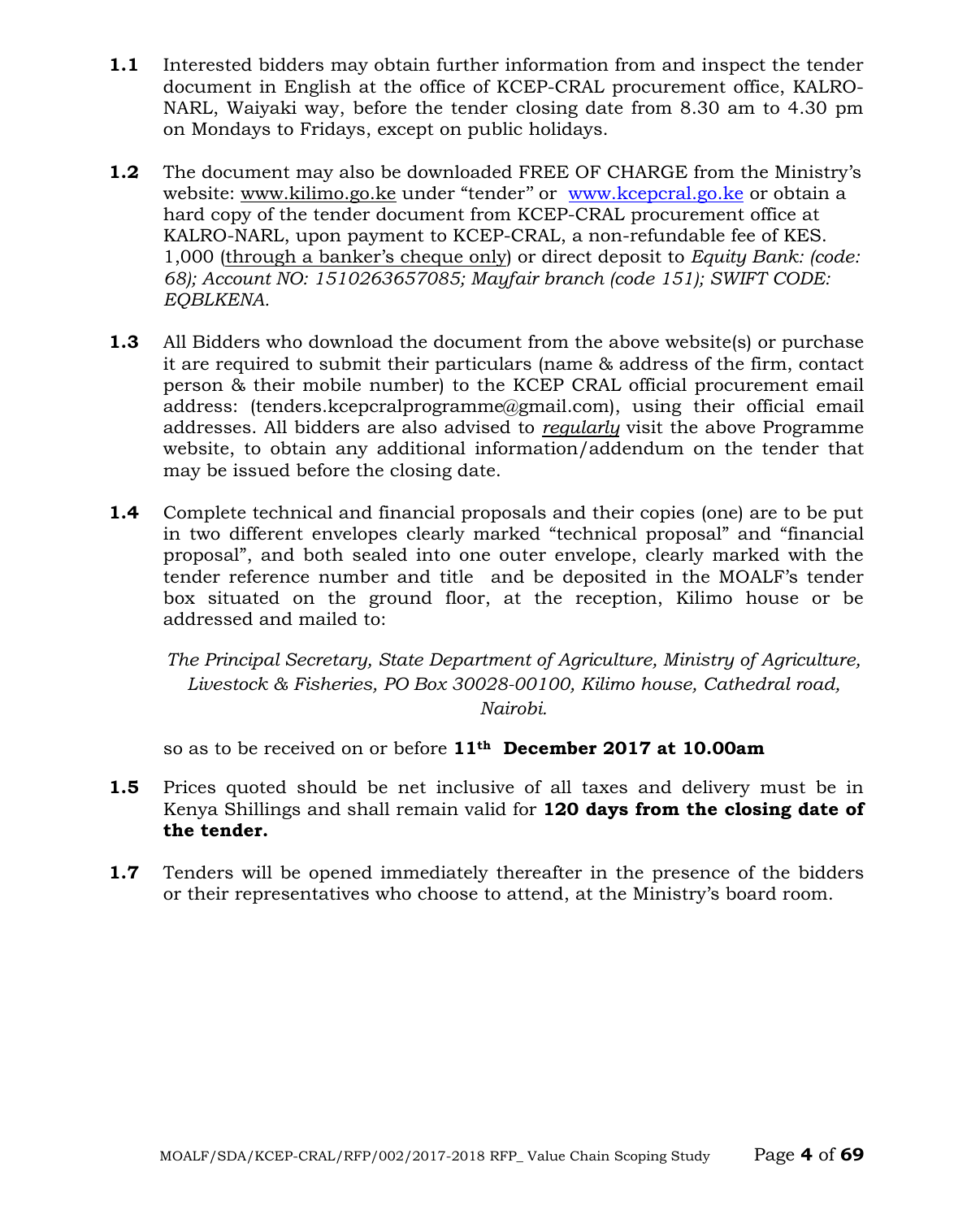**1.1** Interested bidders may obtain further information from and inspect the tender document in English at the office of KCEP-CRAL procurement office, KALRO-NARL, Waiyaki way, before the tender closing date from 8.30 am to 4.30 pm on Mondays to Fridays, except on public holidays.

**1.2** The document may also be downloaded FREE OF CHARGE from the Ministry's website: www.kilimo.go.ke under "tender" or www.kcepcral.go.ke or obtain a hard copy of the tender document from KCEP-CRAL procurement office at KALRO-NARL, upon payment to KCEP-CRAL, a non-refundable fee of KES. 1,000 (through a banker's cheque only) or direct deposit to *Equity Bank: (code: 68); Account NO: 1510263657085; Mayfair branch (code 151); SWIFT CODE: EQBLKENA.*

**1.3** All Bidders who download the document from the above website(s) or purchase it are required to submit their particulars (name & address of the firm, contact person & their mobile number) to the KCEP CRAL official procurement email address: (tenders.kcepcralprogramme@gmail.com), using their official email addresses. All bidders are also advised to ***regularly*** visit the above Programme website, to obtain any additional information/addendum on the tender that may be issued before the closing date.

**1.4** Complete technical and financial proposals and their copies (one) are to be put in two different envelopes clearly marked "technical proposal" and "financial proposal", and both sealed into one outer envelope, clearly marked with the tender reference number and title and be deposited in the MOALF's tender box situated on the ground floor, at the reception, Kilimo house or be addressed and mailed to:

*The Principal Secretary, State Department of Agriculture, Ministry of Agriculture, Livestock & Fisheries, PO Box 30028-00100, Kilimo house, Cathedral road, Nairobi.*

so as to be received on or before **11th December 2017 at 10.00am**

**1.5** Prices quoted should be net inclusive of all taxes and delivery must be in Kenya Shillings and shall remain valid for **120 days from the closing date of the tender.**

**1.7** Tenders will be opened immediately thereafter in the presence of the bidders or their representatives who choose to attend, at the Ministry's board room.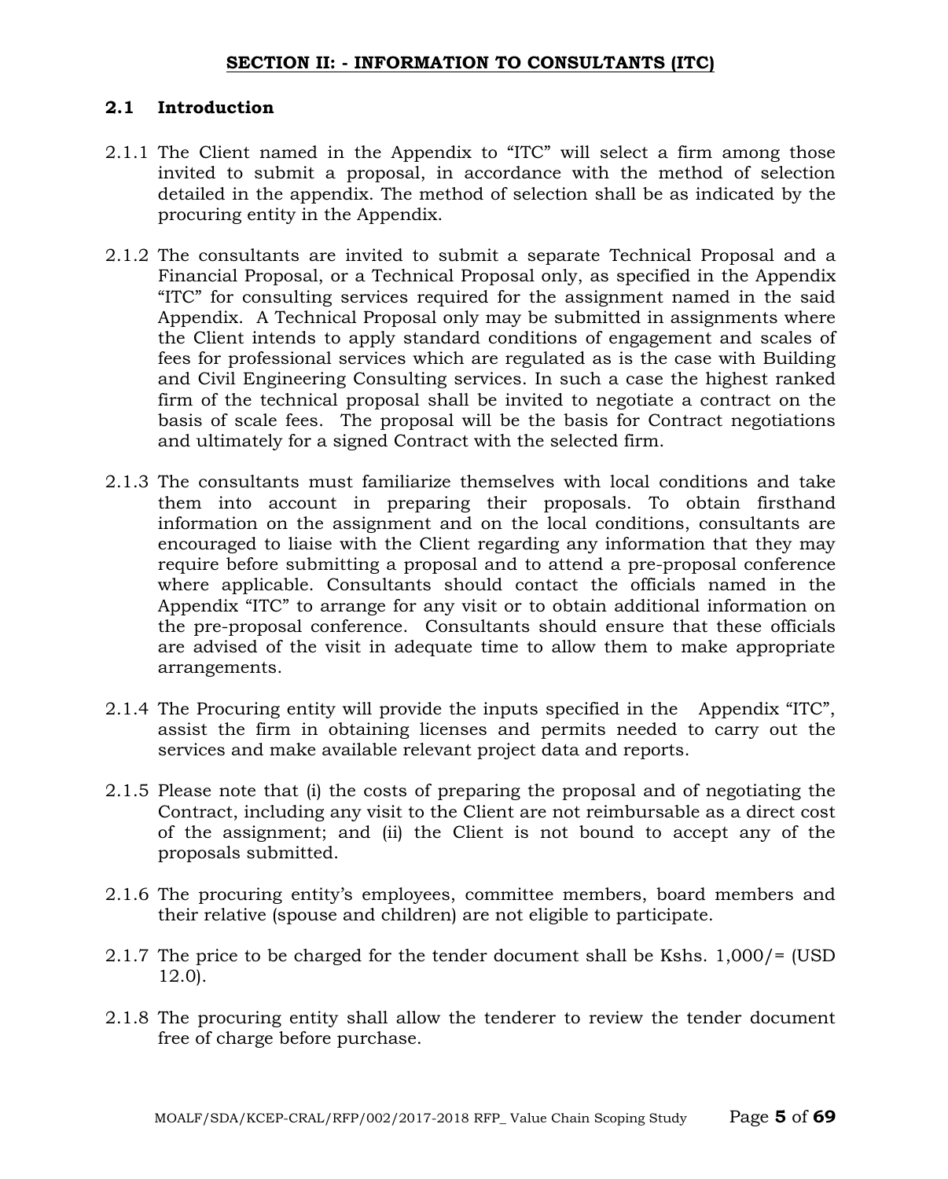## SECTION II: - INFORMATION TO CONSULTANTS (ITC)

### 2.1 Introduction

2.1.1 The Client named in the Appendix to "ITC" will select a firm among those invited to submit a proposal, in accordance with the method of selection detailed in the appendix. The method of selection shall be as indicated by the procuring entity in the Appendix.

2.1.2 The consultants are invited to submit a separate Technical Proposal and a Financial Proposal, or a Technical Proposal only, as specified in the Appendix "ITC" for consulting services required for the assignment named in the said Appendix. A Technical Proposal only may be submitted in assignments where the Client intends to apply standard conditions of engagement and scales of fees for professional services which are regulated as is the case with Building and Civil Engineering Consulting services. In such a case the highest ranked firm of the technical proposal shall be invited to negotiate a contract on the basis of scale fees. The proposal will be the basis for Contract negotiations and ultimately for a signed Contract with the selected firm.

2.1.3 The consultants must familiarize themselves with local conditions and take them into account in preparing their proposals. To obtain firsthand information on the assignment and on the local conditions, consultants are encouraged to liaise with the Client regarding any information that they may require before submitting a proposal and to attend a pre-proposal conference where applicable. Consultants should contact the officials named in the Appendix "ITC" to arrange for any visit or to obtain additional information on the pre-proposal conference. Consultants should ensure that these officials are advised of the visit in adequate time to allow them to make appropriate arrangements.

2.1.4 The Procuring entity will provide the inputs specified in the Appendix "ITC", assist the firm in obtaining licenses and permits needed to carry out the services and make available relevant project data and reports.

2.1.5 Please note that (i) the costs of preparing the proposal and of negotiating the Contract, including any visit to the Client are not reimbursable as a direct cost of the assignment; and (ii) the Client is not bound to accept any of the proposals submitted.

2.1.6 The procuring entity's employees, committee members, board members and their relative (spouse and children) are not eligible to participate.

2.1.7 The price to be charged for the tender document shall be Kshs. 1,000/= (USD 12.0).

2.1.8 The procuring entity shall allow the tenderer to review the tender document free of charge before purchase.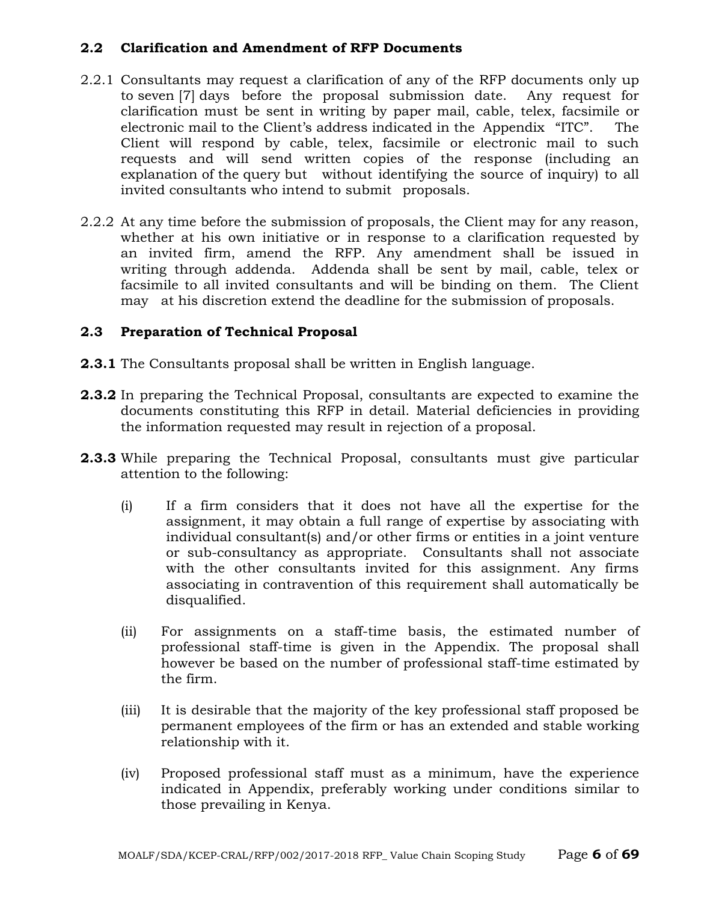### 2.2 Clarification and Amendment of RFP Documents

2.2.1 Consultants may request a clarification of any of the RFP documents only up to seven [7] days before the proposal submission date. Any request for clarification must be sent in writing by paper mail, cable, telex, facsimile or electronic mail to the Client's address indicated in the Appendix "ITC". The Client will respond by cable, telex, facsimile or electronic mail to such requests and will send written copies of the response (including an explanation of the query but without identifying the source of inquiry) to all invited consultants who intend to submit proposals.

2.2.2 At any time before the submission of proposals, the Client may for any reason, whether at his own initiative or in response to a clarification requested by an invited firm, amend the RFP. Any amendment shall be issued in writing through addenda. Addenda shall be sent by mail, cable, telex or facsimile to all invited consultants and will be binding on them. The Client may at his discretion extend the deadline for the submission of proposals.

### 2.3 Preparation of Technical Proposal

**2.3.1** The Consultants proposal shall be written in English language.

**2.3.2** In preparing the Technical Proposal, consultants are expected to examine the documents constituting this RFP in detail. Material deficiencies in providing the information requested may result in rejection of a proposal.

**2.3.3** While preparing the Technical Proposal, consultants must give particular attention to the following:

(i) If a firm considers that it does not have all the expertise for the assignment, it may obtain a full range of expertise by associating with individual consultant(s) and/or other firms or entities in a joint venture or sub-consultancy as appropriate. Consultants shall not associate with the other consultants invited for this assignment. Any firms associating in contravention of this requirement shall automatically be disqualified.

(ii) For assignments on a staff-time basis, the estimated number of professional staff-time is given in the Appendix. The proposal shall however be based on the number of professional staff-time estimated by the firm.

(iii) It is desirable that the majority of the key professional staff proposed be permanent employees of the firm or has an extended and stable working relationship with it.

(iv) Proposed professional staff must as a minimum, have the experience indicated in Appendix, preferably working under conditions similar to those prevailing in Kenya.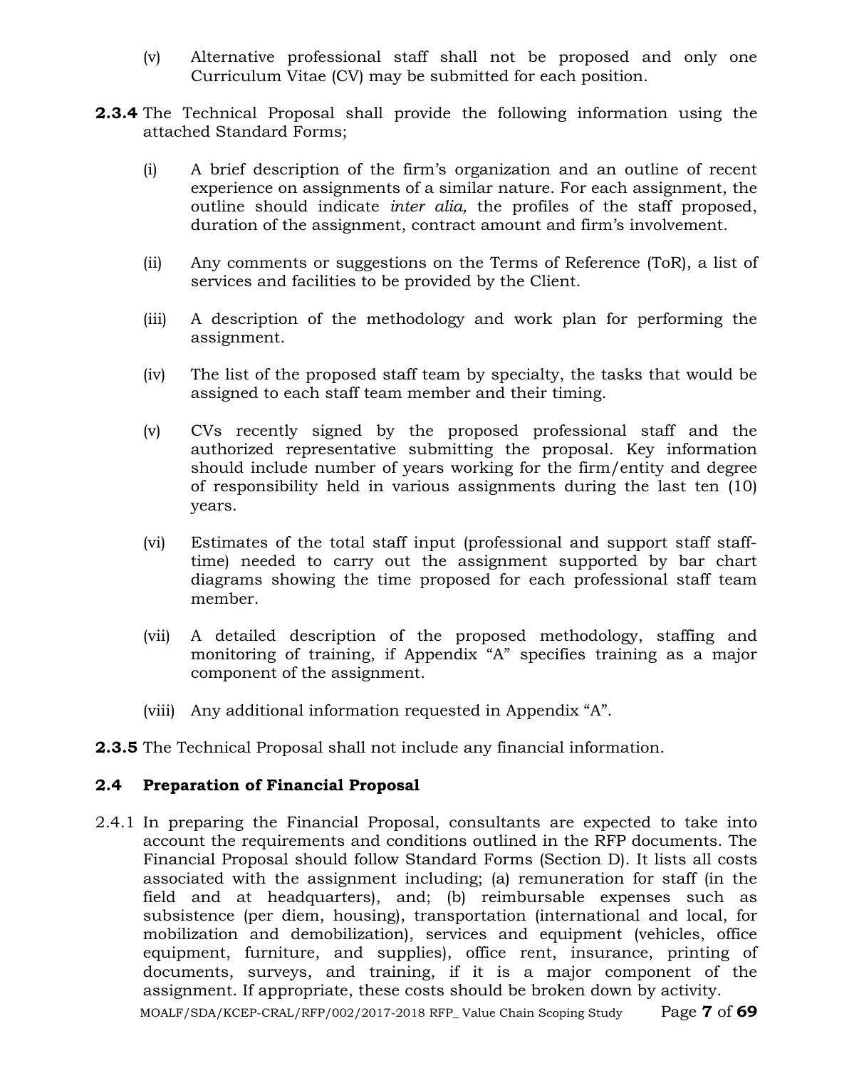(v) Alternative professional staff shall not be proposed and only one Curriculum Vitae (CV) may be submitted for each position.

**2.3.4** The Technical Proposal shall provide the following information using the attached Standard Forms;

(i) A brief description of the firm's organization and an outline of recent experience on assignments of a similar nature. For each assignment, the outline should indicate *inter alia,* the profiles of the staff proposed, duration of the assignment, contract amount and firm's involvement.

(ii) Any comments or suggestions on the Terms of Reference (ToR), a list of services and facilities to be provided by the Client.

(iii) A description of the methodology and work plan for performing the assignment.

(iv) The list of the proposed staff team by specialty, the tasks that would be assigned to each staff team member and their timing.

(v) CVs recently signed by the proposed professional staff and the authorized representative submitting the proposal. Key information should include number of years working for the firm/entity and degree of responsibility held in various assignments during the last ten (10) years.

(vi) Estimates of the total staff input (professional and support staff staff-time) needed to carry out the assignment supported by bar chart diagrams showing the time proposed for each professional staff team member.

(vii) A detailed description of the proposed methodology, staffing and monitoring of training, if Appendix "A" specifies training as a major component of the assignment.

(viii) Any additional information requested in Appendix "A".

**2.3.5** The Technical Proposal shall not include any financial information.

## 2.4 Preparation of Financial Proposal

2.4.1 In preparing the Financial Proposal, consultants are expected to take into account the requirements and conditions outlined in the RFP documents. The Financial Proposal should follow Standard Forms (Section D). It lists all costs associated with the assignment including; (a) remuneration for staff (in the field and at headquarters), and; (b) reimbursable expenses such as subsistence (per diem, housing), transportation (international and local, for mobilization and demobilization), services and equipment (vehicles, office equipment, furniture, and supplies), office rent, insurance, printing of documents, surveys, and training, if it is a major component of the assignment. If appropriate, these costs should be broken down by activity.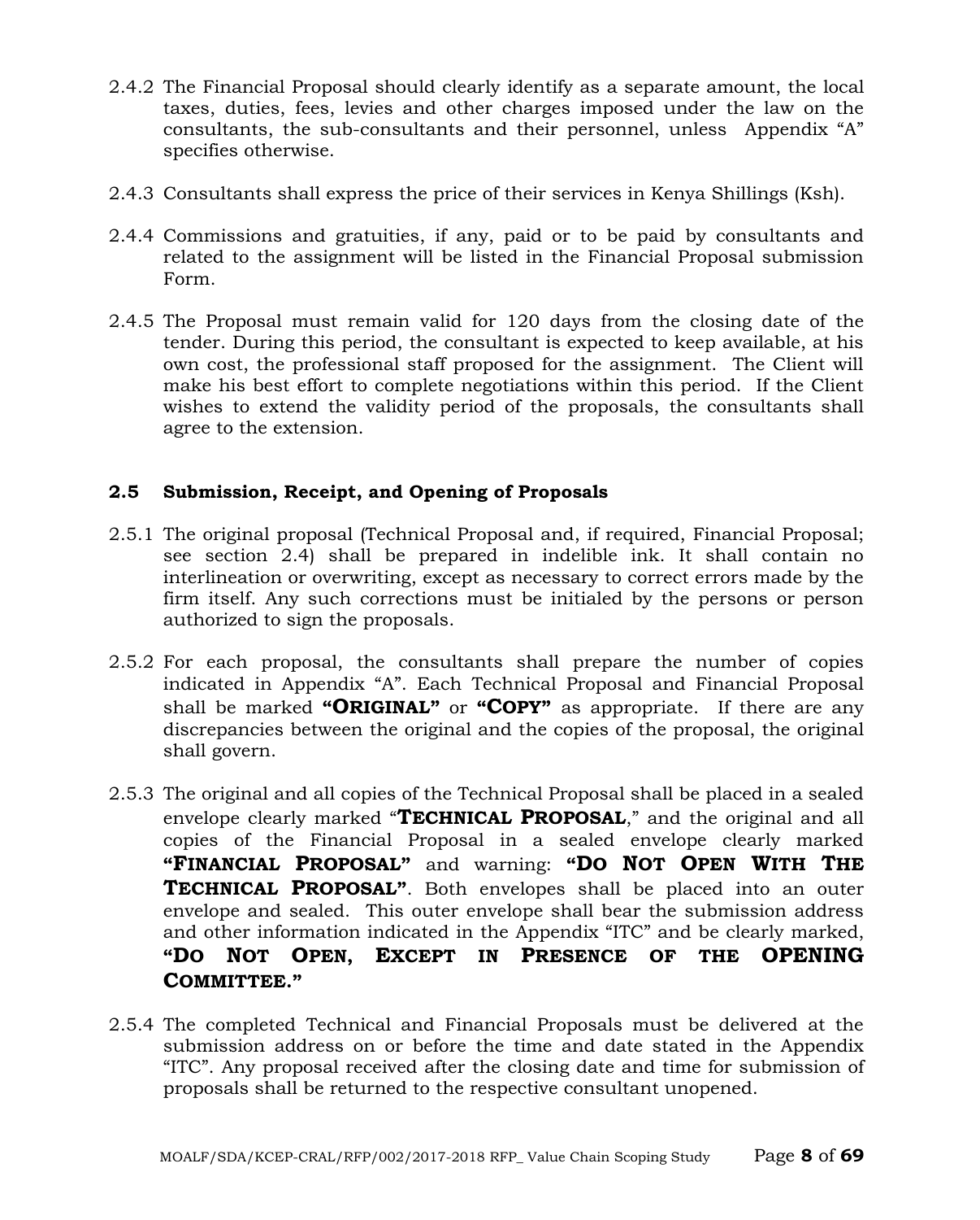2.4.2 The Financial Proposal should clearly identify as a separate amount, the local taxes, duties, fees, levies and other charges imposed under the law on the consultants, the sub-consultants and their personnel, unless Appendix "A" specifies otherwise.

2.4.3 Consultants shall express the price of their services in Kenya Shillings (Ksh).

2.4.4 Commissions and gratuities, if any, paid or to be paid by consultants and related to the assignment will be listed in the Financial Proposal submission Form.

2.4.5 The Proposal must remain valid for 120 days from the closing date of the tender. During this period, the consultant is expected to keep available, at his own cost, the professional staff proposed for the assignment. The Client will make his best effort to complete negotiations within this period. If the Client wishes to extend the validity period of the proposals, the consultants shall agree to the extension.

### 2.5 Submission, Receipt, and Opening of Proposals

2.5.1 The original proposal (Technical Proposal and, if required, Financial Proposal; see section 2.4) shall be prepared in indelible ink. It shall contain no interlineation or overwriting, except as necessary to correct errors made by the firm itself. Any such corrections must be initialed by the persons or person authorized to sign the proposals.

2.5.2 For each proposal, the consultants shall prepare the number of copies indicated in Appendix "A". Each Technical Proposal and Financial Proposal shall be marked **"ORIGINAL"** or **"COPY"** as appropriate. If there are any discrepancies between the original and the copies of the proposal, the original shall govern.

2.5.3 The original and all copies of the Technical Proposal shall be placed in a sealed envelope clearly marked "**TECHNICAL PROPOSAL**," and the original and all copies of the Financial Proposal in a sealed envelope clearly marked **"FINANCIAL PROPOSAL"** and warning: **"DO NOT OPEN WITH THE TECHNICAL PROPOSAL"**. Both envelopes shall be placed into an outer envelope and sealed. This outer envelope shall bear the submission address and other information indicated in the Appendix "ITC" and be clearly marked, **"DO NOT OPEN, EXCEPT IN PRESENCE OF THE OPENING COMMITTEE."**

2.5.4 The completed Technical and Financial Proposals must be delivered at the submission address on or before the time and date stated in the Appendix "ITC". Any proposal received after the closing date and time for submission of proposals shall be returned to the respective consultant unopened.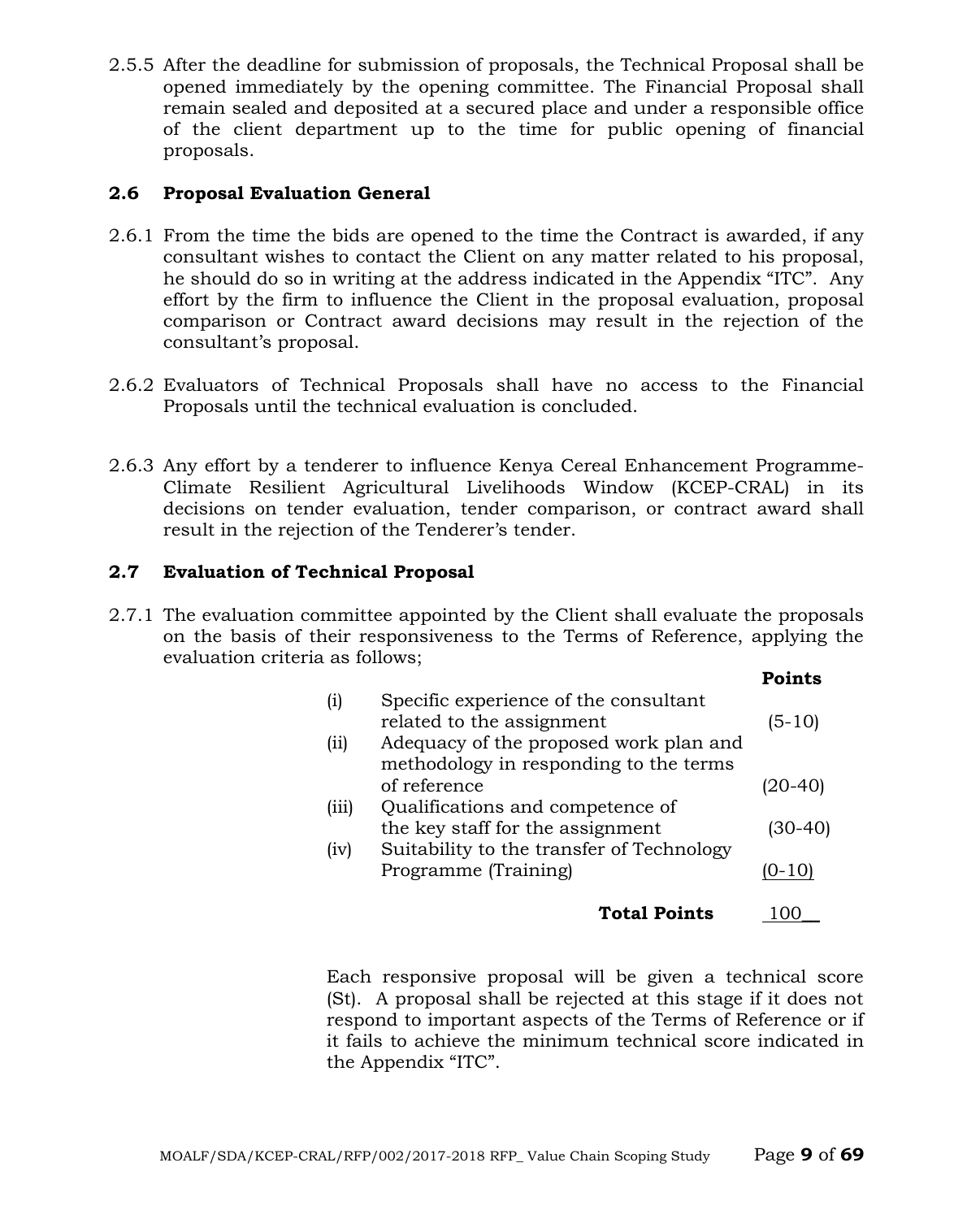2.5.5 After the deadline for submission of proposals, the Technical Proposal shall be opened immediately by the opening committee. The Financial Proposal shall remain sealed and deposited at a secured place and under a responsible office of the client department up to the time for public opening of financial proposals.

## 2.6 Proposal Evaluation General

2.6.1 From the time the bids are opened to the time the Contract is awarded, if any consultant wishes to contact the Client on any matter related to his proposal, he should do so in writing at the address indicated in the Appendix "ITC". Any effort by the firm to influence the Client in the proposal evaluation, proposal comparison or Contract award decisions may result in the rejection of the consultant's proposal.

2.6.2 Evaluators of Technical Proposals shall have no access to the Financial Proposals until the technical evaluation is concluded.

2.6.3 Any effort by a tenderer to influence Kenya Cereal Enhancement Programme-Climate Resilient Agricultural Livelihoods Window (KCEP-CRAL) in its decisions on tender evaluation, tender comparison, or contract award shall result in the rejection of the Tenderer's tender.

## 2.7 Evaluation of Technical Proposal

2.7.1 The evaluation committee appointed by the Client shall evaluate the proposals on the basis of their responsiveness to the Terms of Reference, applying the evaluation criteria as follows;

| | | **Points** |
|---|---|---|
| (i) | Specific experience of the consultant related to the assignment | (5-10) |
| (ii) | Adequacy of the proposed work plan and methodology in responding to the terms of reference | (20-40) |
| (iii) | Qualifications and competence of the key staff for the assignment | (30-40) |
| (iv) | Suitability to the transfer of Technology Programme (Training) | (0-10) |
| | **Total Points** | 100 |

Each responsive proposal will be given a technical score (St). A proposal shall be rejected at this stage if it does not respond to important aspects of the Terms of Reference or if it fails to achieve the minimum technical score indicated in the Appendix "ITC".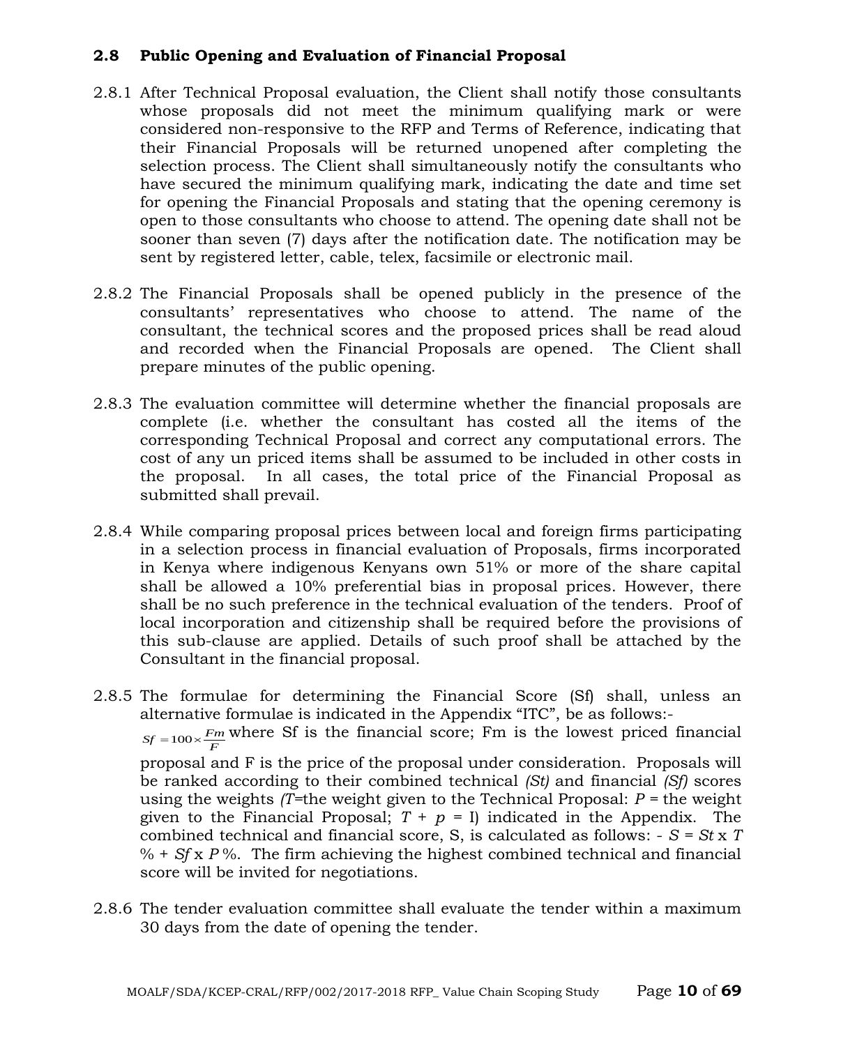### 2.8 Public Opening and Evaluation of Financial Proposal

2.8.1 After Technical Proposal evaluation, the Client shall notify those consultants whose proposals did not meet the minimum qualifying mark or were considered non-responsive to the RFP and Terms of Reference, indicating that their Financial Proposals will be returned unopened after completing the selection process. The Client shall simultaneously notify the consultants who have secured the minimum qualifying mark, indicating the date and time set for opening the Financial Proposals and stating that the opening ceremony is open to those consultants who choose to attend. The opening date shall not be sooner than seven (7) days after the notification date. The notification may be sent by registered letter, cable, telex, facsimile or electronic mail.

2.8.2 The Financial Proposals shall be opened publicly in the presence of the consultants' representatives who choose to attend. The name of the consultant, the technical scores and the proposed prices shall be read aloud and recorded when the Financial Proposals are opened. The Client shall prepare minutes of the public opening.

2.8.3 The evaluation committee will determine whether the financial proposals are complete (i.e. whether the consultant has costed all the items of the corresponding Technical Proposal and correct any computational errors. The cost of any un priced items shall be assumed to be included in other costs in the proposal. In all cases, the total price of the Financial Proposal as submitted shall prevail.

2.8.4 While comparing proposal prices between local and foreign firms participating in a selection process in financial evaluation of Proposals, firms incorporated in Kenya where indigenous Kenyans own 51% or more of the share capital shall be allowed a 10% preferential bias in proposal prices. However, there shall be no such preference in the technical evaluation of the tenders. Proof of local incorporation and citizenship shall be required before the provisions of this sub-clause are applied. Details of such proof shall be attached by the Consultant in the financial proposal.

2.8.5 The formulae for determining the Financial Score (Sf) shall, unless an alternative formulae is indicated in the Appendix "ITC", be as follows:- $Sf = 100 \times \frac{Fm}{F}$ where Sf is the financial score; Fm is the lowest priced financial proposal and F is the price of the proposal under consideration. Proposals will be ranked according to their combined technical *(St)* and financial *(Sf)* scores using the weights *(T*=the weight given to the Technical Proposal: *P* = the weight given to the Financial Proposal; $T + p = I$) indicated in the Appendix. The combined technical and financial score, S, is calculated as follows: - $S = St \times T\% + Sf \times P\%$. The firm achieving the highest combined technical and financial score will be invited for negotiations.

2.8.6 The tender evaluation committee shall evaluate the tender within a maximum 30 days from the date of opening the tender.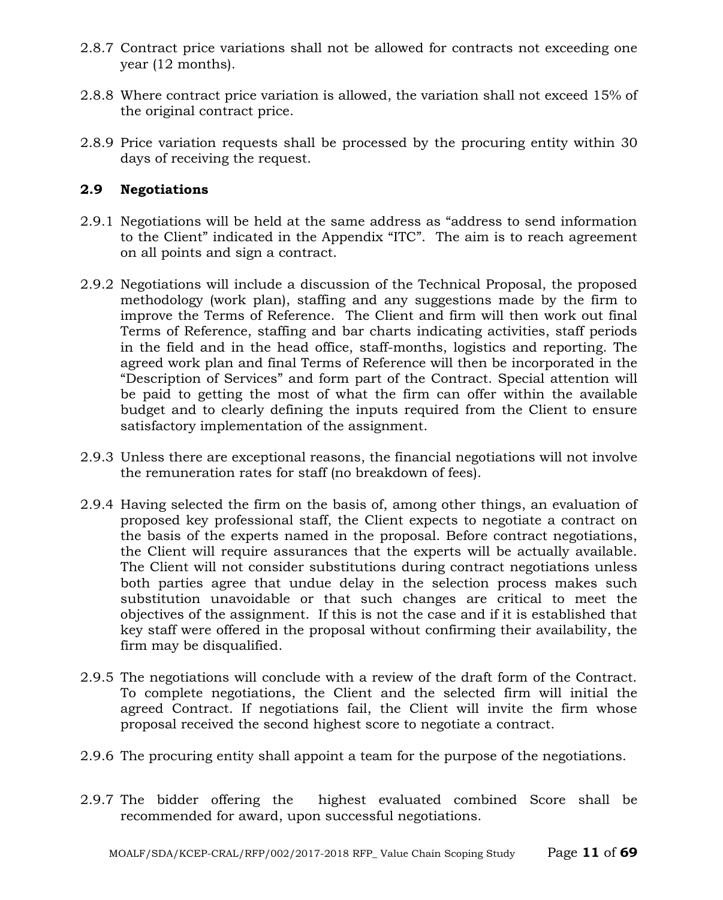2.8.7 Contract price variations shall not be allowed for contracts not exceeding one year (12 months).

2.8.8 Where contract price variation is allowed, the variation shall not exceed 15% of the original contract price.

2.8.9 Price variation requests shall be processed by the procuring entity within 30 days of receiving the request.

## 2.9 Negotiations

2.9.1 Negotiations will be held at the same address as "address to send information to the Client" indicated in the Appendix "ITC". The aim is to reach agreement on all points and sign a contract.

2.9.2 Negotiations will include a discussion of the Technical Proposal, the proposed methodology (work plan), staffing and any suggestions made by the firm to improve the Terms of Reference. The Client and firm will then work out final Terms of Reference, staffing and bar charts indicating activities, staff periods in the field and in the head office, staff-months, logistics and reporting. The agreed work plan and final Terms of Reference will then be incorporated in the "Description of Services" and form part of the Contract. Special attention will be paid to getting the most of what the firm can offer within the available budget and to clearly defining the inputs required from the Client to ensure satisfactory implementation of the assignment.

2.9.3 Unless there are exceptional reasons, the financial negotiations will not involve the remuneration rates for staff (no breakdown of fees).

2.9.4 Having selected the firm on the basis of, among other things, an evaluation of proposed key professional staff, the Client expects to negotiate a contract on the basis of the experts named in the proposal. Before contract negotiations, the Client will require assurances that the experts will be actually available. The Client will not consider substitutions during contract negotiations unless both parties agree that undue delay in the selection process makes such substitution unavoidable or that such changes are critical to meet the objectives of the assignment. If this is not the case and if it is established that key staff were offered in the proposal without confirming their availability, the firm may be disqualified.

2.9.5 The negotiations will conclude with a review of the draft form of the Contract. To complete negotiations, the Client and the selected firm will initial the agreed Contract. If negotiations fail, the Client will invite the firm whose proposal received the second highest score to negotiate a contract.

2.9.6 The procuring entity shall appoint a team for the purpose of the negotiations.

2.9.7 The bidder offering the highest evaluated combined Score shall be recommended for award, upon successful negotiations.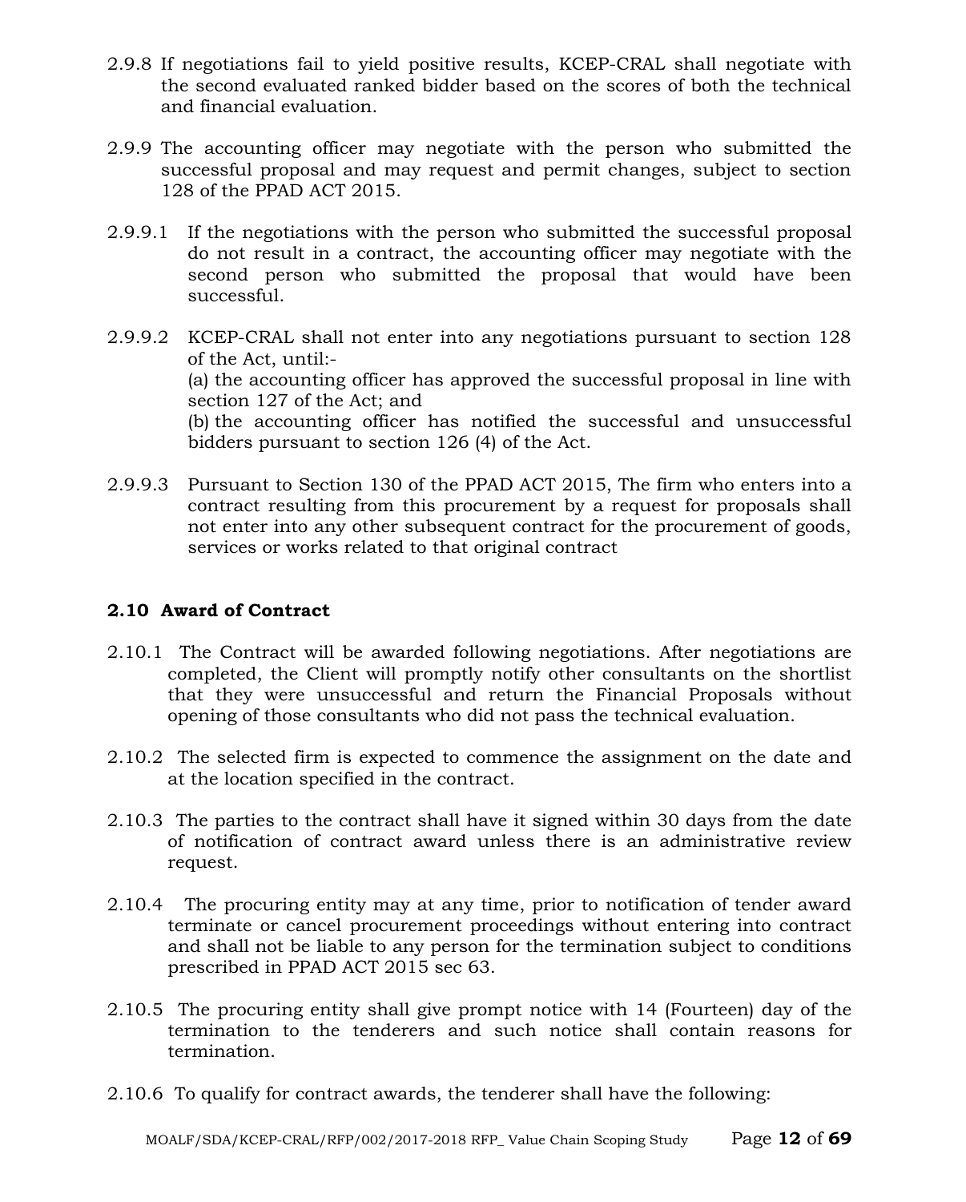2.9.8 If negotiations fail to yield positive results, KCEP-CRAL shall negotiate with the second evaluated ranked bidder based on the scores of both the technical and financial evaluation.

2.9.9 The accounting officer may negotiate with the person who submitted the successful proposal and may request and permit changes, subject to section 128 of the PPAD ACT 2015.

2.9.9.1 If the negotiations with the person who submitted the successful proposal do not result in a contract, the accounting officer may negotiate with the second person who submitted the proposal that would have been successful.

2.9.9.2 KCEP-CRAL shall not enter into any negotiations pursuant to section 128 of the Act, until:-
(a) the accounting officer has approved the successful proposal in line with section 127 of the Act; and
(b) the accounting officer has notified the successful and unsuccessful bidders pursuant to section 126 (4) of the Act.

2.9.9.3 Pursuant to Section 130 of the PPAD ACT 2015, The firm who enters into a contract resulting from this procurement by a request for proposals shall not enter into any other subsequent contract for the procurement of goods, services or works related to that original contract

## 2.10 Award of Contract

2.10.1 The Contract will be awarded following negotiations. After negotiations are completed, the Client will promptly notify other consultants on the shortlist that they were unsuccessful and return the Financial Proposals without opening of those consultants who did not pass the technical evaluation.

2.10.2 The selected firm is expected to commence the assignment on the date and at the location specified in the contract.

2.10.3 The parties to the contract shall have it signed within 30 days from the date of notification of contract award unless there is an administrative review request.

2.10.4 The procuring entity may at any time, prior to notification of tender award terminate or cancel procurement proceedings without entering into contract and shall not be liable to any person for the termination subject to conditions prescribed in PPAD ACT 2015 sec 63.

2.10.5 The procuring entity shall give prompt notice with 14 (Fourteen) day of the termination to the tenderers and such notice shall contain reasons for termination.

2.10.6 To qualify for contract awards, the tenderer shall have the following: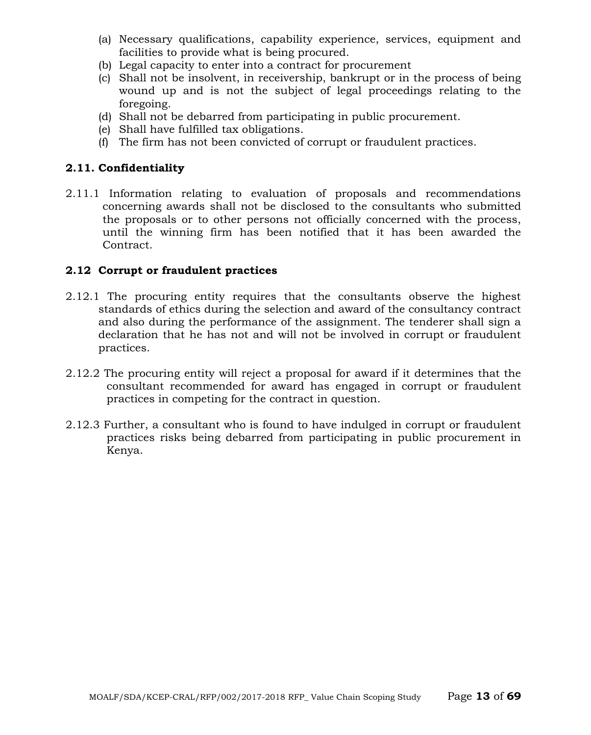(a) Necessary qualifications, capability experience, services, equipment and facilities to provide what is being procured.
(b) Legal capacity to enter into a contract for procurement
(c) Shall not be insolvent, in receivership, bankrupt or in the process of being wound up and is not the subject of legal proceedings relating to the foregoing.
(d) Shall not be debarred from participating in public procurement.
(e) Shall have fulfilled tax obligations.
(f) The firm has not been convicted of corrupt or fraudulent practices.

### 2.11. Confidentiality

2.11.1 Information relating to evaluation of proposals and recommendations concerning awards shall not be disclosed to the consultants who submitted the proposals or to other persons not officially concerned with the process, until the winning firm has been notified that it has been awarded the Contract.

### 2.12 Corrupt or fraudulent practices

2.12.1 The procuring entity requires that the consultants observe the highest standards of ethics during the selection and award of the consultancy contract and also during the performance of the assignment. The tenderer shall sign a declaration that he has not and will not be involved in corrupt or fraudulent practices.

2.12.2 The procuring entity will reject a proposal for award if it determines that the consultant recommended for award has engaged in corrupt or fraudulent practices in competing for the contract in question.

2.12.3 Further, a consultant who is found to have indulged in corrupt or fraudulent practices risks being debarred from participating in public procurement in Kenya.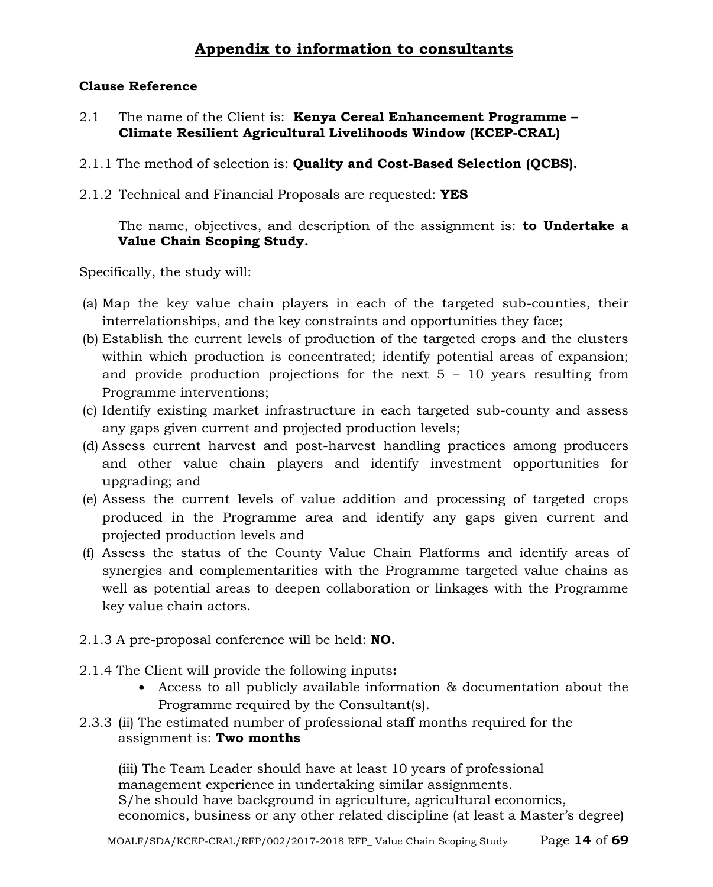## Appendix to information to consultants

**Clause Reference**

2.1 The name of the Client is: **Kenya Cereal Enhancement Programme – Climate Resilient Agricultural Livelihoods Window (KCEP-CRAL)**

2.1.1 The method of selection is: **Quality and Cost-Based Selection (QCBS).**

2.1.2 Technical and Financial Proposals are requested: **YES**

The name, objectives, and description of the assignment is: **to Undertake a Value Chain Scoping Study.**

Specifically, the study will:

(a) Map the key value chain players in each of the targeted sub-counties, their interrelationships, and the key constraints and opportunities they face;
(b) Establish the current levels of production of the targeted crops and the clusters within which production is concentrated; identify potential areas of expansion; and provide production projections for the next 5 – 10 years resulting from Programme interventions;
(c) Identify existing market infrastructure in each targeted sub-county and assess any gaps given current and projected production levels;
(d) Assess current harvest and post-harvest handling practices among producers and other value chain players and identify investment opportunities for upgrading; and
(e) Assess the current levels of value addition and processing of targeted crops produced in the Programme area and identify any gaps given current and projected production levels and
(f) Assess the status of the County Value Chain Platforms and identify areas of synergies and complementarities with the Programme targeted value chains as well as potential areas to deepen collaboration or linkages with the Programme key value chain actors.

2.1.3 A pre-proposal conference will be held: **NO.**

2.1.4 The Client will provide the following inputs**:**

- Access to all publicly available information & documentation about the Programme required by the Consultant(s).

2.3.3 (ii) The estimated number of professional staff months required for the assignment is: **Two months**

(iii) The Team Leader should have at least 10 years of professional management experience in undertaking similar assignments. S/he should have background in agriculture, agricultural economics, economics, business or any other related discipline (at least a Master's degree)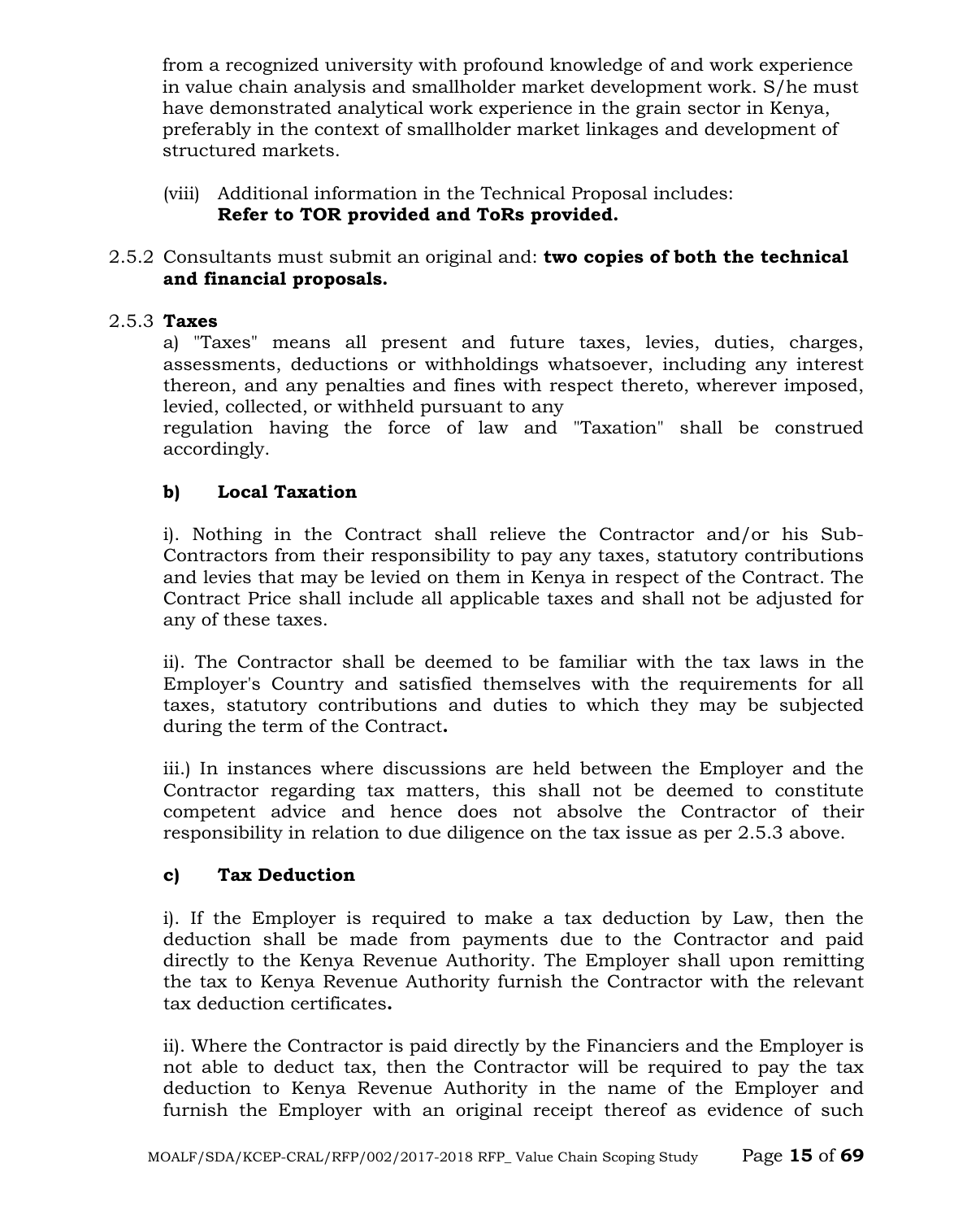from a recognized university with profound knowledge of and work experience in value chain analysis and smallholder market development work. S/he must have demonstrated analytical work experience in the grain sector in Kenya, preferably in the context of smallholder market linkages and development of structured markets.

(viii) Additional information in the Technical Proposal includes: **Refer to TOR provided and ToRs provided.**

2.5.2 Consultants must submit an original and: **two copies of both the technical and financial proposals.**

2.5.3 **Taxes**

a) "Taxes" means all present and future taxes, levies, duties, charges, assessments, deductions or withholdings whatsoever, including any interest thereon, and any penalties and fines with respect thereto, wherever imposed, levied, collected, or withheld pursuant to any regulation having the force of law and "Taxation" shall be construed accordingly.

**b) Local Taxation**

i). Nothing in the Contract shall relieve the Contractor and/or his Sub-Contractors from their responsibility to pay any taxes, statutory contributions and levies that may be levied on them in Kenya in respect of the Contract. The Contract Price shall include all applicable taxes and shall not be adjusted for any of these taxes.

ii). The Contractor shall be deemed to be familiar with the tax laws in the Employer's Country and satisfied themselves with the requirements for all taxes, statutory contributions and duties to which they may be subjected during the term of the Contract.

iii.) In instances where discussions are held between the Employer and the Contractor regarding tax matters, this shall not be deemed to constitute competent advice and hence does not absolve the Contractor of their responsibility in relation to due diligence on the tax issue as per 2.5.3 above.

**c) Tax Deduction**

i). If the Employer is required to make a tax deduction by Law, then the deduction shall be made from payments due to the Contractor and paid directly to the Kenya Revenue Authority. The Employer shall upon remitting the tax to Kenya Revenue Authority furnish the Contractor with the relevant tax deduction certificates.

ii). Where the Contractor is paid directly by the Financiers and the Employer is not able to deduct tax, then the Contractor will be required to pay the tax deduction to Kenya Revenue Authority in the name of the Employer and furnish the Employer with an original receipt thereof as evidence of such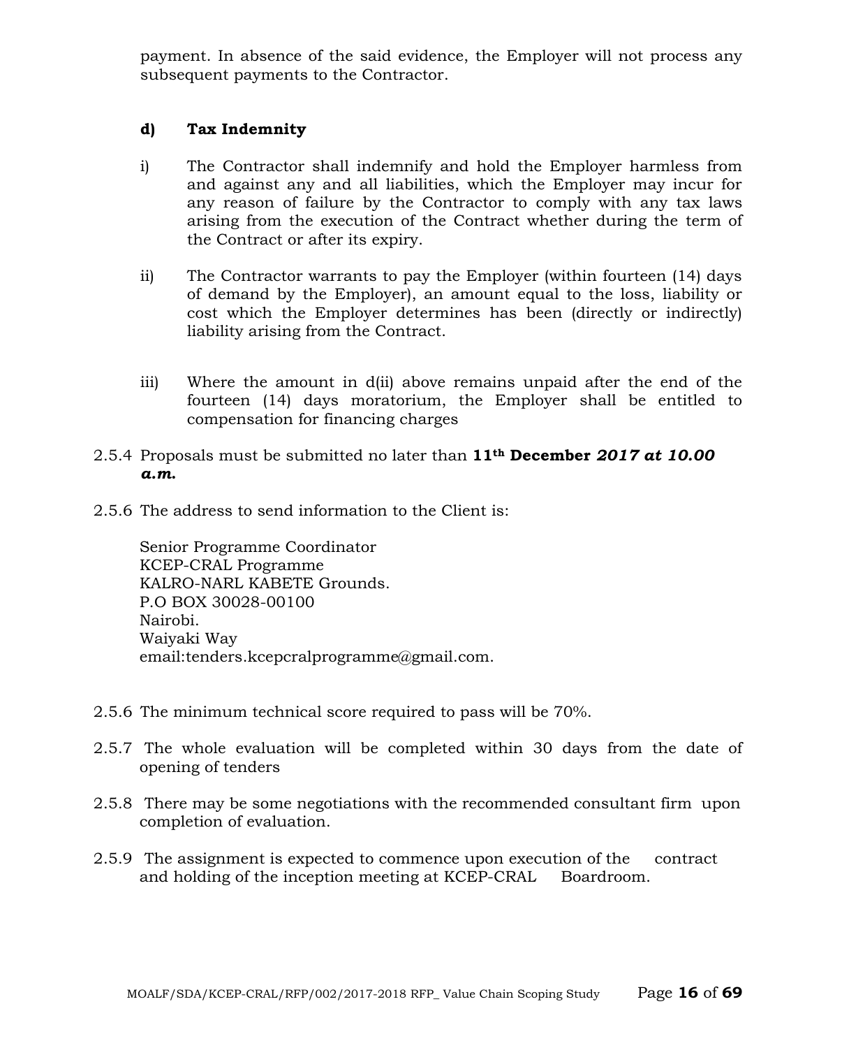payment. In absence of the said evidence, the Employer will not process any subsequent payments to the Contractor.

**d) Tax Indemnity**

i) The Contractor shall indemnify and hold the Employer harmless from and against any and all liabilities, which the Employer may incur for any reason of failure by the Contractor to comply with any tax laws arising from the execution of the Contract whether during the term of the Contract or after its expiry.

ii) The Contractor warrants to pay the Employer (within fourteen (14) days of demand by the Employer), an amount equal to the loss, liability or cost which the Employer determines has been (directly or indirectly) liability arising from the Contract.

iii) Where the amount in d(ii) above remains unpaid after the end of the fourteen (14) days moratorium, the Employer shall be entitled to compensation for financing charges

2.5.4 Proposals must be submitted no later than **11th December *2017 at 10.00 a.m.***

2.5.6 The address to send information to the Client is:

Senior Programme Coordinator
KCEP-CRAL Programme
KALRO-NARL KABETE Grounds.
P.O BOX 30028-00100
Nairobi.
Waiyaki Way
email:tenders.kcepcralprogramme@gmail.com.

2.5.6 The minimum technical score required to pass will be 70%.

2.5.7 The whole evaluation will be completed within 30 days from the date of opening of tenders

2.5.8 There may be some negotiations with the recommended consultant firm upon completion of evaluation.

2.5.9 The assignment is expected to commence upon execution of the contract and holding of the inception meeting at KCEP-CRAL Boardroom.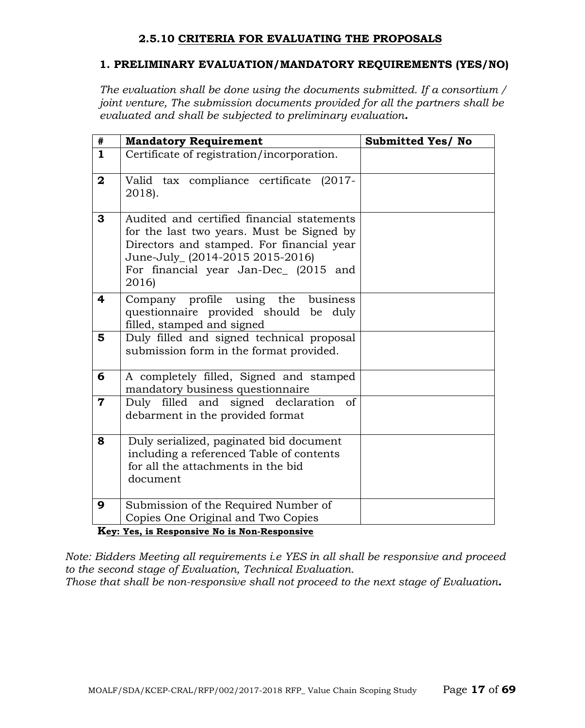### 2.5.10 CRITERIA FOR EVALUATING THE PROPOSALS

#### 1. PRELIMINARY EVALUATION/MANDATORY REQUIREMENTS (YES/NO)

*The evaluation shall be done using the documents submitted. If a consortium / joint venture, The submission documents provided for all the partners shall be evaluated and shall be subjected to preliminary evaluation.*

| # | Mandatory Requirement | Submitted Yes/ No |
|---|---|---|
| 1 | Certificate of registration/incorporation. | |
| 2 | Valid tax compliance certificate (2017-2018). | |
| 3 | Audited and certified financial statements for the last two years. Must be Signed by Directors and stamped. For financial year June-July_ (2014-2015 2015-2016)<br>For financial year Jan-Dec_ (2015 and 2016) | |
| 4 | Company profile using the business questionnaire provided should be duly filled, stamped and signed | |
| 5 | Duly filled and signed technical proposal submission form in the format provided. | |
| 6 | A completely filled, Signed and stamped mandatory business questionnaire | |
| 7 | Duly filled and signed declaration of debarment in the provided format | |
| 8 | Duly serialized, paginated bid document including a referenced Table of contents for all the attachments in the bid document | |
| 9 | Submission of the Required Number of Copies One Original and Two Copies | |

**Key: Yes, is Responsive No is Non-Responsive**

*Note: Bidders Meeting all requirements i.e YES in all shall be responsive and proceed to the second stage of Evaluation, Technical Evaluation.*
*Those that shall be non-responsive shall not proceed to the next stage of Evaluation.*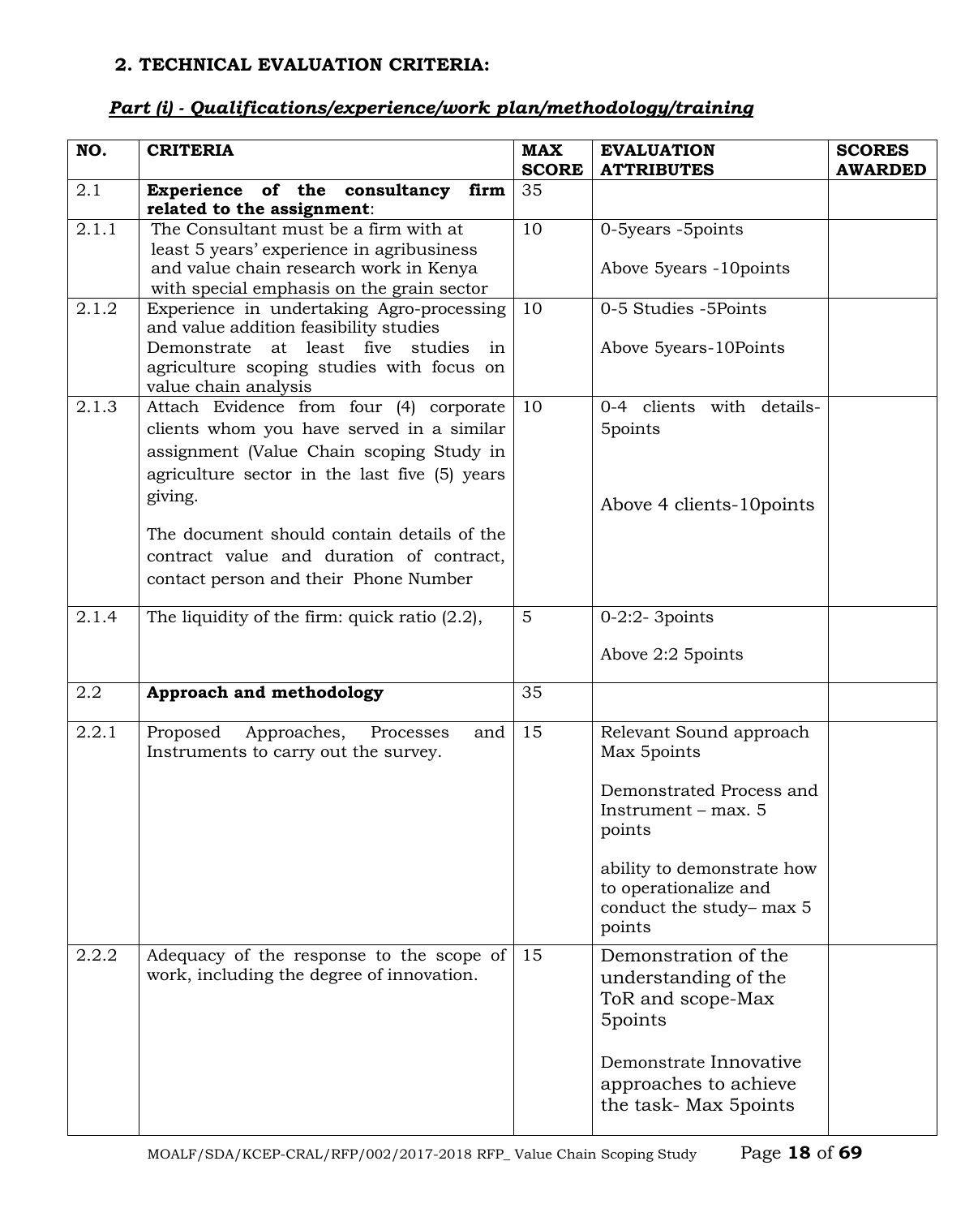## 2. TECHNICAL EVALUATION CRITERIA:

### *Part (i) - Qualifications/experience/work plan/methodology/training*

| NO. | CRITERIA | MAX SCORE | EVALUATION ATTRIBUTES | SCORES AWARDED |
|---|---|---|---|---|
| 2.1 | **Experience of the consultancy firm related to the assignment**: | 35 | | |
| 2.1.1 | The Consultant must be a firm with at least 5 years' experience in agribusiness and value chain research work in Kenya with special emphasis on the grain sector | 10 | 0-5years -5points<br><br>Above 5years -10points | |
| 2.1.2 | Experience in undertaking Agro-processing and value addition feasibility studies Demonstrate at least five studies in agriculture scoping studies with focus on value chain analysis | 10 | 0-5 Studies -5Points<br><br>Above 5years-10Points | |
| 2.1.3 | Attach Evidence from four (4) corporate clients whom you have served in a similar assignment (Value Chain scoping Study in agriculture sector in the last five (5) years giving.<br><br>The document should contain details of the contract value and duration of contract, contact person and their Phone Number | 10 | 0-4 clients with details-5points<br><br>Above 4 clients-10points | |
| 2.1.4 | The liquidity of the firm: quick ratio (2.2), | 5 | 0-2:2- 3points<br><br>Above 2:2 5points | |
| 2.2 | **Approach and methodology** | 35 | | |
| 2.2.1 | Proposed Approaches, Processes and Instruments to carry out the survey. | 15 | Relevant Sound approach Max 5points<br><br>Demonstrated Process and Instrument – max. 5 points<br><br>ability to demonstrate how to operationalize and conduct the study– max 5 points | |
| 2.2.2 | Adequacy of the response to the scope of work, including the degree of innovation. | 15 | Demonstration of the understanding of the ToR and scope-Max 5points<br><br>Demonstrate Innovative approaches to achieve the task- Max 5points | |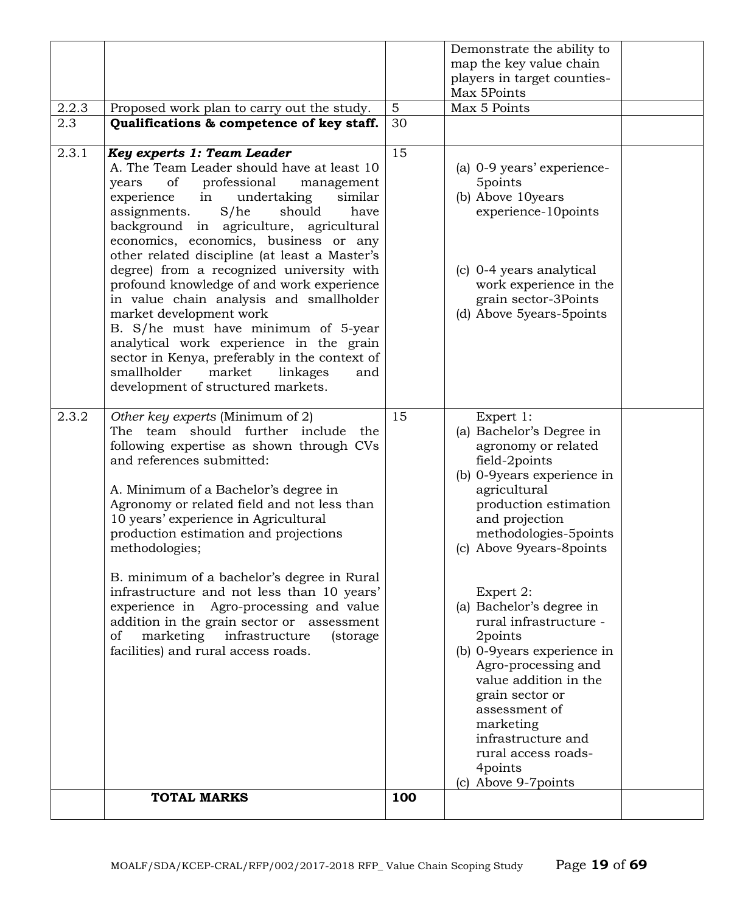| | | | | |
|---|---|---|---|---|
| | | | Demonstrate the ability to map the key value chain players in target counties-Max 5Points | |
| 2.2.3 | Proposed work plan to carry out the study. | 5 | Max 5 Points | |
| 2.3 | **Qualifications & competence of key staff.** | 30 | | |
| 2.3.1 | ***Key experts 1: Team Leader***<br>A. The Team Leader should have at least 10 years of professional management experience in undertaking similar assignments. S/he should have background in agriculture, agricultural economics, economics, business or any other related discipline (at least a Master's degree) from a recognized university with profound knowledge of and work experience in value chain analysis and smallholder market development work<br>B. S/he must have minimum of 5-year analytical work experience in the grain sector in Kenya, preferably in the context of smallholder market linkages and development of structured markets. | 15 | (a) 0-9 years' experience-5points<br>(b) Above 10years experience-10points<br><br>(c) 0-4 years analytical work experience in the grain sector-3Points<br>(d) Above 5years-5points | |
| 2.3.2 | *Other key experts* (Minimum of 2)<br>The team should further include the following expertise as shown through CVs and references submitted:<br><br>A. Minimum of a Bachelor's degree in Agronomy or related field and not less than 10 years' experience in Agricultural production estimation and projections methodologies;<br><br>B. minimum of a bachelor's degree in Rural infrastructure and not less than 10 years' experience in Agro-processing and value addition in the grain sector or assessment of marketing infrastructure (storage facilities) and rural access roads. | 15 | Expert 1:<br>(a) Bachelor's Degree in agronomy or related field-2points<br>(b) 0-9years experience in agricultural production estimation and projection methodologies-5points<br>(c) Above 9years-8points<br><br>Expert 2:<br>(a) Bachelor's degree in rural infrastructure - 2points<br>(b) 0-9years experience in Agro-processing and value addition in the grain sector or assessment of marketing infrastructure and rural access roads-4points<br>(c) Above 9-7points | |
| | **TOTAL MARKS** | **100** | | |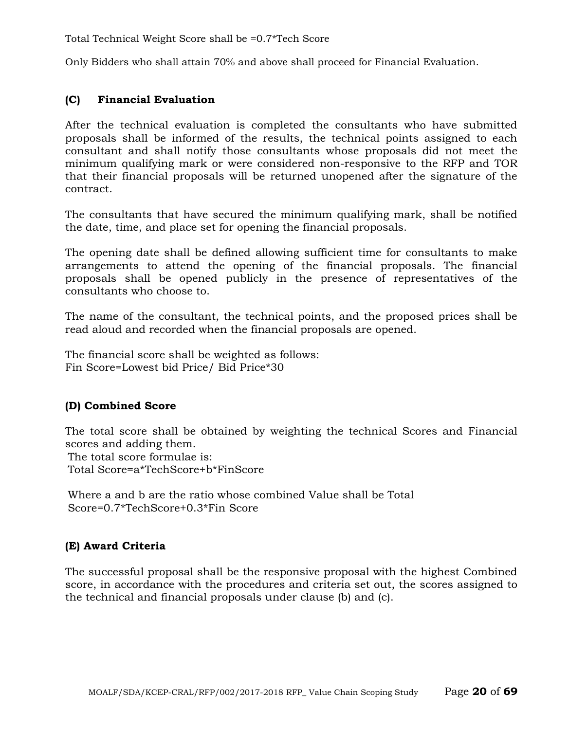Total Technical Weight Score shall be =0.7*Tech Score

Only Bidders who shall attain 70% and above shall proceed for Financial Evaluation.

### (C) Financial Evaluation

After the technical evaluation is completed the consultants who have submitted proposals shall be informed of the results, the technical points assigned to each consultant and shall notify those consultants whose proposals did not meet the minimum qualifying mark or were considered non-responsive to the RFP and TOR that their financial proposals will be returned unopened after the signature of the contract.

The consultants that have secured the minimum qualifying mark, shall be notified the date, time, and place set for opening the financial proposals.

The opening date shall be defined allowing sufficient time for consultants to make arrangements to attend the opening of the financial proposals. The financial proposals shall be opened publicly in the presence of representatives of the consultants who choose to.

The name of the consultant, the technical points, and the proposed prices shall be read aloud and recorded when the financial proposals are opened.

The financial score shall be weighted as follows:
Fin Score=Lowest bid Price/ Bid Price*30

### (D) Combined Score

The total score shall be obtained by weighting the technical Scores and Financial scores and adding them.
The total score formulae is:
Total Score=a*TechScore+b*FinScore

Where a and b are the ratio whose combined Value shall be Total Score=0.7*TechScore+0.3*Fin Score

### (E) Award Criteria

The successful proposal shall be the responsive proposal with the highest Combined score, in accordance with the procedures and criteria set out, the scores assigned to the technical and financial proposals under clause (b) and (c).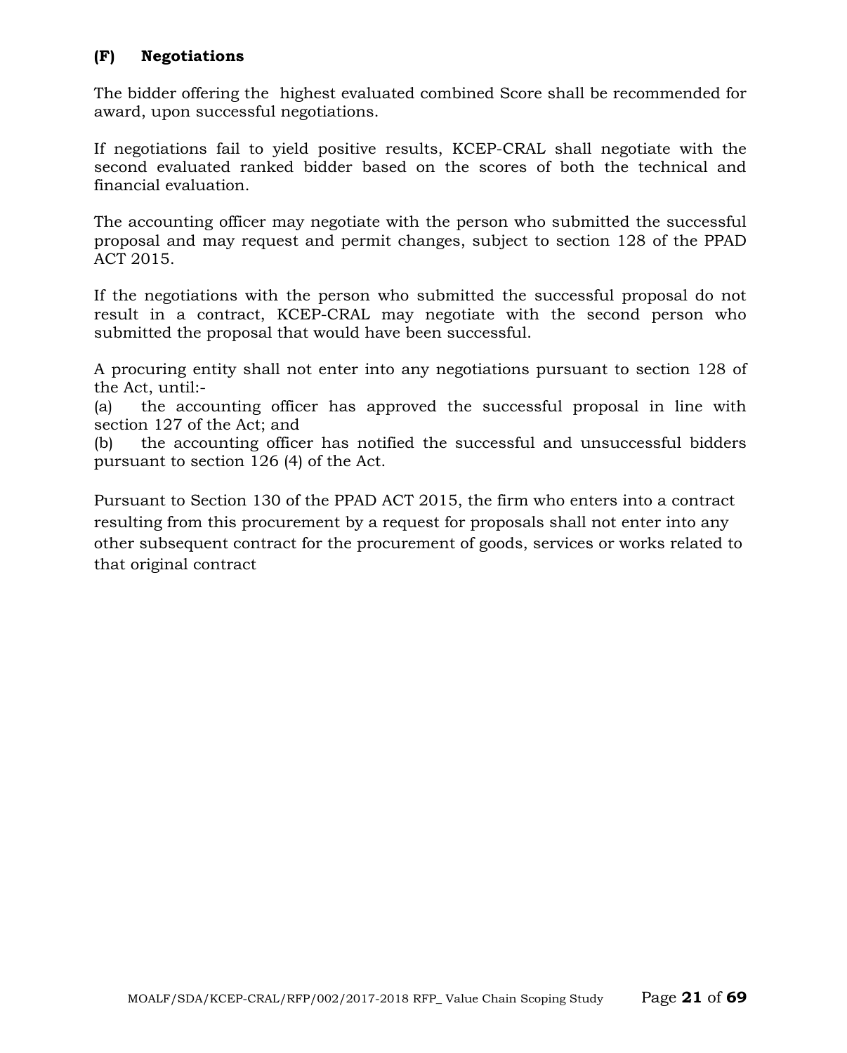**(F) Negotiations**

The bidder offering the highest evaluated combined Score shall be recommended for award, upon successful negotiations.

If negotiations fail to yield positive results, KCEP-CRAL shall negotiate with the second evaluated ranked bidder based on the scores of both the technical and financial evaluation.

The accounting officer may negotiate with the person who submitted the successful proposal and may request and permit changes, subject to section 128 of the PPAD ACT 2015.

If the negotiations with the person who submitted the successful proposal do not result in a contract, KCEP-CRAL may negotiate with the second person who submitted the proposal that would have been successful.

A procuring entity shall not enter into any negotiations pursuant to section 128 of the Act, until:-

(a) the accounting officer has approved the successful proposal in line with section 127 of the Act; and

(b) the accounting officer has notified the successful and unsuccessful bidders pursuant to section 126 (4) of the Act.

Pursuant to Section 130 of the PPAD ACT 2015, the firm who enters into a contract resulting from this procurement by a request for proposals shall not enter into any other subsequent contract for the procurement of goods, services or works related to that original contract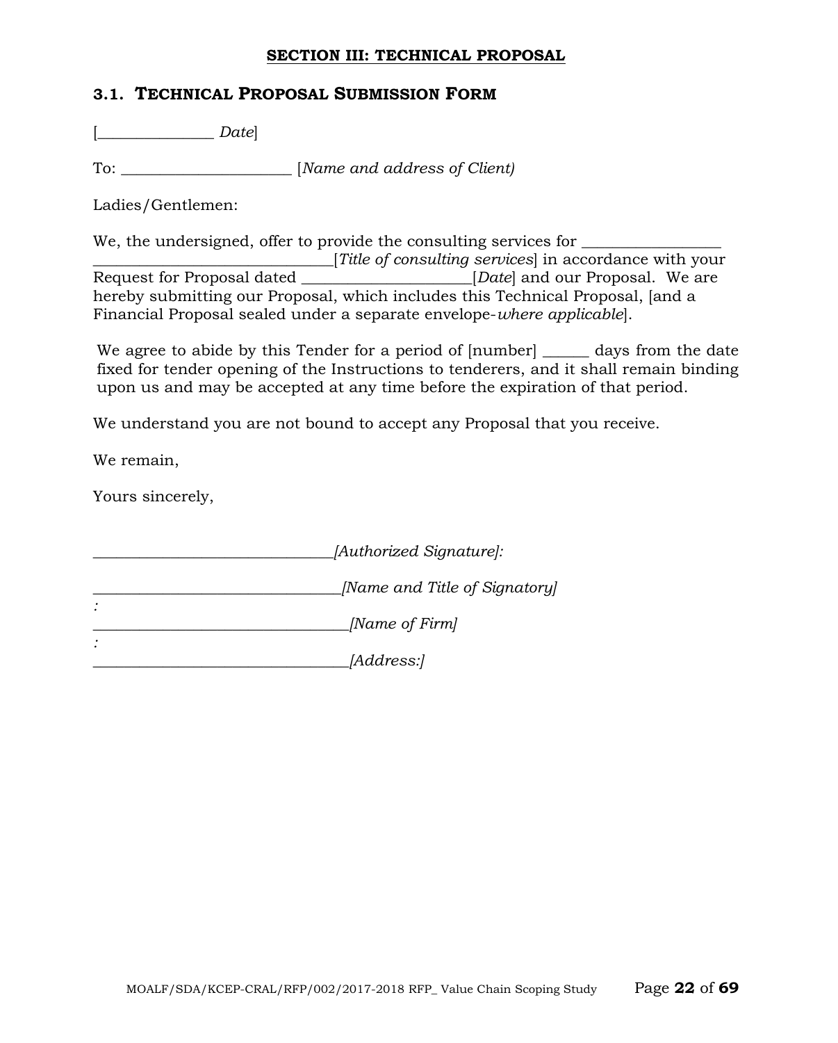## SECTION III: TECHNICAL PROPOSAL

### 3.1. TECHNICAL PROPOSAL SUBMISSION FORM

[_______________ *Date*]

To: ______________________ [*Name and address of Client)*

Ladies/Gentlemen:

We, the undersigned, offer to provide the consulting services for __________________ _______________________________[*Title of consulting services*] in accordance with your Request for Proposal dated ______________________[*Date*] and our Proposal. We are hereby submitting our Proposal, which includes this Technical Proposal, [and a Financial Proposal sealed under a separate envelope-*where applicable*].

We agree to abide by this Tender for a period of [number] ______ days from the date fixed for tender opening of the Instructions to tenderers, and it shall remain binding upon us and may be accepted at any time before the expiration of that period.

We understand you are not bound to accept any Proposal that you receive.

We remain,

Yours sincerely,

_______________________________*[Authorized Signature]:*

________________________________*[Name and Title of Signatory]*
*:*
_________________________________*[Name of Firm]*
*:*
_________________________________*[Address:]*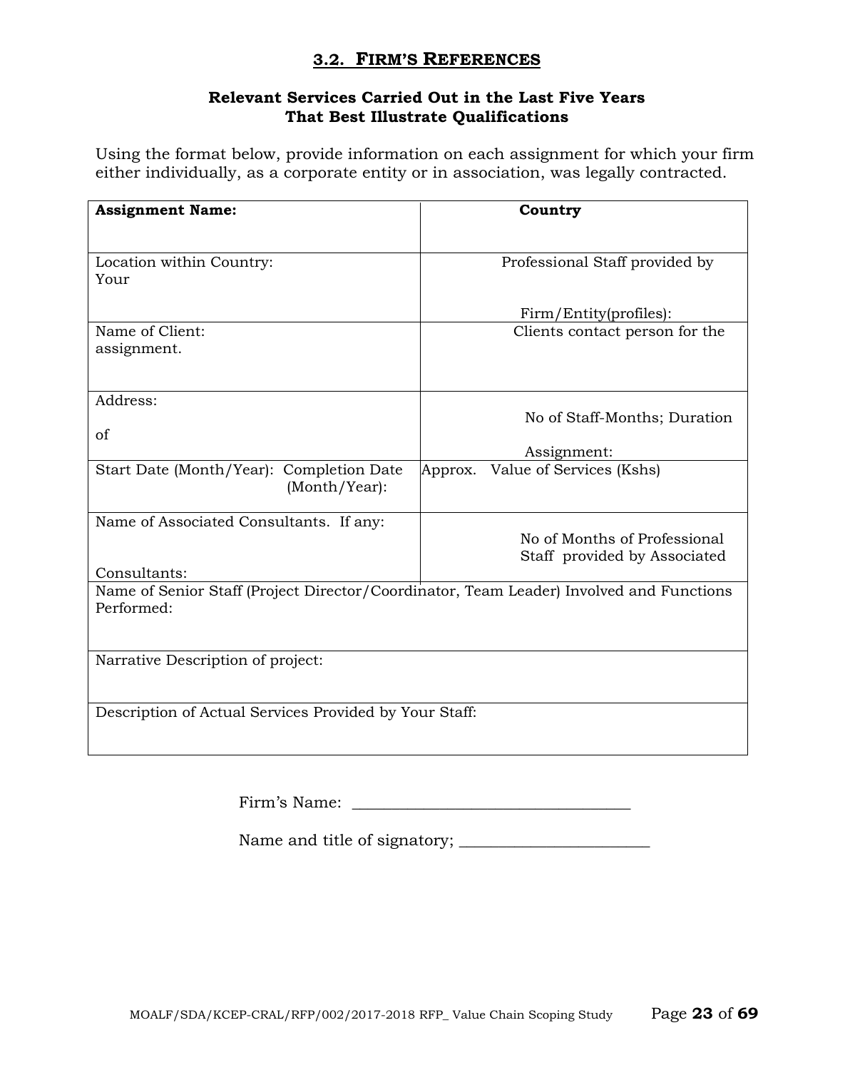## 3.2. FIRM'S REFERENCES

**Relevant Services Carried Out in the Last Five Years That Best Illustrate Qualifications**

Using the format below, provide information on each assignment for which your firm either individually, as a corporate entity or in association, was legally contracted.

| **Assignment Name:** | **Country** |
|---|---|
| Location within Country: Your | Professional Staff provided by Firm/Entity(profiles): |
| Name of Client: assignment. | Clients contact person for the |
| Address: of | No of Staff-Months; Duration Assignment: |
| Start Date (Month/Year): Completion Date (Month/Year): | Approx. Value of Services (Kshs) |
| Name of Associated Consultants. If any: Consultants: | No of Months of Professional Staff provided by Associated |
| Name of Senior Staff (Project Director/Coordinator, Team Leader) Involved and Functions Performed: | |
| Narrative Description of project: | |
| Description of Actual Services Provided by Your Staff: | |

Firm's Name: _________________________________

Name and title of signatory; _______________________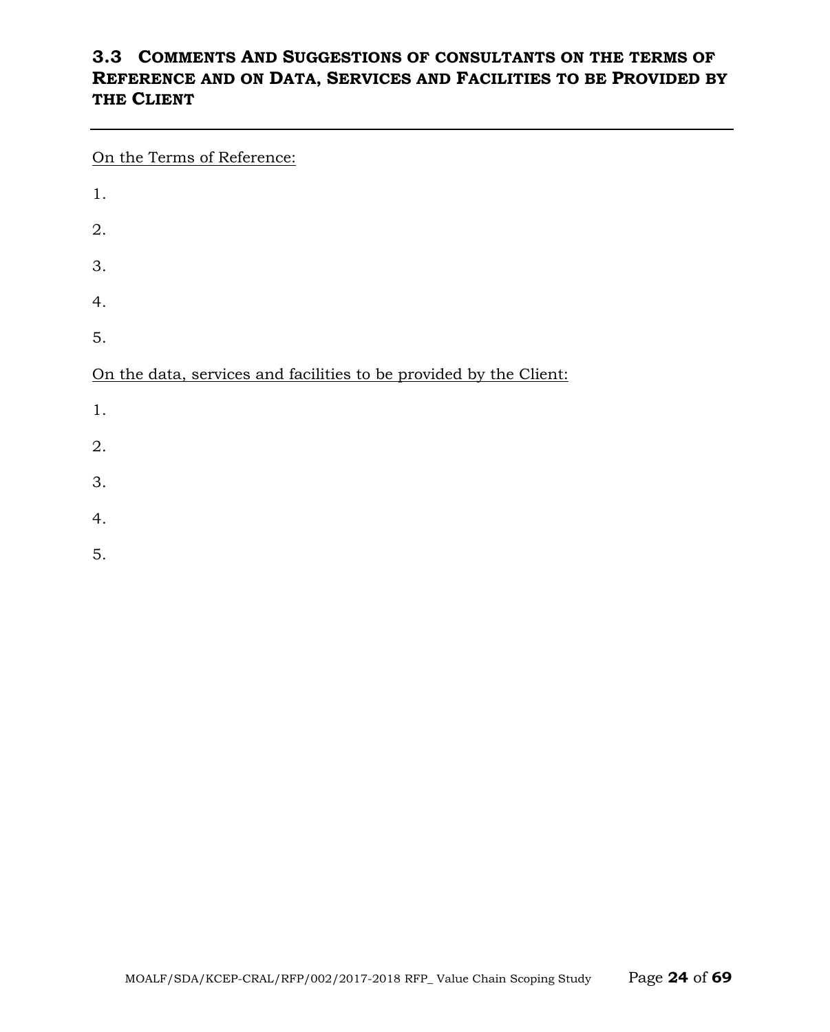## 3.3 COMMENTS AND SUGGESTIONS OF CONSULTANTS ON THE TERMS OF REFERENCE AND ON DATA, SERVICES AND FACILITIES TO BE PROVIDED BY THE CLIENT

---

<u>On the Terms of Reference:</u>

1.

2.

3.

4.

5.

<u>On the data, services and facilities to be provided by the Client:</u>

1.

2.

3.

4.

5.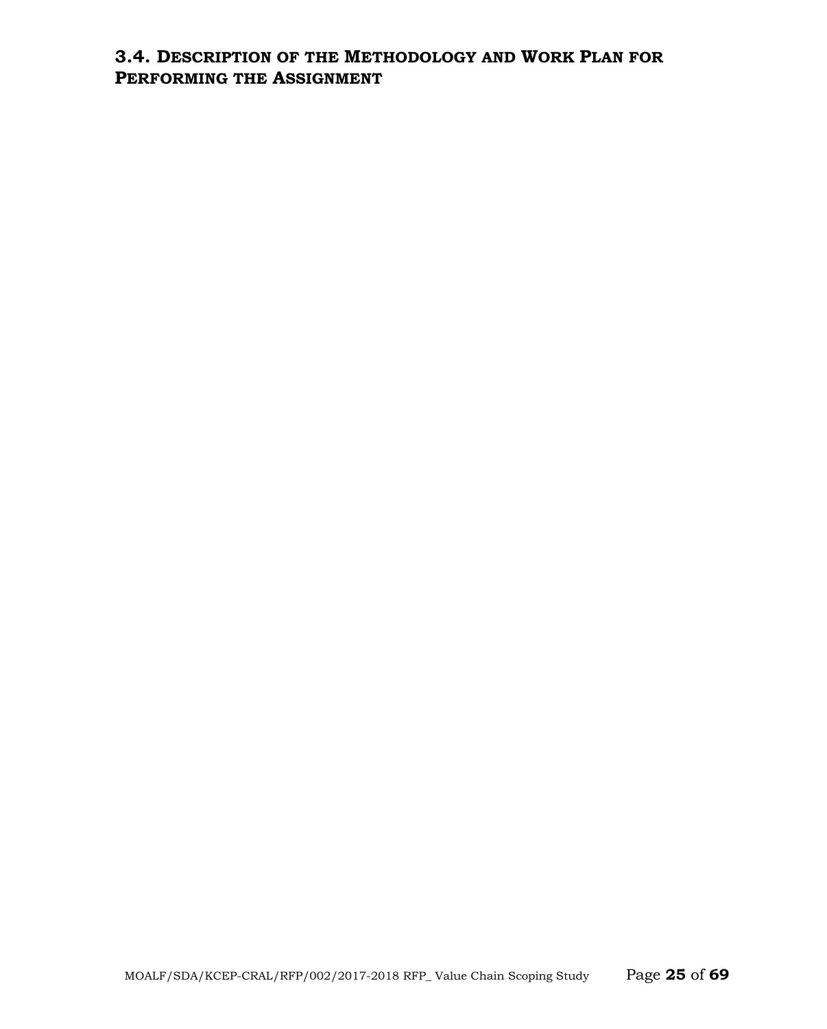### 3.4. Description of the Methodology and Work Plan for Performing the Assignment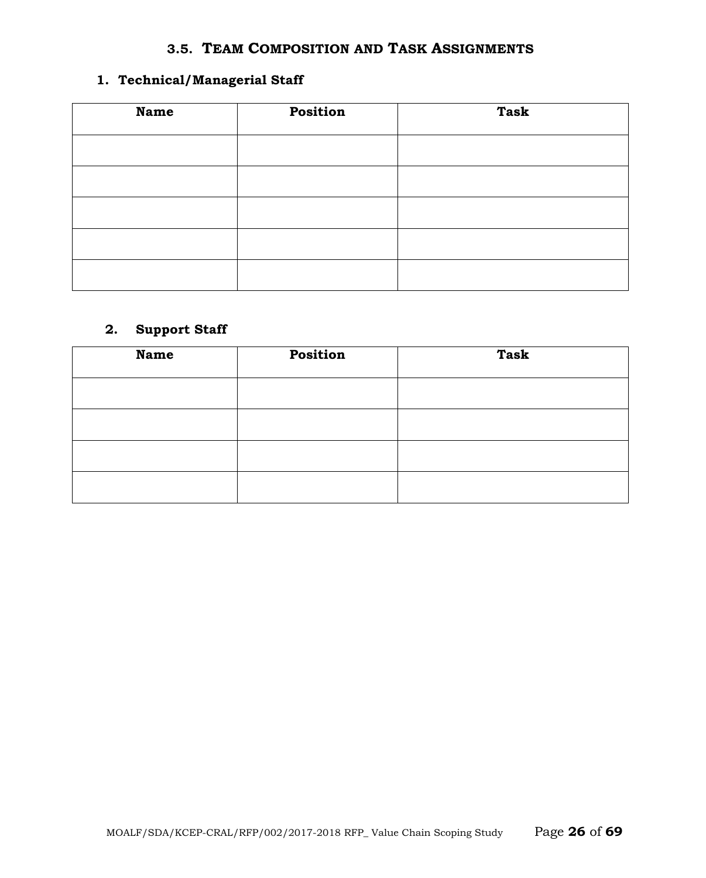## 3.5. Team Composition and Task Assignments

### 1. Technical/Managerial Staff

| Name | Position | Task |
|---|---|---|
| | | |
| | | |
| | | |
| | | |
| | | |

### 2. Support Staff

| Name | Position | Task |
|---|---|---|
| | | |
| | | |
| | | |
| | | |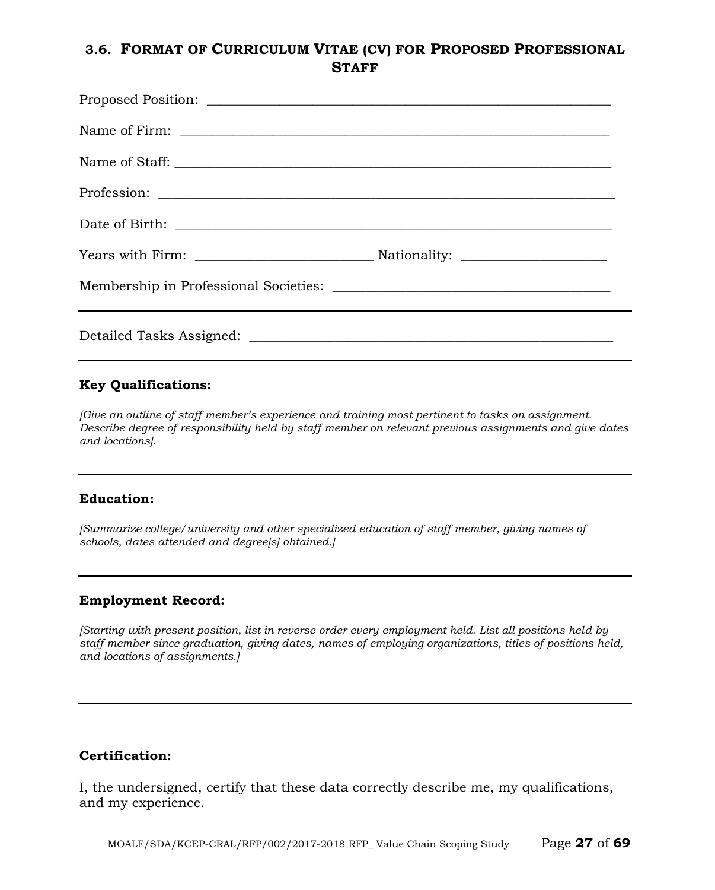## 3.6. FORMAT OF CURRICULUM VITAE (CV) FOR PROPOSED PROFESSIONAL STAFF

Proposed Position: ____________________________________________________________

Name of Firm: ________________________________________________________________

Name of Staff: ________________________________________________________________

Profession: ___________________________________________________________________

Date of Birth: ________________________________________________________________

Years with Firm: __________________________ Nationality: _____________________

Membership in Professional Societies: _________________________________________

---

Detailed Tasks Assigned: _____________________________________________________

---

**Key Qualifications:**

*[Give an outline of staff member's experience and training most pertinent to tasks on assignment. Describe degree of responsibility held by staff member on relevant previous assignments and give dates and locations].*

---

**Education:**

*[Summarize college/university and other specialized education of staff member, giving names of schools, dates attended and degree[s] obtained.]*

---

**Employment Record:**

*[Starting with present position, list in reverse order every employment held. List all positions held by staff member since graduation, giving dates, names of employing organizations, titles of positions held, and locations of assignments.]*

---

**Certification:**

I, the undersigned, certify that these data correctly describe me, my qualifications, and my experience.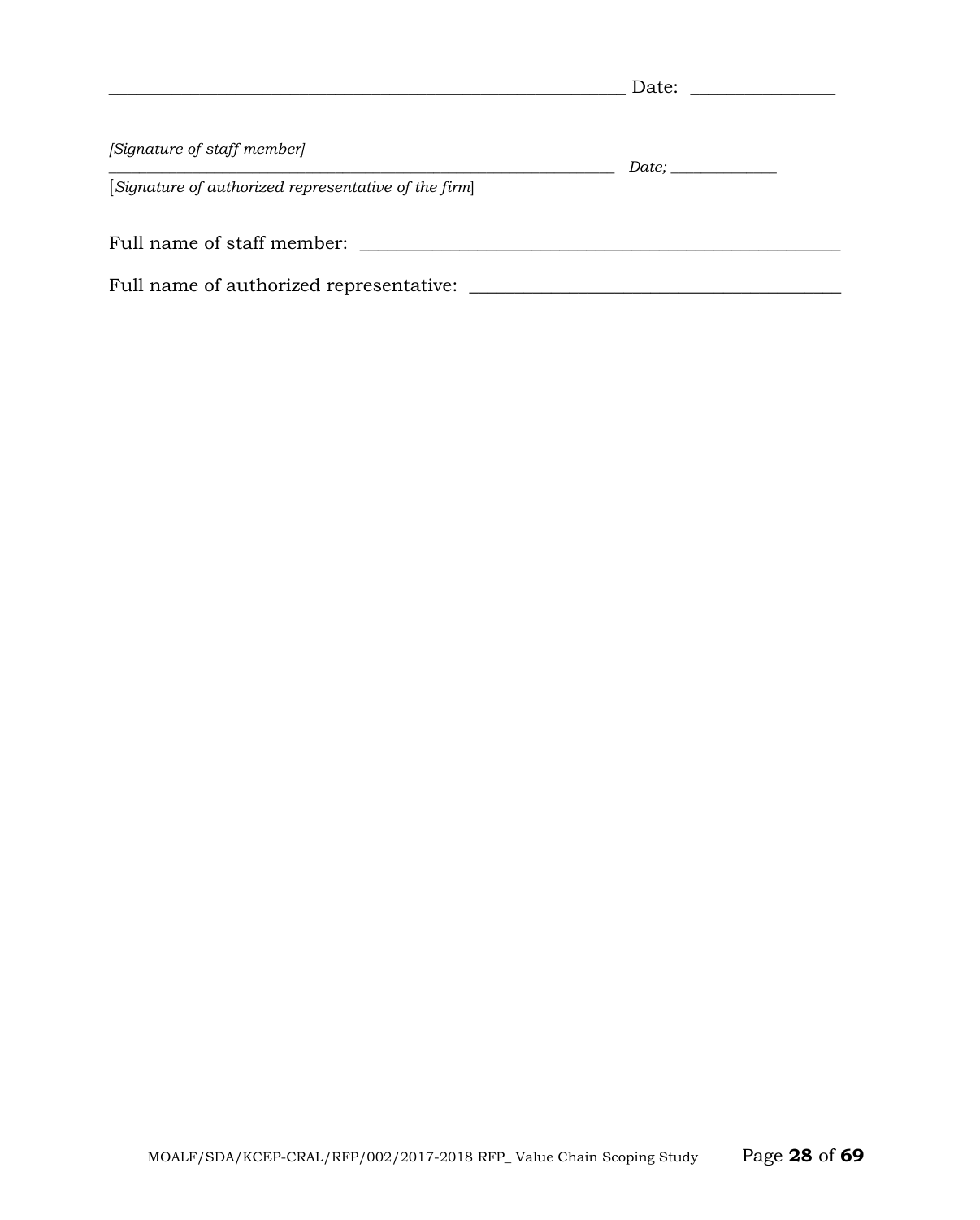_______________________________________________________ Date: _______________

*[Signature of staff member]*

_______________________________________________________ *Date;* _____________

[*Signature of authorized representative of the firm*]

Full name of staff member: ______________________________________________

Full name of authorized representative: ___________________________________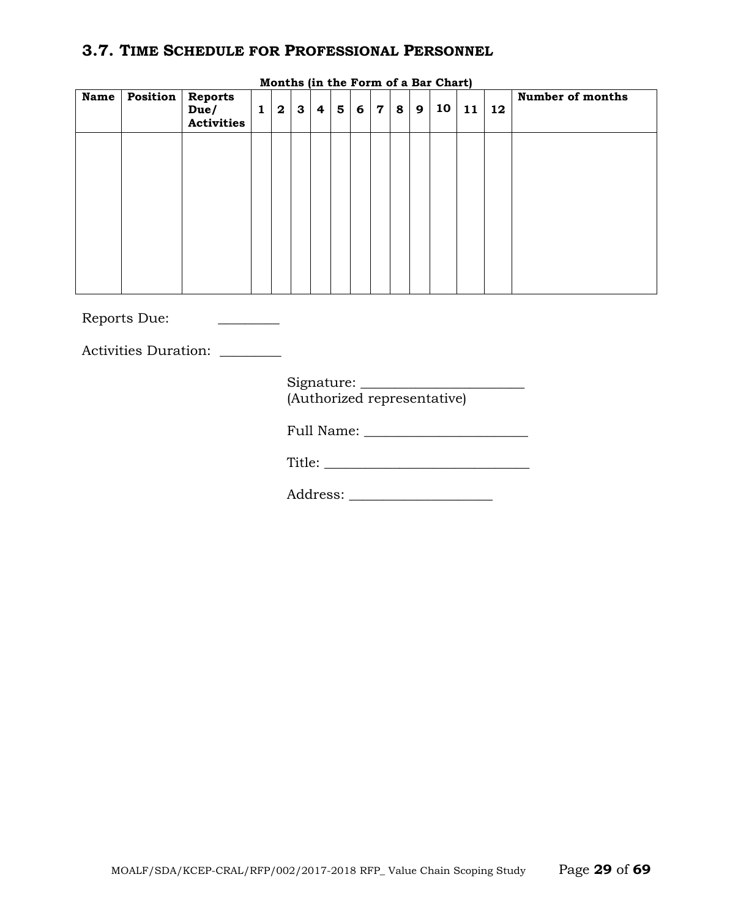### 3.7. TIME SCHEDULE FOR PROFESSIONAL PERSONNEL

**Months (in the Form of a Bar Chart)**

| Name | Position | Reports Due/ Activities | 1 | 2 | 3 | 4 | 5 | 6 | 7 | 8 | 9 | 10 | 11 | 12 | Number of months |
|---|---|---|---|---|---|---|---|---|---|---|---|---|---|---|---|
| | | | | | | | | | | | | | | | |

Reports Due: _________

Activities Duration: _________

Signature: ________________________
(Authorized representative)

Full Name: ________________________

Title: ______________________________

Address: _____________________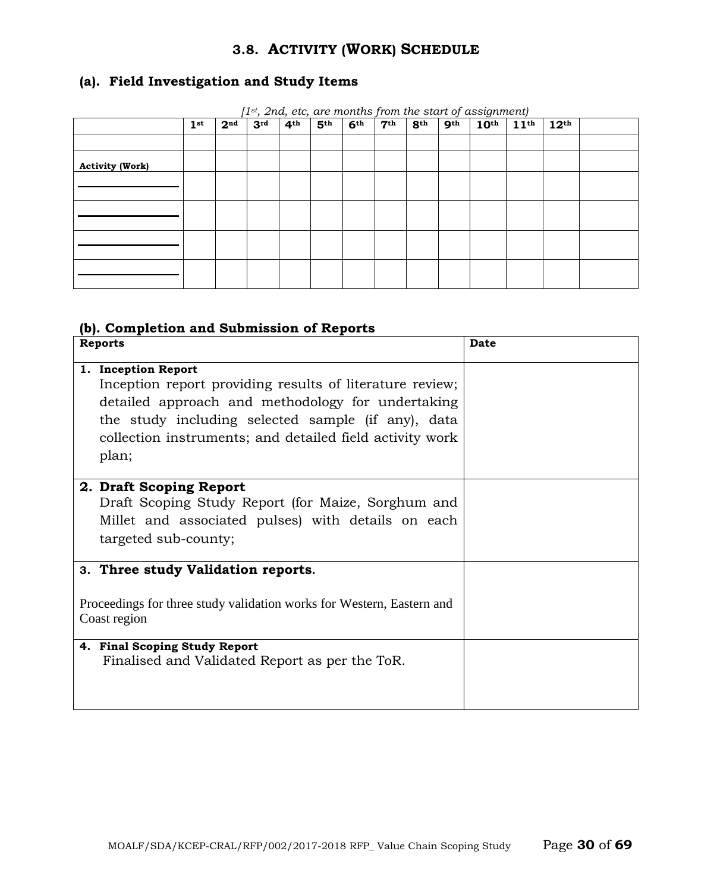### 3.8. ACTIVITY (WORK) SCHEDULE

#### (a). Field Investigation and Study Items

*[1st, 2nd, etc, are months from the start of assignment)*

| | 1st | 2nd | 3rd | 4th | 5th | 6th | 7th | 8th | 9th | 10th | 11th | 12th | |
|---|---|---|---|---|---|---|---|---|---|---|---|---|---|
| | | | | | | | | | | | | | |
| **Activity (Work)** | | | | | | | | | | | | | |
| ________________ | | | | | | | | | | | | | |
| ________________ | | | | | | | | | | | | | |
| ________________ | | | | | | | | | | | | | |
| ________________ | | | | | | | | | | | | | |

#### (b). Completion and Submission of Reports

| Reports | Date |
|---|---|
| **1. Inception Report** <br> Inception report providing results of literature review; detailed approach and methodology for undertaking the study including selected sample (if any), data collection instruments; and detailed field activity work plan; | |
| **2. Draft Scoping Report** <br> Draft Scoping Study Report (for Maize, Sorghum and Millet and associated pulses) with details on each targeted sub-county; | |
| **3. Three study Validation reports.** <br> Proceedings for three study validation works for Western, Eastern and Coast region | |
| **4. Final Scoping Study Report** <br> Finalised and Validated Report as per the ToR. | |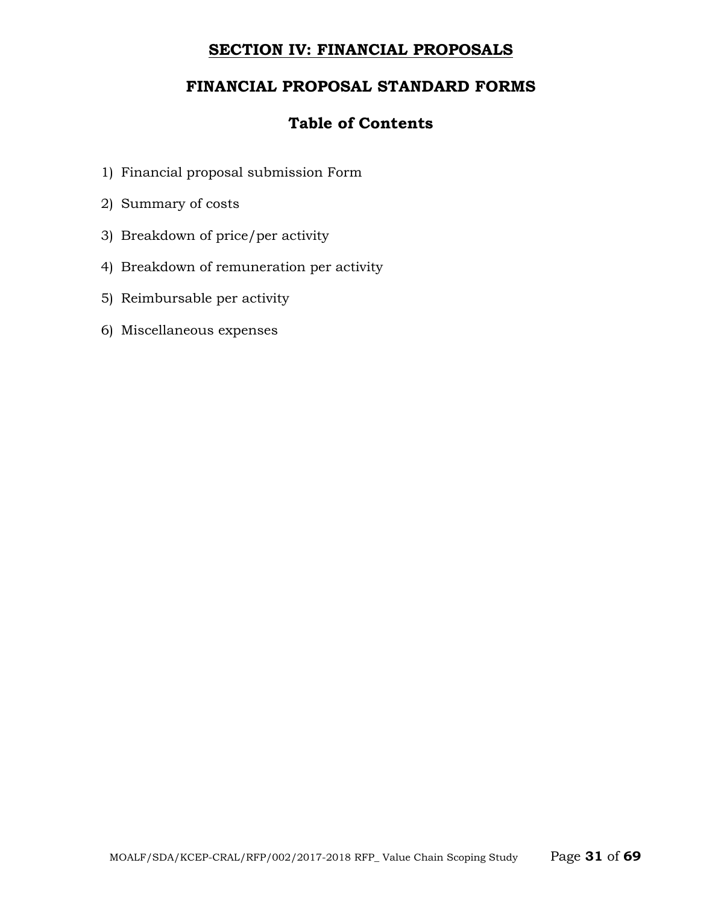# SECTION IV: FINANCIAL PROPOSALS

## FINANCIAL PROPOSAL STANDARD FORMS

### Table of Contents

1) Financial proposal submission Form
2) Summary of costs
3) Breakdown of price/per activity
4) Breakdown of remuneration per activity
5) Reimbursable per activity
6) Miscellaneous expenses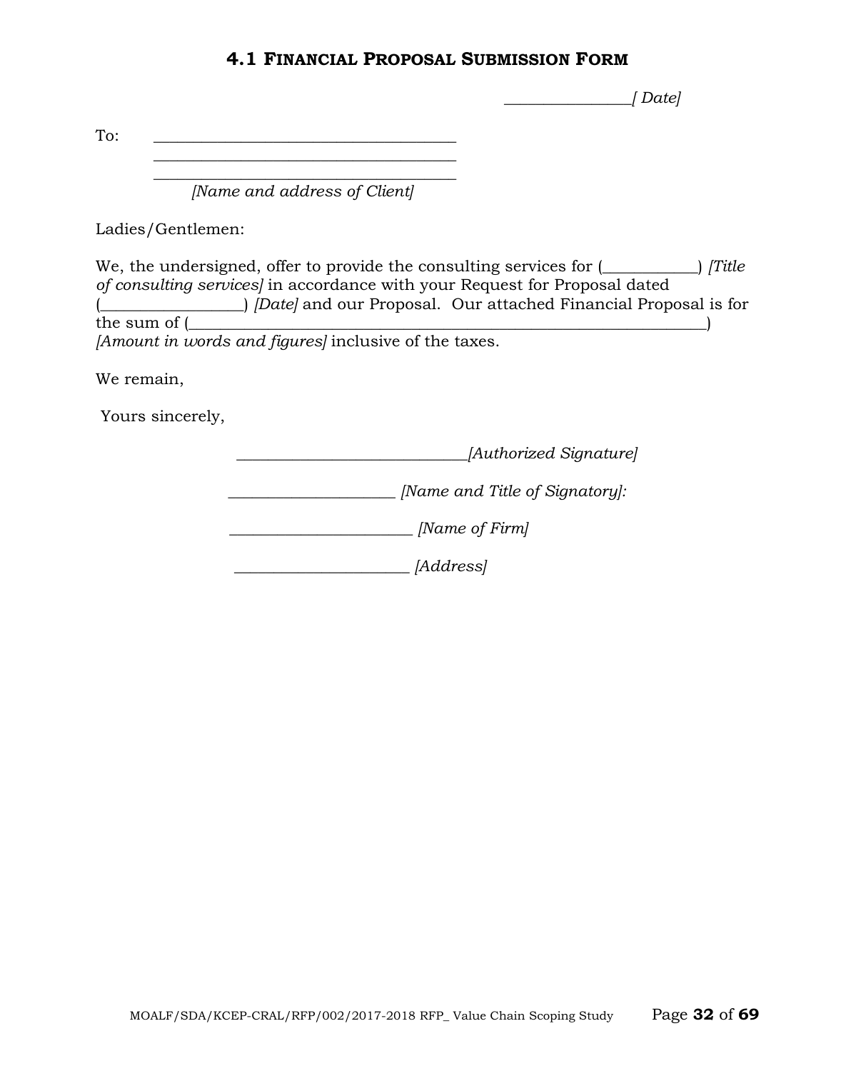## 4.1 FINANCIAL PROPOSAL SUBMISSION FORM

________________[ Date]

To: ______________________________________
______________________________________
______________________________________
*[Name and address of Client]*

Ladies/Gentlemen:

We, the undersigned, offer to provide the consulting services for (____________) *[Title of consulting services]* in accordance with your Request for Proposal dated (_________________) *[Date]* and our Proposal. Our attached Financial Proposal is for the sum of (__________________________________________________________________) *[Amount in words and figures]* inclusive of the taxes.

We remain,

Yours sincerely,

_____________________________*[Authorized Signature]*

_____________________ *[Name and Title of Signatory]:*

_______________________ *[Name of Firm]*

______________________ *[Address]*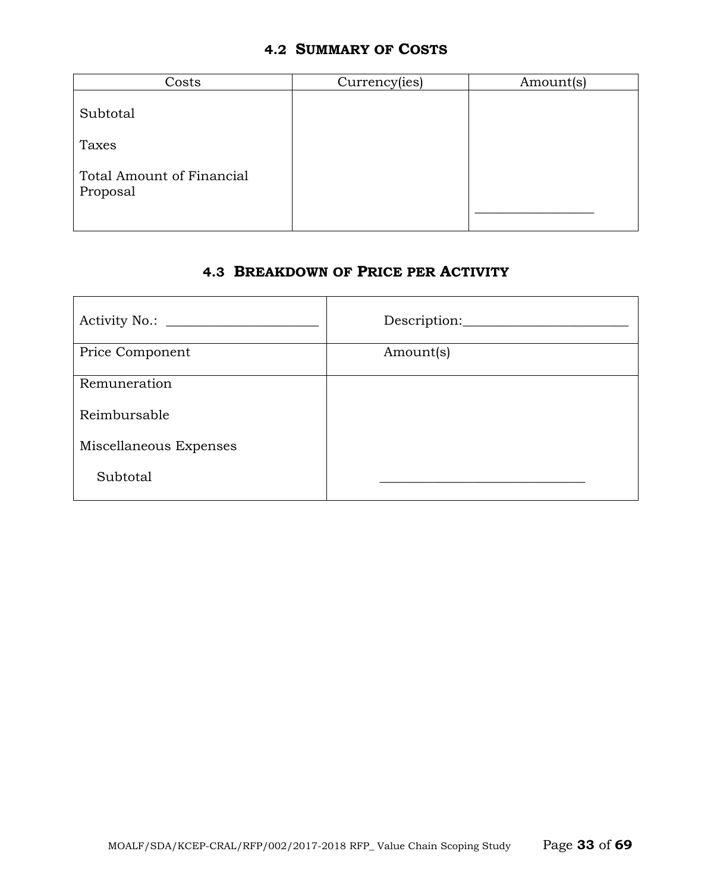### 4.2 SUMMARY OF COSTS

| Costs | Currency(ies) | Amount(s) |
|---|---|---|
| Subtotal | | |
| Taxes | | |
| Total Amount of Financial Proposal | | ________________ |

### 4.3 BREAKDOWN OF PRICE PER ACTIVITY

| Activity No.: ______________________ | Description:________________________ |
|---|---|
| Price Component | Amount(s) |
| Remuneration | |
| Reimbursable | |
| Miscellaneous Expenses | |
| Subtotal | ______________________________ |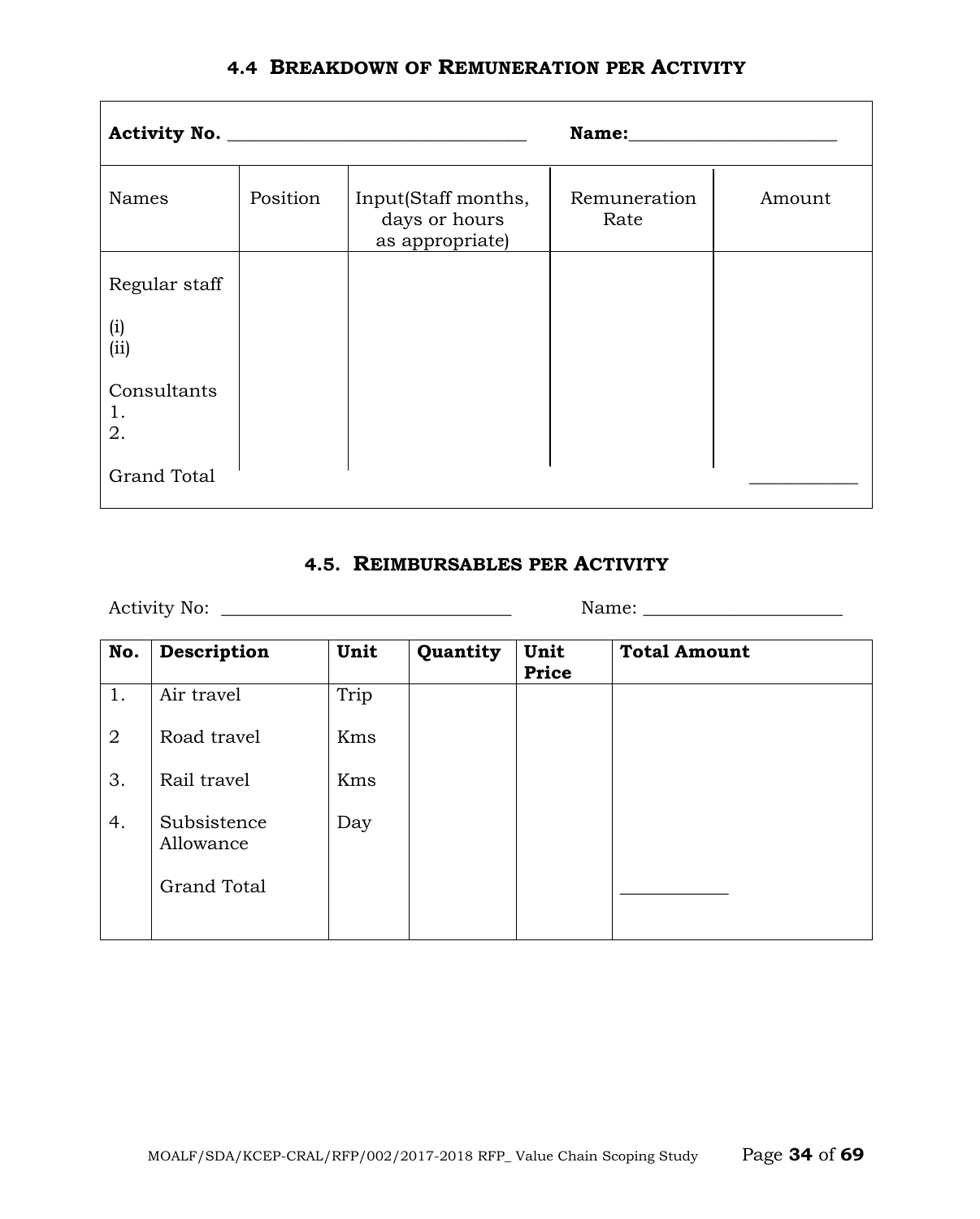### 4.4 Breakdown of Remuneration per Activity

**Activity No.** ________________________________ **Name:**______________________

| Names | Position | Input(Staff months, days or hours as appropriate) | Remuneration Rate | Amount |
|---|---|---|---|---|
| Regular staff | | | | |
| (i) | | | | |
| (ii) | | | | |
| Consultants | | | | |
| 1. | | | | |
| 2. | | | | |
| Grand Total | | | | ___________ |

### 4.5. Reimbursables per Activity

Activity No: ________________________________ Name: _____________________

| No. | Description | Unit | Quantity | Unit Price | Total Amount |
|---|---|---|---|---|---|
| 1. | Air travel | Trip | | | |
| 2 | Road travel | Kms | | | |
| 3. | Rail travel | Kms | | | |
| 4. | Subsistence Allowance | Day | | | |
| | Grand Total | | | | ___________ |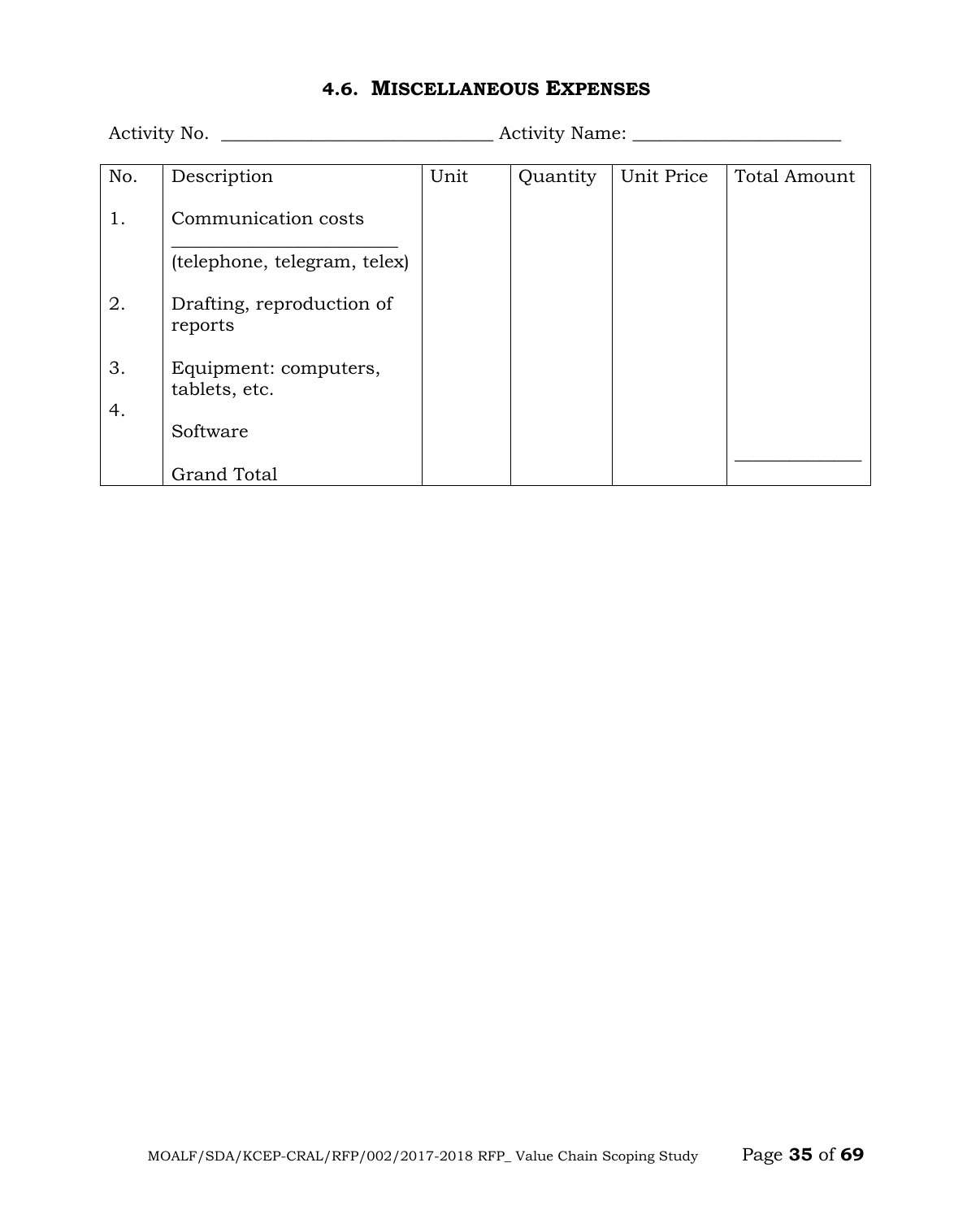## 4.6. MISCELLANEOUS EXPENSES

Activity No. ______________________________ Activity Name: ______________________

| No. | Description | Unit | Quantity | Unit Price | Total Amount |
|---|---|---|---|---|---|
| 1. | Communication costs ________________________ (telephone, telegram, telex) | | | | |
| 2. | Drafting, reproduction of reports | | | | |
| 3. | Equipment: computers, tablets, etc. | | | | |
| 4. | Software | | | | |
| | Grand Total | | | | ____________ |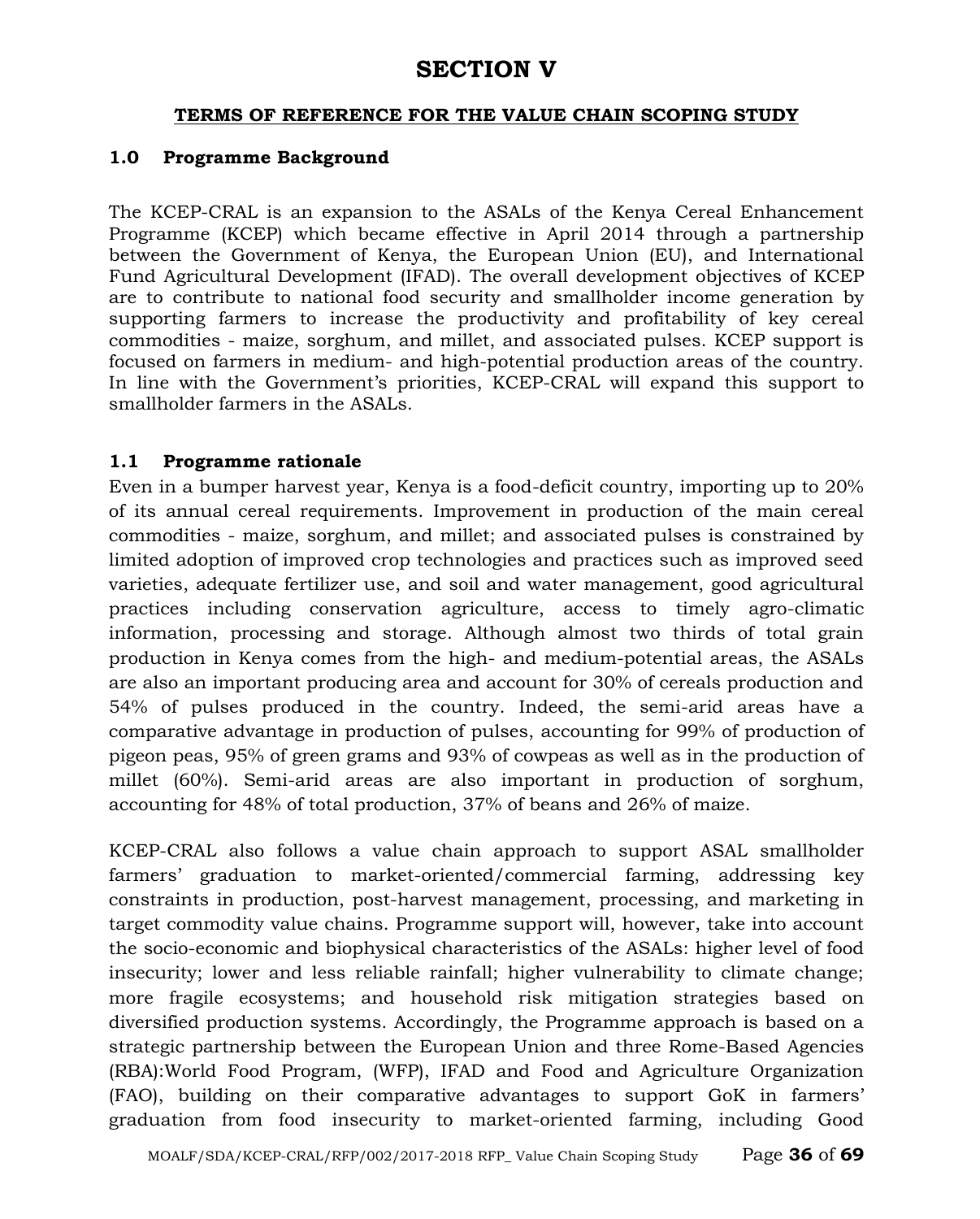# SECTION V

## TERMS OF REFERENCE FOR THE VALUE CHAIN SCOPING STUDY

### 1.0 Programme Background

The KCEP-CRAL is an expansion to the ASALs of the Kenya Cereal Enhancement Programme (KCEP) which became effective in April 2014 through a partnership between the Government of Kenya, the European Union (EU), and International Fund Agricultural Development (IFAD). The overall development objectives of KCEP are to contribute to national food security and smallholder income generation by supporting farmers to increase the productivity and profitability of key cereal commodities - maize, sorghum, and millet, and associated pulses. KCEP support is focused on farmers in medium- and high-potential production areas of the country. In line with the Government's priorities, KCEP-CRAL will expand this support to smallholder farmers in the ASALs.

### 1.1 Programme rationale

Even in a bumper harvest year, Kenya is a food-deficit country, importing up to 20% of its annual cereal requirements. Improvement in production of the main cereal commodities - maize, sorghum, and millet; and associated pulses is constrained by limited adoption of improved crop technologies and practices such as improved seed varieties, adequate fertilizer use, and soil and water management, good agricultural practices including conservation agriculture, access to timely agro-climatic information, processing and storage. Although almost two thirds of total grain production in Kenya comes from the high- and medium-potential areas, the ASALs are also an important producing area and account for 30% of cereals production and 54% of pulses produced in the country. Indeed, the semi-arid areas have a comparative advantage in production of pulses, accounting for 99% of production of pigeon peas, 95% of green grams and 93% of cowpeas as well as in the production of millet (60%). Semi-arid areas are also important in production of sorghum, accounting for 48% of total production, 37% of beans and 26% of maize.

KCEP-CRAL also follows a value chain approach to support ASAL smallholder farmers' graduation to market-oriented/commercial farming, addressing key constraints in production, post-harvest management, processing, and marketing in target commodity value chains. Programme support will, however, take into account the socio-economic and biophysical characteristics of the ASALs: higher level of food insecurity; lower and less reliable rainfall; higher vulnerability to climate change; more fragile ecosystems; and household risk mitigation strategies based on diversified production systems. Accordingly, the Programme approach is based on a strategic partnership between the European Union and three Rome-Based Agencies (RBA):World Food Program, (WFP), IFAD and Food and Agriculture Organization (FAO), building on their comparative advantages to support GoK in farmers' graduation from food insecurity to market-oriented farming, including Good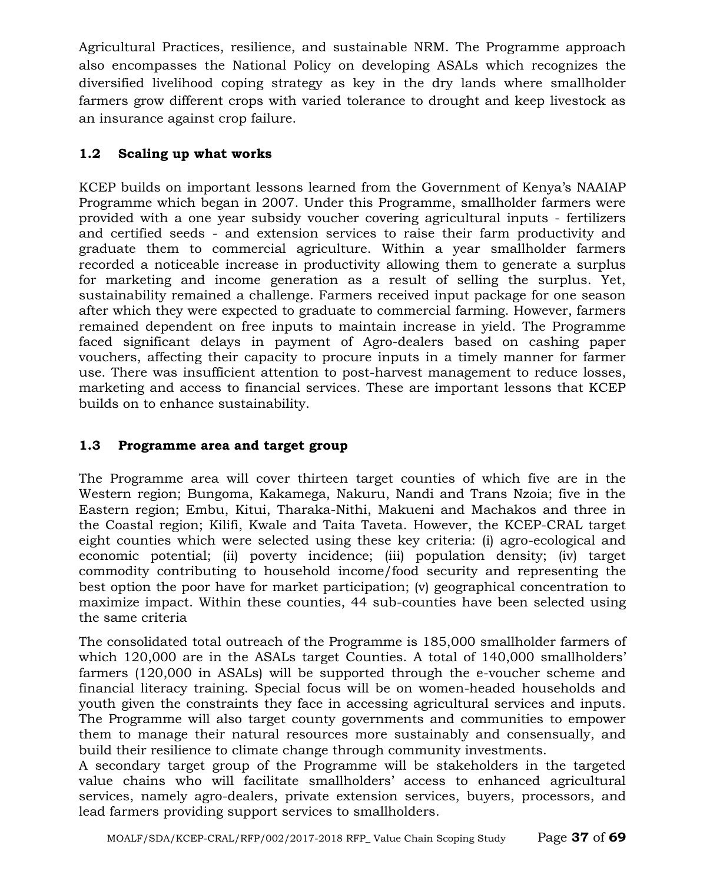Agricultural Practices, resilience, and sustainable NRM. The Programme approach also encompasses the National Policy on developing ASALs which recognizes the diversified livelihood coping strategy as key in the dry lands where smallholder farmers grow different crops with varied tolerance to drought and keep livestock as an insurance against crop failure.

### 1.2 Scaling up what works

KCEP builds on important lessons learned from the Government of Kenya's NAAIAP Programme which began in 2007. Under this Programme, smallholder farmers were provided with a one year subsidy voucher covering agricultural inputs - fertilizers and certified seeds - and extension services to raise their farm productivity and graduate them to commercial agriculture. Within a year smallholder farmers recorded a noticeable increase in productivity allowing them to generate a surplus for marketing and income generation as a result of selling the surplus. Yet, sustainability remained a challenge. Farmers received input package for one season after which they were expected to graduate to commercial farming. However, farmers remained dependent on free inputs to maintain increase in yield. The Programme faced significant delays in payment of Agro-dealers based on cashing paper vouchers, affecting their capacity to procure inputs in a timely manner for farmer use. There was insufficient attention to post-harvest management to reduce losses, marketing and access to financial services. These are important lessons that KCEP builds on to enhance sustainability.

### 1.3 Programme area and target group

The Programme area will cover thirteen target counties of which five are in the Western region; Bungoma, Kakamega, Nakuru, Nandi and Trans Nzoia; five in the Eastern region; Embu, Kitui, Tharaka-Nithi, Makueni and Machakos and three in the Coastal region; Kilifi, Kwale and Taita Taveta. However, the KCEP-CRAL target eight counties which were selected using these key criteria: (i) agro-ecological and economic potential; (ii) poverty incidence; (iii) population density; (iv) target commodity contributing to household income/food security and representing the best option the poor have for market participation; (v) geographical concentration to maximize impact. Within these counties, 44 sub-counties have been selected using the same criteria

The consolidated total outreach of the Programme is 185,000 smallholder farmers of which 120,000 are in the ASALs target Counties. A total of 140,000 smallholders' farmers (120,000 in ASALs) will be supported through the e-voucher scheme and financial literacy training. Special focus will be on women-headed households and youth given the constraints they face in accessing agricultural services and inputs. The Programme will also target county governments and communities to empower them to manage their natural resources more sustainably and consensually, and build their resilience to climate change through community investments.
A secondary target group of the Programme will be stakeholders in the targeted value chains who will facilitate smallholders' access to enhanced agricultural services, namely agro-dealers, private extension services, buyers, processors, and lead farmers providing support services to smallholders.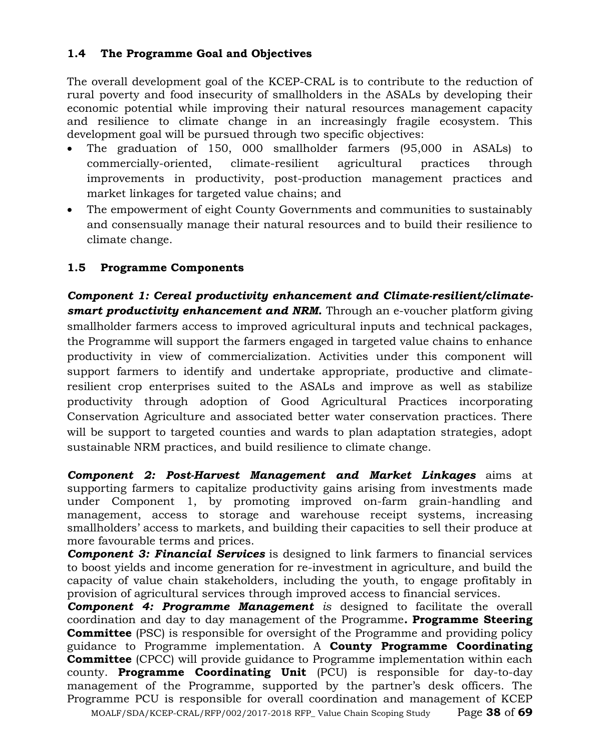### 1.4 The Programme Goal and Objectives

The overall development goal of the KCEP-CRAL is to contribute to the reduction of rural poverty and food insecurity of smallholders in the ASALs by developing their economic potential while improving their natural resources management capacity and resilience to climate change in an increasingly fragile ecosystem. This development goal will be pursued through two specific objectives:

- The graduation of 150, 000 smallholder farmers (95,000 in ASALs) to commercially-oriented, climate-resilient agricultural practices through improvements in productivity, post-production management practices and market linkages for targeted value chains; and
- The empowerment of eight County Governments and communities to sustainably and consensually manage their natural resources and to build their resilience to climate change.

### 1.5 Programme Components

***Component 1: Cereal productivity enhancement and Climate-resilient/climate-smart productivity enhancement and NRM.*** Through an e-voucher platform giving smallholder farmers access to improved agricultural inputs and technical packages, the Programme will support the farmers engaged in targeted value chains to enhance productivity in view of commercialization. Activities under this component will support farmers to identify and undertake appropriate, productive and climate-resilient crop enterprises suited to the ASALs and improve as well as stabilize productivity through adoption of Good Agricultural Practices incorporating Conservation Agriculture and associated better water conservation practices. There will be support to targeted counties and wards to plan adaptation strategies, adopt sustainable NRM practices, and build resilience to climate change.

***Component 2: Post-Harvest Management and Market Linkages*** aims at supporting farmers to capitalize productivity gains arising from investments made under Component 1, by promoting improved on-farm grain-handling and management, access to storage and warehouse receipt systems, increasing smallholders' access to markets, and building their capacities to sell their produce at more favourable terms and prices.

***Component 3: Financial Services*** is designed to link farmers to financial services to boost yields and income generation for re-investment in agriculture, and build the capacity of value chain stakeholders, including the youth, to engage profitably in provision of agricultural services through improved access to financial services.

***Component 4: Programme Management*** *is* designed to facilitate the overall coordination and day to day management of the Programme**. Programme Steering Committee** (PSC) is responsible for oversight of the Programme and providing policy guidance to Programme implementation. A **County Programme Coordinating Committee** (CPCC) will provide guidance to Programme implementation within each county. **Programme Coordinating Unit** (PCU) is responsible for day-to-day management of the Programme, supported by the partner's desk officers. The Programme PCU is responsible for overall coordination and management of KCEP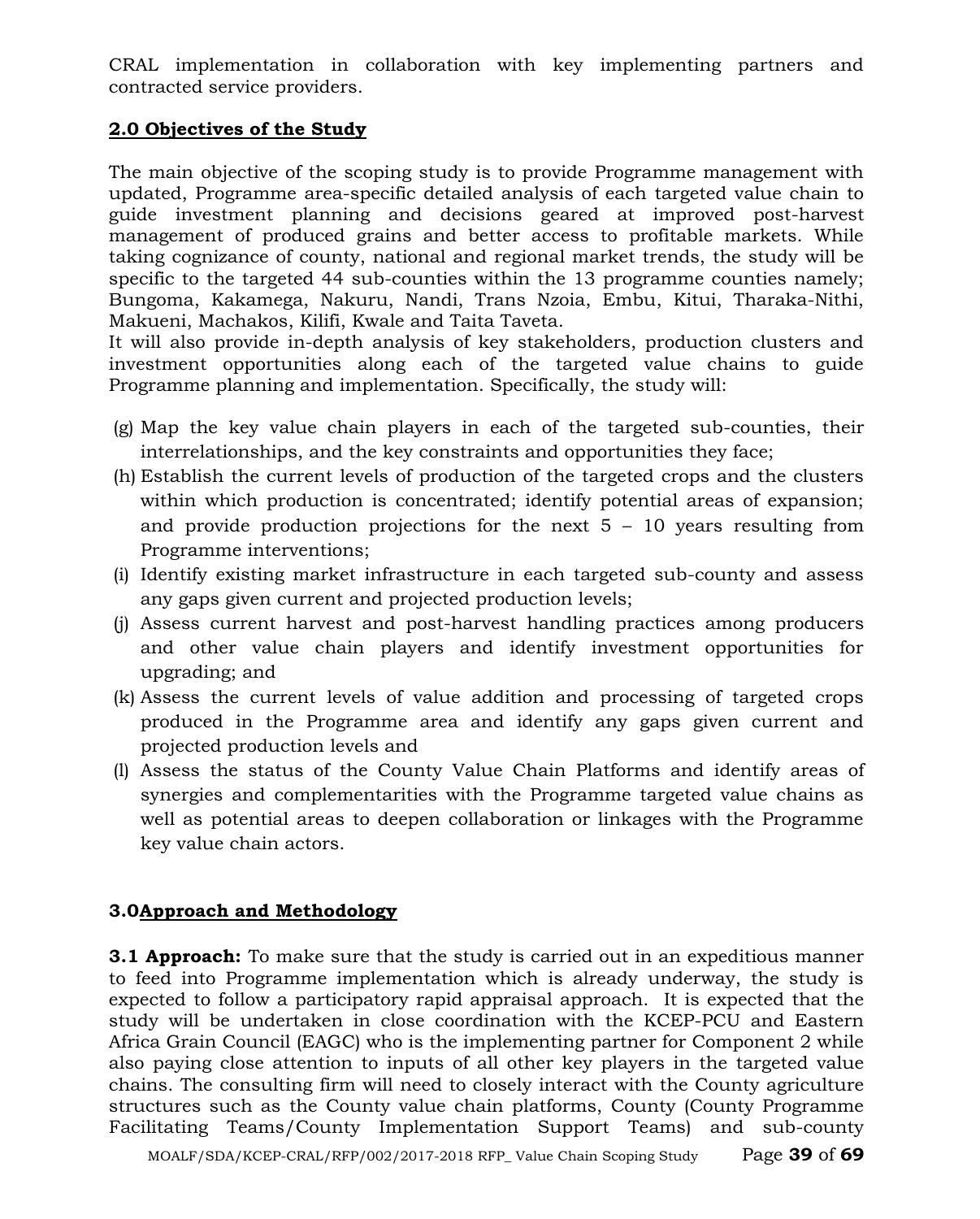CRAL implementation in collaboration with key implementing partners and contracted service providers.

## 2.0 Objectives of the Study

The main objective of the scoping study is to provide Programme management with updated, Programme area-specific detailed analysis of each targeted value chain to guide investment planning and decisions geared at improved post-harvest management of produced grains and better access to profitable markets. While taking cognizance of county, national and regional market trends, the study will be specific to the targeted 44 sub-counties within the 13 programme counties namely; Bungoma, Kakamega, Nakuru, Nandi, Trans Nzoia, Embu, Kitui, Tharaka-Nithi, Makueni, Machakos, Kilifi, Kwale and Taita Taveta.
It will also provide in-depth analysis of key stakeholders, production clusters and investment opportunities along each of the targeted value chains to guide Programme planning and implementation. Specifically, the study will:

(g) Map the key value chain players in each of the targeted sub-counties, their interrelationships, and the key constraints and opportunities they face;

(h) Establish the current levels of production of the targeted crops and the clusters within which production is concentrated; identify potential areas of expansion; and provide production projections for the next 5 – 10 years resulting from Programme interventions;

(i) Identify existing market infrastructure in each targeted sub-county and assess any gaps given current and projected production levels;

(j) Assess current harvest and post-harvest handling practices among producers and other value chain players and identify investment opportunities for upgrading; and

(k) Assess the current levels of value addition and processing of targeted crops produced in the Programme area and identify any gaps given current and projected production levels and

(l) Assess the status of the County Value Chain Platforms and identify areas of synergies and complementarities with the Programme targeted value chains as well as potential areas to deepen collaboration or linkages with the Programme key value chain actors.

## 3.0Approach and Methodology

**3.1 Approach:** To make sure that the study is carried out in an expeditious manner to feed into Programme implementation which is already underway, the study is expected to follow a participatory rapid appraisal approach. It is expected that the study will be undertaken in close coordination with the KCEP-PCU and Eastern Africa Grain Council (EAGC) who is the implementing partner for Component 2 while also paying close attention to inputs of all other key players in the targeted value chains. The consulting firm will need to closely interact with the County agriculture structures such as the County value chain platforms, County (County Programme Facilitating Teams/County Implementation Support Teams) and sub-county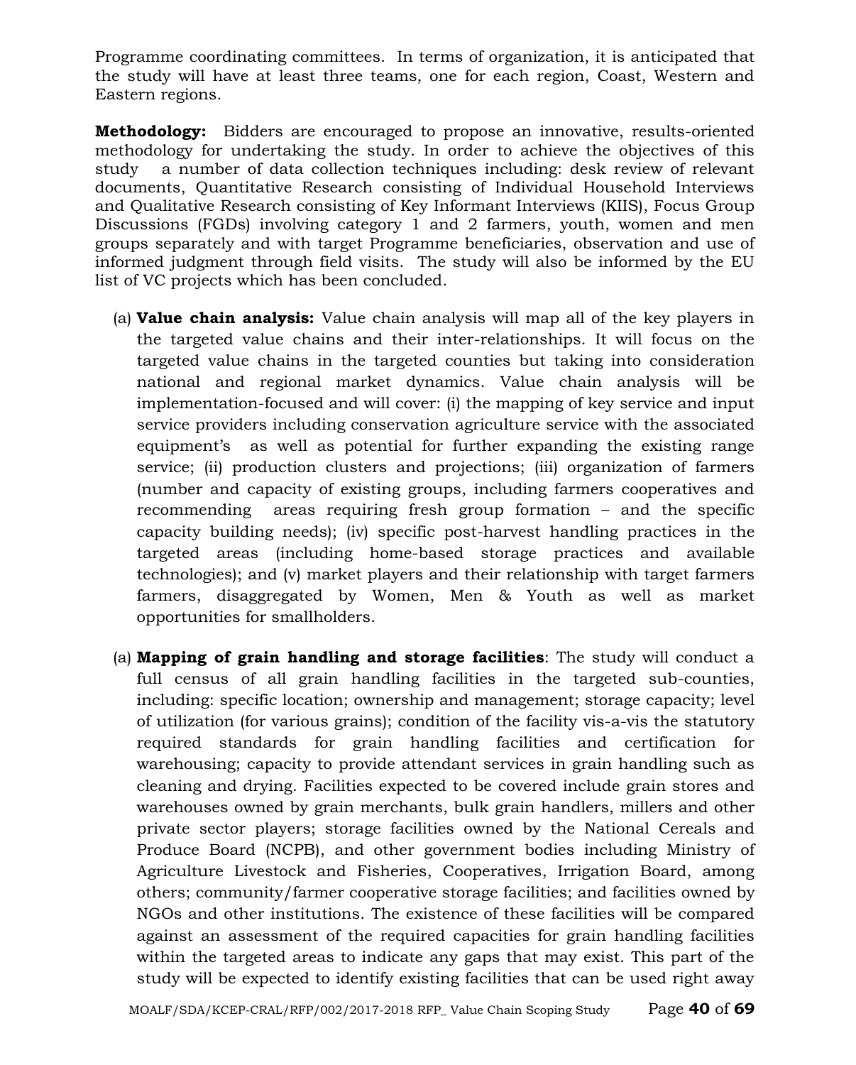Programme coordinating committees. In terms of organization, it is anticipated that the study will have at least three teams, one for each region, Coast, Western and Eastern regions.

**Methodology:** Bidders are encouraged to propose an innovative, results-oriented methodology for undertaking the study. In order to achieve the objectives of this study a number of data collection techniques including: desk review of relevant documents, Quantitative Research consisting of Individual Household Interviews and Qualitative Research consisting of Key Informant Interviews (KIIS), Focus Group Discussions (FGDs) involving category 1 and 2 farmers, youth, women and men groups separately and with target Programme beneficiaries, observation and use of informed judgment through field visits. The study will also be informed by the EU list of VC projects which has been concluded.

(a) **Value chain analysis:** Value chain analysis will map all of the key players in the targeted value chains and their inter-relationships. It will focus on the targeted value chains in the targeted counties but taking into consideration national and regional market dynamics. Value chain analysis will be implementation-focused and will cover: (i) the mapping of key service and input service providers including conservation agriculture service with the associated equipment's as well as potential for further expanding the existing range service; (ii) production clusters and projections; (iii) organization of farmers (number and capacity of existing groups, including farmers cooperatives and recommending areas requiring fresh group formation – and the specific capacity building needs); (iv) specific post-harvest handling practices in the targeted areas (including home-based storage practices and available technologies); and (v) market players and their relationship with target farmers farmers, disaggregated by Women, Men & Youth as well as market opportunities for smallholders.

(a) **Mapping of grain handling and storage facilities**: The study will conduct a full census of all grain handling facilities in the targeted sub-counties, including: specific location; ownership and management; storage capacity; level of utilization (for various grains); condition of the facility vis-a-vis the statutory required standards for grain handling facilities and certification for warehousing; capacity to provide attendant services in grain handling such as cleaning and drying. Facilities expected to be covered include grain stores and warehouses owned by grain merchants, bulk grain handlers, millers and other private sector players; storage facilities owned by the National Cereals and Produce Board (NCPB), and other government bodies including Ministry of Agriculture Livestock and Fisheries, Cooperatives, Irrigation Board, among others; community/farmer cooperative storage facilities; and facilities owned by NGOs and other institutions. The existence of these facilities will be compared against an assessment of the required capacities for grain handling facilities within the targeted areas to indicate any gaps that may exist. This part of the study will be expected to identify existing facilities that can be used right away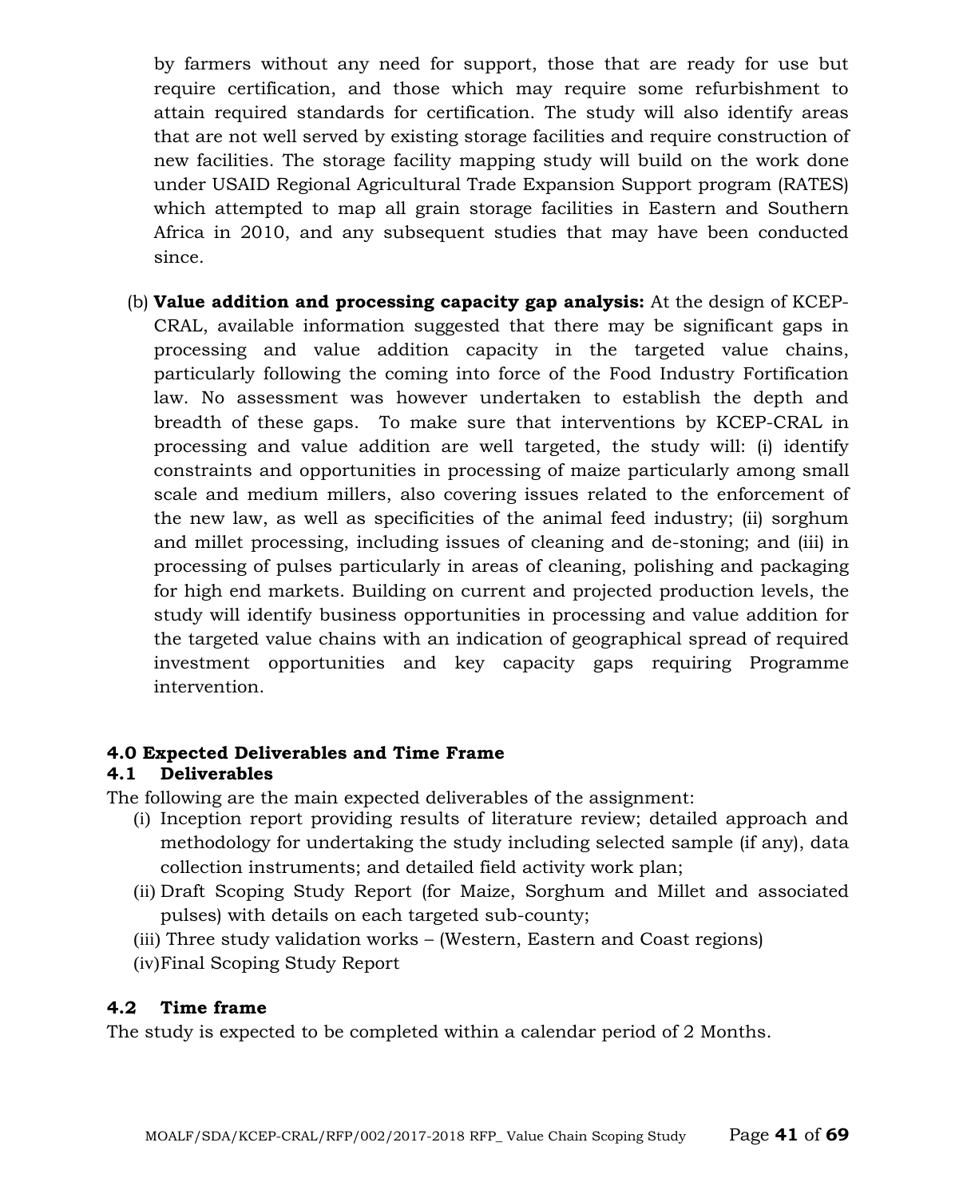by farmers without any need for support, those that are ready for use but require certification, and those which may require some refurbishment to attain required standards for certification. The study will also identify areas that are not well served by existing storage facilities and require construction of new facilities. The storage facility mapping study will build on the work done under USAID Regional Agricultural Trade Expansion Support program (RATES) which attempted to map all grain storage facilities in Eastern and Southern Africa in 2010, and any subsequent studies that may have been conducted since.

(b) **Value addition and processing capacity gap analysis:** At the design of KCEP-CRAL, available information suggested that there may be significant gaps in processing and value addition capacity in the targeted value chains, particularly following the coming into force of the Food Industry Fortification law. No assessment was however undertaken to establish the depth and breadth of these gaps. To make sure that interventions by KCEP-CRAL in processing and value addition are well targeted, the study will: (i) identify constraints and opportunities in processing of maize particularly among small scale and medium millers, also covering issues related to the enforcement of the new law, as well as specificities of the animal feed industry; (ii) sorghum and millet processing, including issues of cleaning and de-stoning; and (iii) in processing of pulses particularly in areas of cleaning, polishing and packaging for high end markets. Building on current and projected production levels, the study will identify business opportunities in processing and value addition for the targeted value chains with an indication of geographical spread of required investment opportunities and key capacity gaps requiring Programme intervention.

## 4.0 Expected Deliverables and Time Frame

### 4.1 Deliverables

The following are the main expected deliverables of the assignment:

(i) Inception report providing results of literature review; detailed approach and methodology for undertaking the study including selected sample (if any), data collection instruments; and detailed field activity work plan;
(ii) Draft Scoping Study Report (for Maize, Sorghum and Millet and associated pulses) with details on each targeted sub-county;
(iii) Three study validation works – (Western, Eastern and Coast regions)
(iv) Final Scoping Study Report

### 4.2 Time frame

The study is expected to be completed within a calendar period of 2 Months.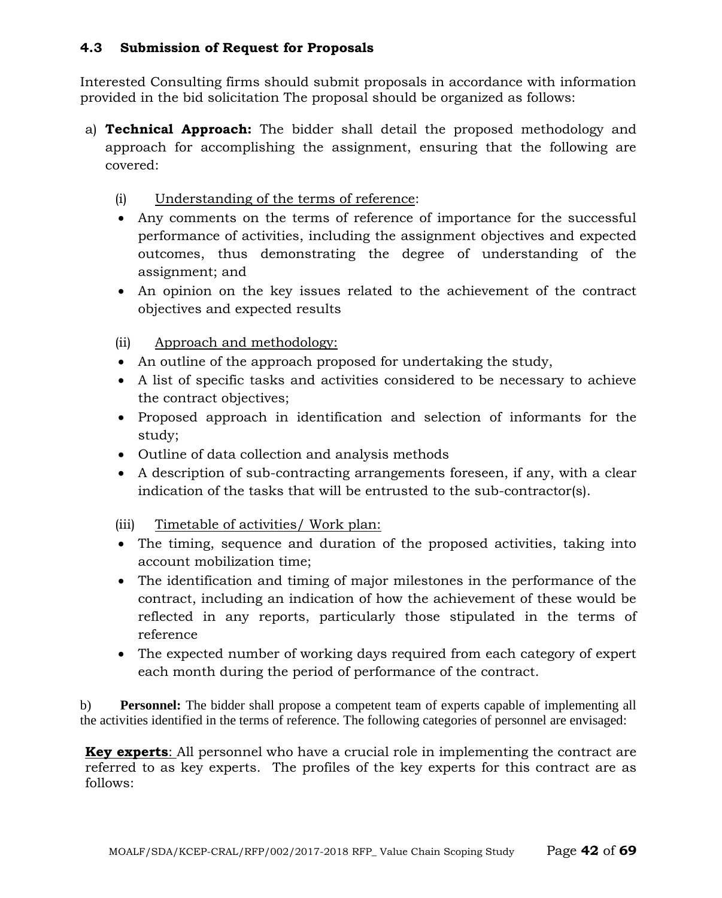### 4.3 Submission of Request for Proposals

Interested Consulting firms should submit proposals in accordance with information provided in the bid solicitation The proposal should be organized as follows:

a) **Technical Approach:** The bidder shall detail the proposed methodology and approach for accomplishing the assignment, ensuring that the following are covered:

(i) Understanding of the terms of reference:

- Any comments on the terms of reference of importance for the successful performance of activities, including the assignment objectives and expected outcomes, thus demonstrating the degree of understanding of the assignment; and
- An opinion on the key issues related to the achievement of the contract objectives and expected results

(ii) Approach and methodology:

- An outline of the approach proposed for undertaking the study,
- A list of specific tasks and activities considered to be necessary to achieve the contract objectives;
- Proposed approach in identification and selection of informants for the study;
- Outline of data collection and analysis methods
- A description of sub-contracting arrangements foreseen, if any, with a clear indication of the tasks that will be entrusted to the sub-contractor(s).

(iii) Timetable of activities/ Work plan:

- The timing, sequence and duration of the proposed activities, taking into account mobilization time;
- The identification and timing of major milestones in the performance of the contract, including an indication of how the achievement of these would be reflected in any reports, particularly those stipulated in the terms of reference
- The expected number of working days required from each category of expert each month during the period of performance of the contract.

b) **Personnel:** The bidder shall propose a competent team of experts capable of implementing all the activities identified in the terms of reference. The following categories of personnel are envisaged:

**Key experts**: All personnel who have a crucial role in implementing the contract are referred to as key experts. The profiles of the key experts for this contract are as follows: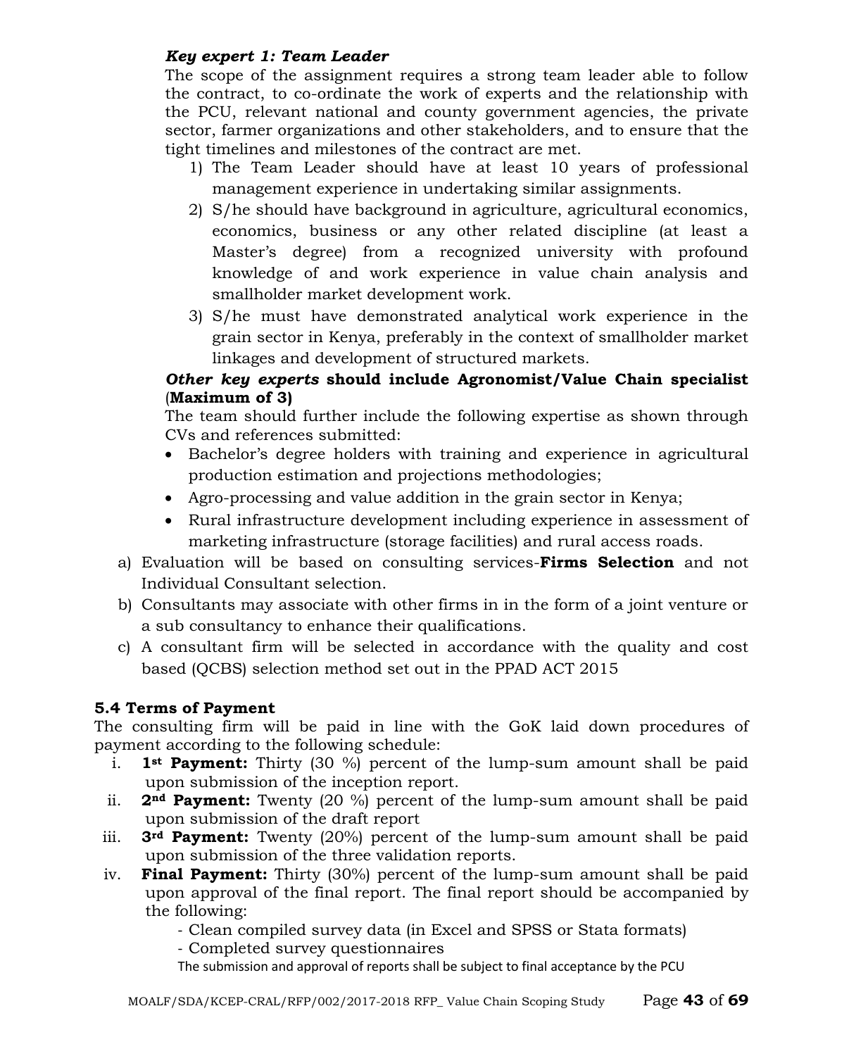***Key expert 1: Team Leader***

The scope of the assignment requires a strong team leader able to follow the contract, to co-ordinate the work of experts and the relationship with the PCU, relevant national and county government agencies, the private sector, farmer organizations and other stakeholders, and to ensure that the tight timelines and milestones of the contract are met.

1) The Team Leader should have at least 10 years of professional management experience in undertaking similar assignments.
2) S/he should have background in agriculture, agricultural economics, economics, business or any other related discipline (at least a Master's degree) from a recognized university with profound knowledge of and work experience in value chain analysis and smallholder market development work.
3) S/he must have demonstrated analytical work experience in the grain sector in Kenya, preferably in the context of smallholder market linkages and development of structured markets.

***Other key experts* should include Agronomist/Value Chain specialist (Maximum of 3)**

The team should further include the following expertise as shown through CVs and references submitted:

- Bachelor's degree holders with training and experience in agricultural production estimation and projections methodologies;
- Agro-processing and value addition in the grain sector in Kenya;
- Rural infrastructure development including experience in assessment of marketing infrastructure (storage facilities) and rural access roads.

a) Evaluation will be based on consulting services-**Firms Selection** and not Individual Consultant selection.
b) Consultants may associate with other firms in in the form of a joint venture or a sub consultancy to enhance their qualifications.
c) A consultant firm will be selected in accordance with the quality and cost based (QCBS) selection method set out in the PPAD ACT 2015

### 5.4 Terms of Payment

The consulting firm will be paid in line with the GoK laid down procedures of payment according to the following schedule:

i. **1st Payment:** Thirty (30 %) percent of the lump-sum amount shall be paid upon submission of the inception report.
ii. **2nd Payment:** Twenty (20 %) percent of the lump-sum amount shall be paid upon submission of the draft report
iii. **3rd Payment:** Twenty (20%) percent of the lump-sum amount shall be paid upon submission of the three validation reports.
iv. **Final Payment:** Thirty (30%) percent of the lump-sum amount shall be paid upon approval of the final report. The final report should be accompanied by the following:
    - Clean compiled survey data (in Excel and SPSS or Stata formats)
    - Completed survey questionnaires

    The submission and approval of reports shall be subject to final acceptance by the PCU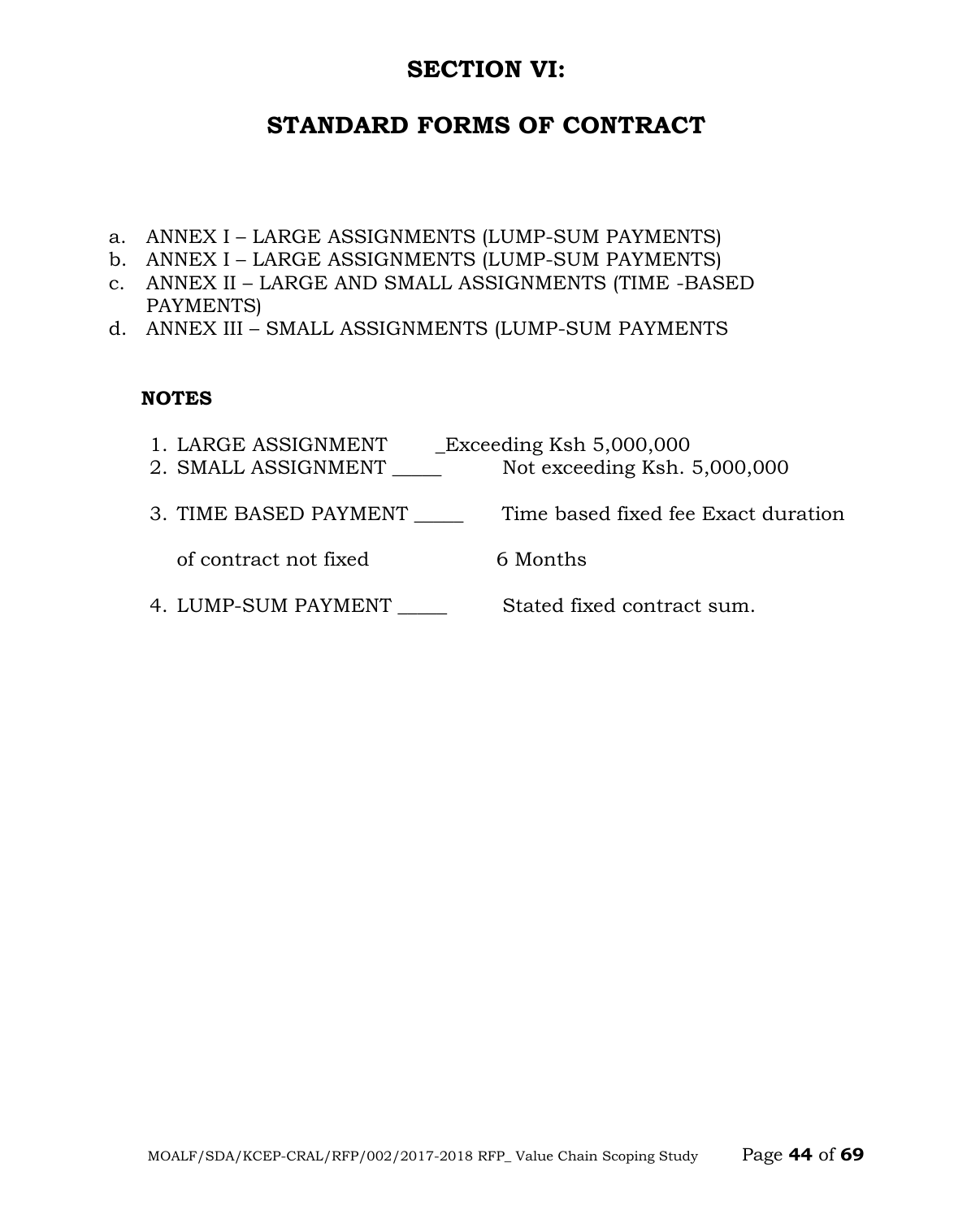# SECTION VI:

# STANDARD FORMS OF CONTRACT

a. ANNEX I – LARGE ASSIGNMENTS (LUMP-SUM PAYMENTS)
b. ANNEX I – LARGE ASSIGNMENTS (LUMP-SUM PAYMENTS)
c. ANNEX II – LARGE AND SMALL ASSIGNMENTS (TIME -BASED PAYMENTS)
d. ANNEX III – SMALL ASSIGNMENTS (LUMP-SUM PAYMENTS

**NOTES**

1. LARGE ASSIGNMENT _Exceeding Ksh 5,000,000
2. SMALL ASSIGNMENT _____ Not exceeding Ksh. 5,000,000
3. TIME BASED PAYMENT _____ Time based fixed fee Exact duration of contract not fixed 6 Months
4. LUMP-SUM PAYMENT _____ Stated fixed contract sum.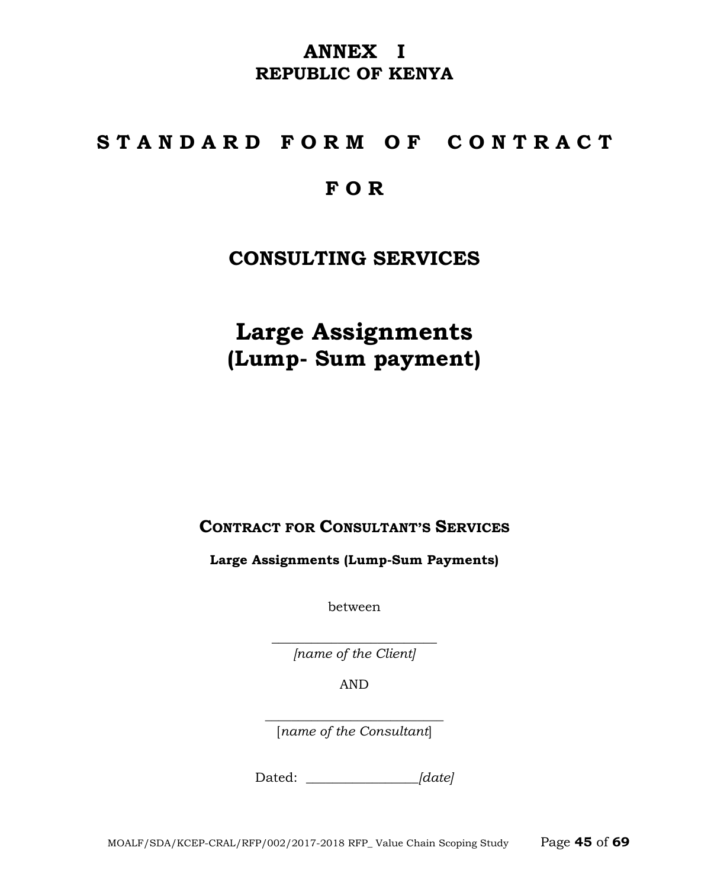# ANNEX I

## REPUBLIC OF KENYA

# S T A N D A R D F O R M O F C O N T R A C T

# F O R

# CONSULTING SERVICES

# Large Assignments
# (Lump- Sum payment)

## CONTRACT FOR CONSULTANT'S SERVICES

**Large Assignments (Lump-Sum Payments)**

between

\_\_\_\_\_\_\_\_\_\_\_\_\_\_\_\_\_\_\_\_\_\_\_\_\_
*[name of the Client]*

AND

\_\_\_\_\_\_\_\_\_\_\_\_\_\_\_\_\_\_\_\_\_\_\_\_\_\_
[*name of the Consultant*]

Dated: \_\_\_\_\_\_\_\_\_\_\_\_\_\_\_\_\_*[date]*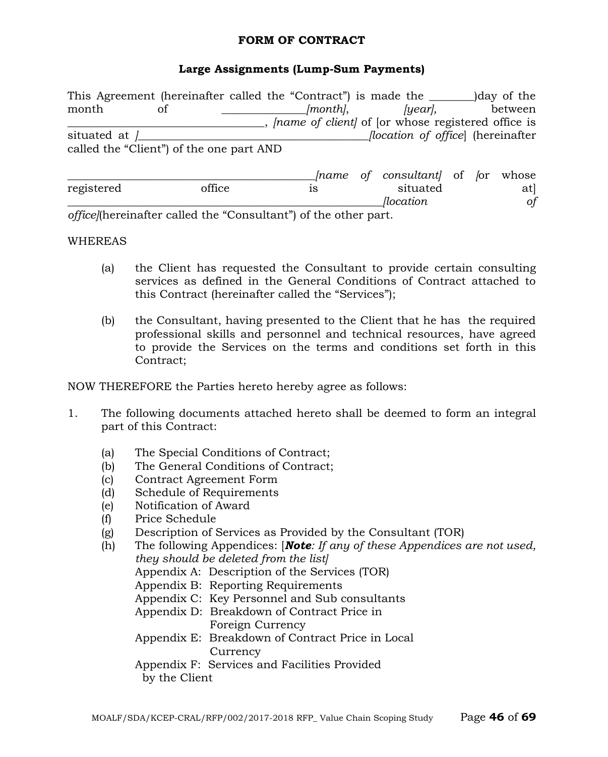**FORM OF CONTRACT**

**Large Assignments (Lump-Sum Payments)**

This Agreement (hereinafter called the "Contract") is made the ________)day of the month of ______________*[month]*, *[year]*, between ___________________________________, *[name of client]* of [or whose registered office is situated at *]*________________________________________*[location of office*] (hereinafter called the "Client") of the one part AND

____________________________________________*[name of consultant]* of *[*or whose registered office is situated at] ________________________________________________________*[location of office]*(hereinafter called the "Consultant") of the other part.

WHEREAS

(a) the Client has requested the Consultant to provide certain consulting services as defined in the General Conditions of Contract attached to this Contract (hereinafter called the "Services");

(b) the Consultant, having presented to the Client that he has the required professional skills and personnel and technical resources, have agreed to provide the Services on the terms and conditions set forth in this Contract;

NOW THEREFORE the Parties hereto hereby agree as follows:

1. The following documents attached hereto shall be deemed to form an integral part of this Contract:

   (a) The Special Conditions of Contract;
   (b) The General Conditions of Contract;
   (c) Contract Agreement Form
   (d) Schedule of Requirements
   (e) Notification of Award
   (f) Price Schedule
   (g) Description of Services as Provided by the Consultant (TOR)
   (h) The following Appendices: [***Note****: If any of these Appendices are not used, they should be deleted from the list]*
   Appendix A: Description of the Services (TOR)
   Appendix B: Reporting Requirements
   Appendix C: Key Personnel and Sub consultants
   Appendix D: Breakdown of Contract Price in Foreign Currency
   Appendix E: Breakdown of Contract Price in Local Currency
   Appendix F: Services and Facilities Provided by the Client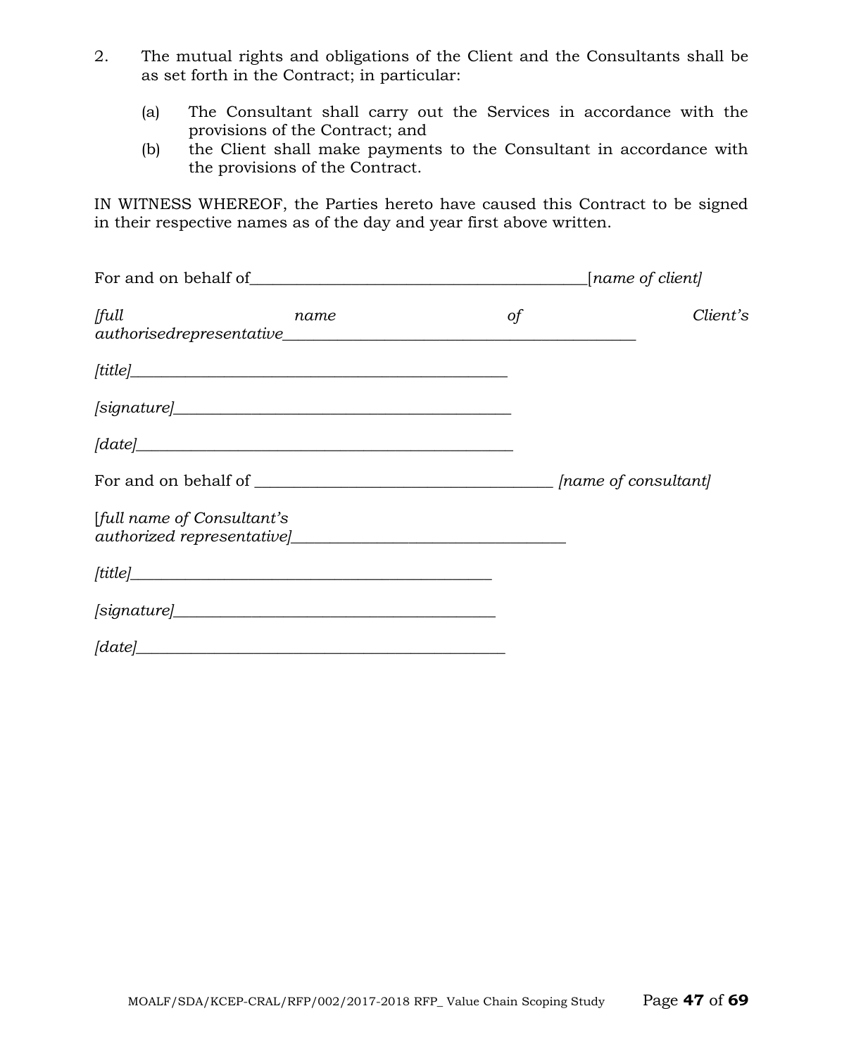2. The mutual rights and obligations of the Client and the Consultants shall be as set forth in the Contract; in particular:

   (a) The Consultant shall carry out the Services in accordance with the provisions of the Contract; and
   (b) the Client shall make payments to the Consultant in accordance with the provisions of the Contract.

IN WITNESS WHEREOF, the Parties hereto have caused this Contract to be signed in their respective names as of the day and year first above written.

For and on behalf of__________________________________________[*name of client]*

*[full name of Client's authorisedrepresentative*_____________________________________________

*[title]*________________________________________________

*[signature]*____________________________________________

*[date]*________________________________________________

For and on behalf of ______________________________________ *[name of consultant]*

[*full name of Consultant's authorized representative]*__________________________________

*[title]*______________________________________________

*[signature]*__________________________________________

*[date]*_______________________________________________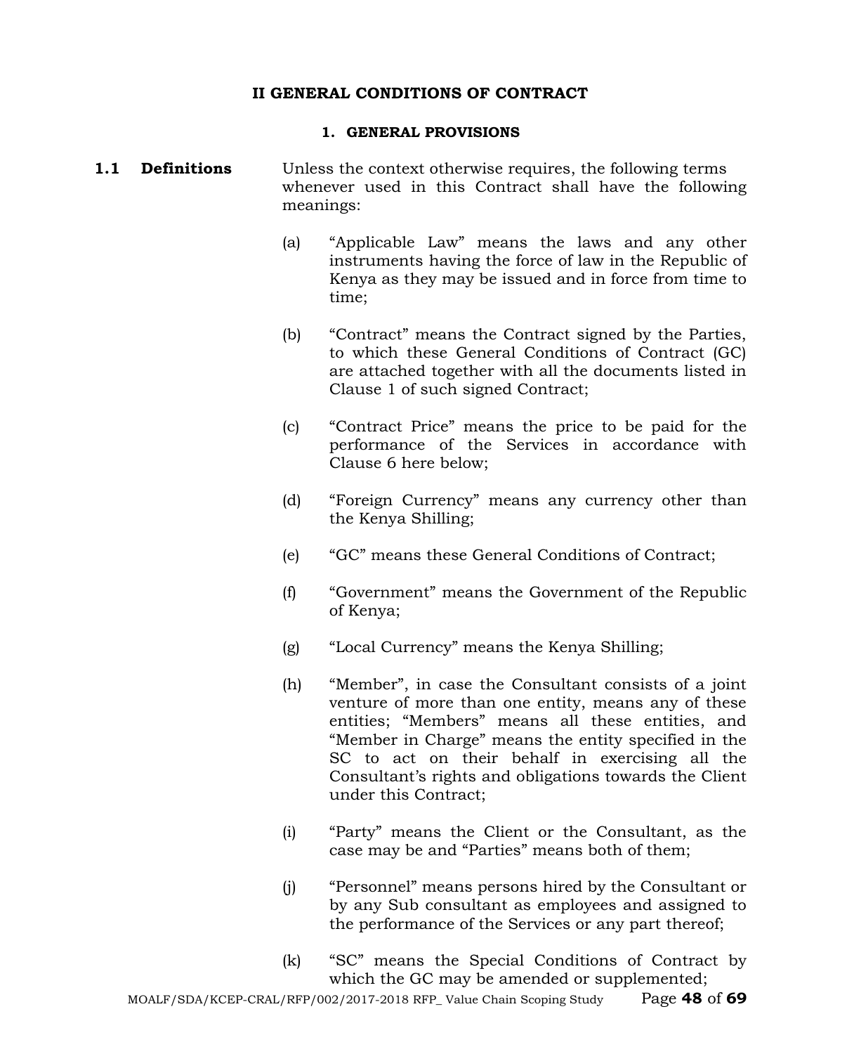# II GENERAL CONDITIONS OF CONTRACT

## 1. GENERAL PROVISIONS

**1.1 Definitions**

Unless the context otherwise requires, the following terms whenever used in this Contract shall have the following meanings:

(a) "Applicable Law" means the laws and any other instruments having the force of law in the Republic of Kenya as they may be issued and in force from time to time;

(b) "Contract" means the Contract signed by the Parties, to which these General Conditions of Contract (GC) are attached together with all the documents listed in Clause 1 of such signed Contract;

(c) "Contract Price" means the price to be paid for the performance of the Services in accordance with Clause 6 here below;

(d) "Foreign Currency" means any currency other than the Kenya Shilling;

(e) "GC" means these General Conditions of Contract;

(f) "Government" means the Government of the Republic of Kenya;

(g) "Local Currency" means the Kenya Shilling;

(h) "Member", in case the Consultant consists of a joint venture of more than one entity, means any of these entities; "Members" means all these entities, and "Member in Charge" means the entity specified in the SC to act on their behalf in exercising all the Consultant's rights and obligations towards the Client under this Contract;

(i) "Party" means the Client or the Consultant, as the case may be and "Parties" means both of them;

(j) "Personnel" means persons hired by the Consultant or by any Sub consultant as employees and assigned to the performance of the Services or any part thereof;

(k) "SC" means the Special Conditions of Contract by which the GC may be amended or supplemented;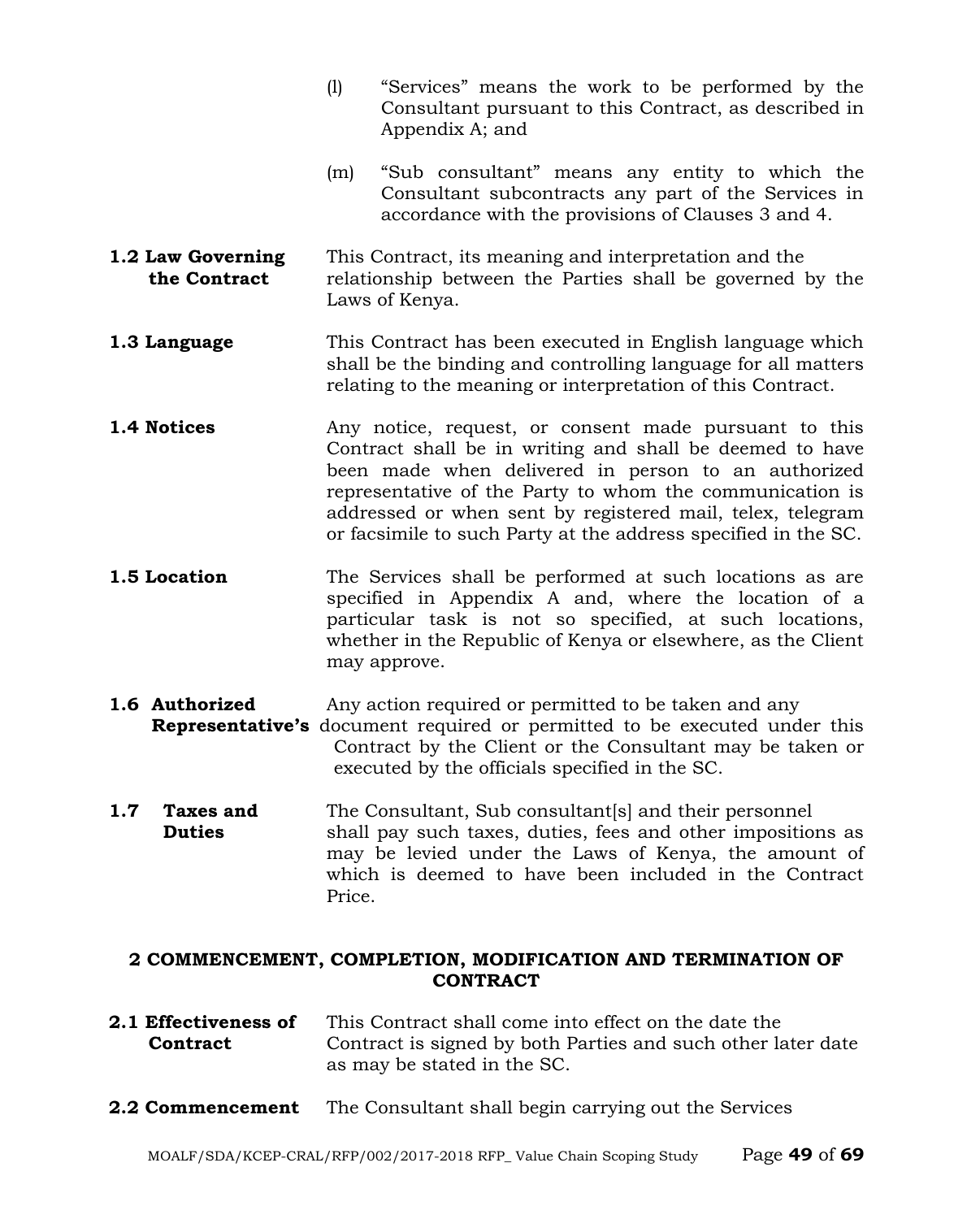(l) "Services" means the work to be performed by the Consultant pursuant to this Contract, as described in Appendix A; and

(m) "Sub consultant" means any entity to which the Consultant subcontracts any part of the Services in accordance with the provisions of Clauses 3 and 4.

**1.2 Law Governing the Contract**
This Contract, its meaning and interpretation and the relationship between the Parties shall be governed by the Laws of Kenya.

**1.3 Language**
This Contract has been executed in English language which shall be the binding and controlling language for all matters relating to the meaning or interpretation of this Contract.

**1.4 Notices**
Any notice, request, or consent made pursuant to this Contract shall be in writing and shall be deemed to have been made when delivered in person to an authorized representative of the Party to whom the communication is addressed or when sent by registered mail, telex, telegram or facsimile to such Party at the address specified in the SC.

**1.5 Location**
The Services shall be performed at such locations as are specified in Appendix A and, where the location of a particular task is not so specified, at such locations, whether in the Republic of Kenya or elsewhere, as the Client may approve.

**1.6 Authorized Representative's**
Any action required or permitted to be taken and any document required or permitted to be executed under this Contract by the Client or the Consultant may be taken or executed by the officials specified in the SC.

**1.7 Taxes and Duties**
The Consultant, Sub consultant[s] and their personnel shall pay such taxes, duties, fees and other impositions as may be levied under the Laws of Kenya, the amount of which is deemed to have been included in the Contract Price.

## 2 COMMENCEMENT, COMPLETION, MODIFICATION AND TERMINATION OF CONTRACT

**2.1 Effectiveness of Contract**
This Contract shall come into effect on the date the Contract is signed by both Parties and such other later date as may be stated in the SC.

**2.2 Commencement**
The Consultant shall begin carrying out the Services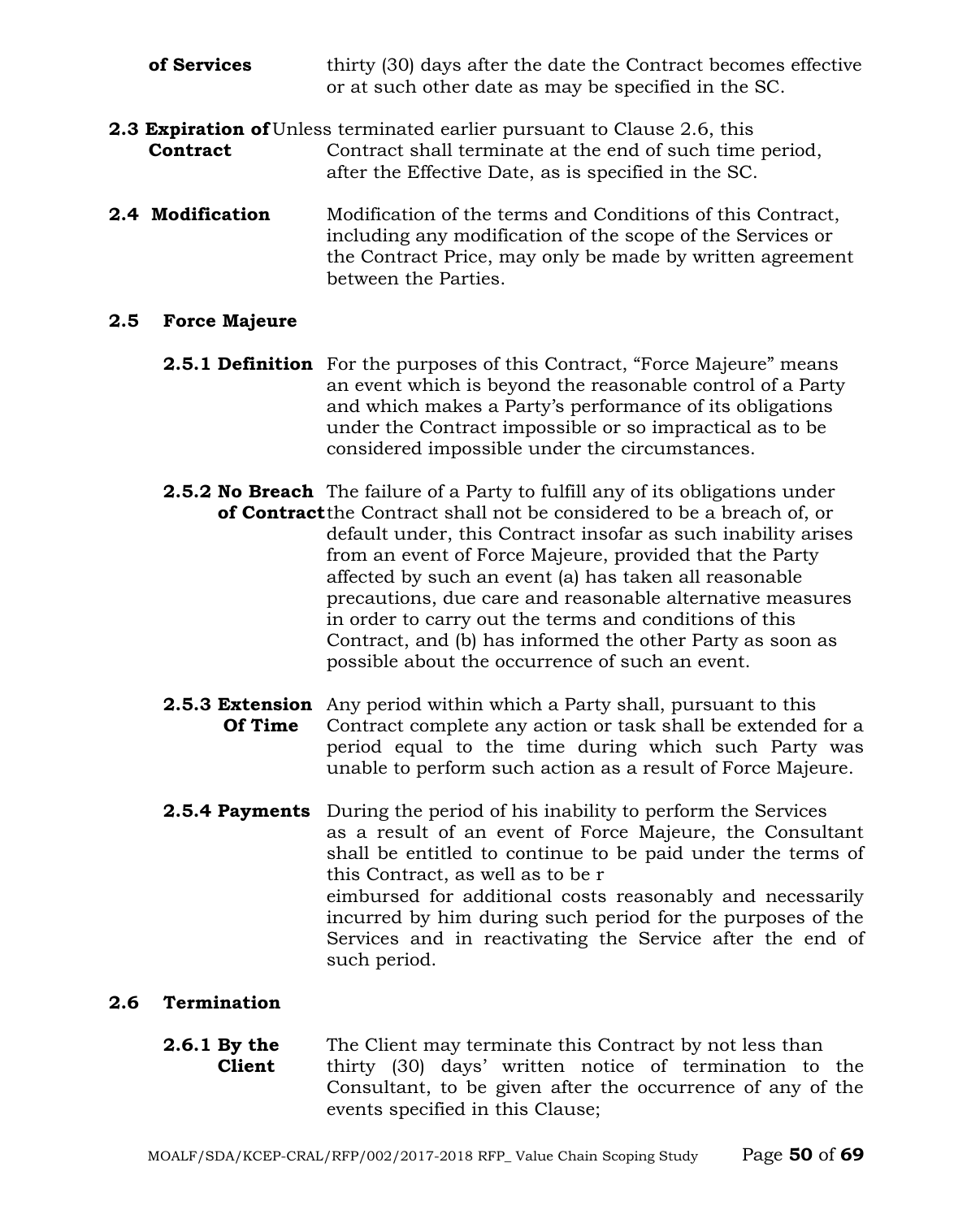**of Services** thirty (30) days after the date the Contract becomes effective or at such other date as may be specified in the SC.

**2.3 Expiration of Contract** Unless terminated earlier pursuant to Clause 2.6, this Contract shall terminate at the end of such time period, after the Effective Date, as is specified in the SC.

**2.4 Modification** Modification of the terms and Conditions of this Contract, including any modification of the scope of the Services or the Contract Price, may only be made by written agreement between the Parties.

**2.5 Force Majeure**

**2.5.1 Definition** For the purposes of this Contract, "Force Majeure" means an event which is beyond the reasonable control of a Party and which makes a Party's performance of its obligations under the Contract impossible or so impractical as to be considered impossible under the circumstances.

**2.5.2 No Breach of Contract** The failure of a Party to fulfill any of its obligations under the Contract shall not be considered to be a breach of, or default under, this Contract insofar as such inability arises from an event of Force Majeure, provided that the Party affected by such an event (a) has taken all reasonable precautions, due care and reasonable alternative measures in order to carry out the terms and conditions of this Contract, and (b) has informed the other Party as soon as possible about the occurrence of such an event.

**2.5.3 Extension Of Time** Any period within which a Party shall, pursuant to this Contract complete any action or task shall be extended for a period equal to the time during which such Party was unable to perform such action as a result of Force Majeure.

**2.5.4 Payments** During the period of his inability to perform the Services as a result of an event of Force Majeure, the Consultant shall be entitled to continue to be paid under the terms of this Contract, as well as to be reimbursed for additional costs reasonably and necessarily incurred by him during such period for the purposes of the Services and in reactivating the Service after the end of such period.

**2.6 Termination**

**2.6.1 By the Client** The Client may terminate this Contract by not less than thirty (30) days' written notice of termination to the Consultant, to be given after the occurrence of any of the events specified in this Clause;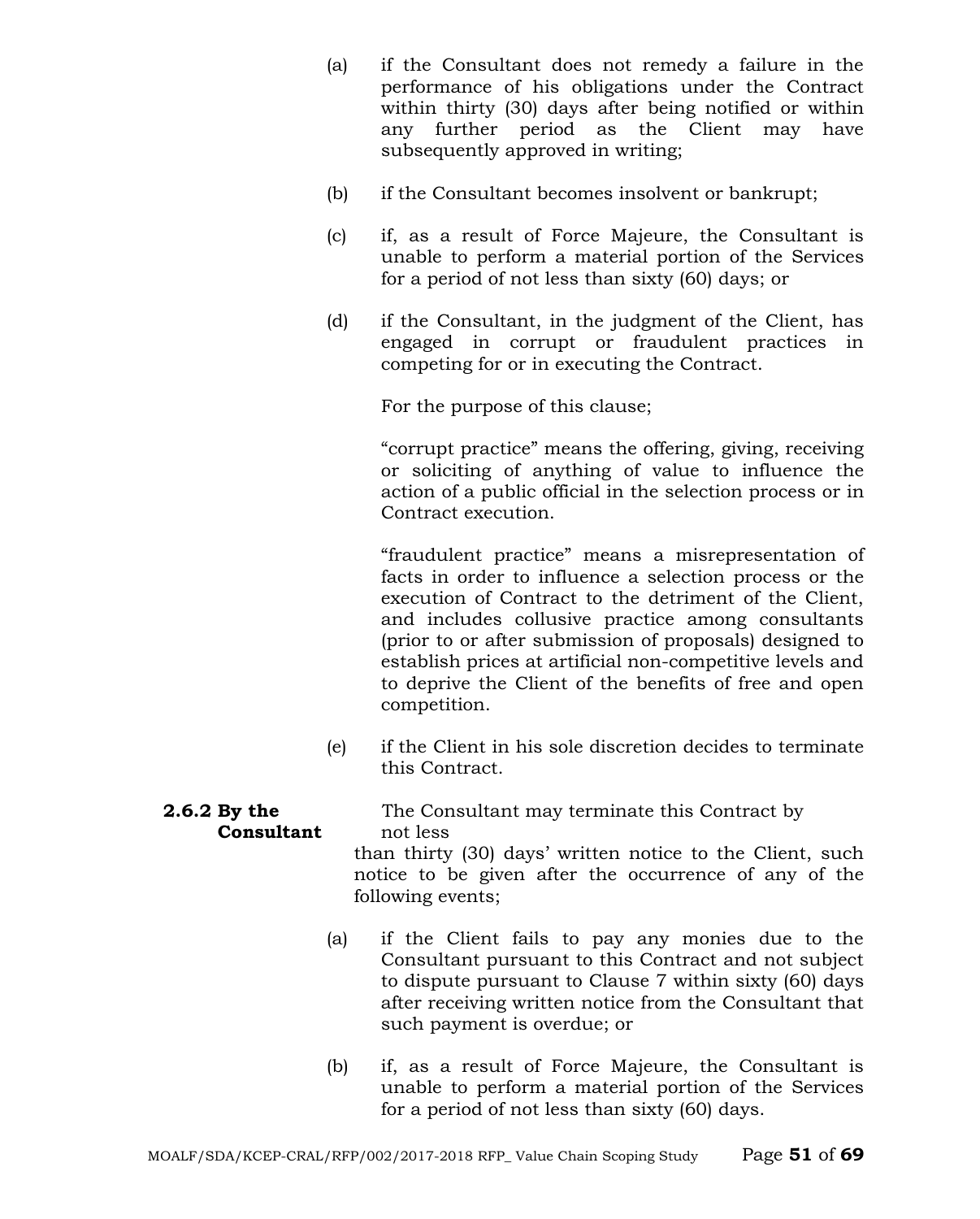(a) if the Consultant does not remedy a failure in the performance of his obligations under the Contract within thirty (30) days after being notified or within any further period as the Client may have subsequently approved in writing;

(b) if the Consultant becomes insolvent or bankrupt;

(c) if, as a result of Force Majeure, the Consultant is unable to perform a material portion of the Services for a period of not less than sixty (60) days; or

(d) if the Consultant, in the judgment of the Client, has engaged in corrupt or fraudulent practices in competing for or in executing the Contract.

For the purpose of this clause;

"corrupt practice" means the offering, giving, receiving or soliciting of anything of value to influence the action of a public official in the selection process or in Contract execution.

"fraudulent practice" means a misrepresentation of facts in order to influence a selection process or the execution of Contract to the detriment of the Client, and includes collusive practice among consultants (prior to or after submission of proposals) designed to establish prices at artificial non-competitive levels and to deprive the Client of the benefits of free and open competition.

(e) if the Client in his sole discretion decides to terminate this Contract.

**2.6.2 By the Consultant** The Consultant may terminate this Contract by not less than thirty (30) days' written notice to the Client, such notice to be given after the occurrence of any of the following events;

(a) if the Client fails to pay any monies due to the Consultant pursuant to this Contract and not subject to dispute pursuant to Clause 7 within sixty (60) days after receiving written notice from the Consultant that such payment is overdue; or

(b) if, as a result of Force Majeure, the Consultant is unable to perform a material portion of the Services for a period of not less than sixty (60) days.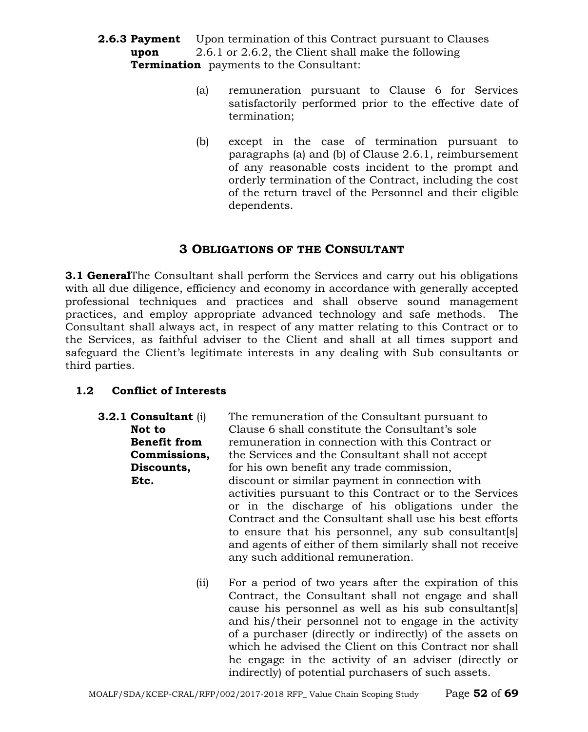**2.6.3 Payment upon Termination** Upon termination of this Contract pursuant to Clauses 2.6.1 or 2.6.2, the Client shall make the following payments to the Consultant:

(a) remuneration pursuant to Clause 6 for Services satisfactorily performed prior to the effective date of termination;

(b) except in the case of termination pursuant to paragraphs (a) and (b) of Clause 2.6.1, reimbursement of any reasonable costs incident to the prompt and orderly termination of the Contract, including the cost of the return travel of the Personnel and their eligible dependents.

## 3 OBLIGATIONS OF THE CONSULTANT

**3.1 General**The Consultant shall perform the Services and carry out his obligations with all due diligence, efficiency and economy in accordance with generally accepted professional techniques and practices and shall observe sound management practices, and employ appropriate advanced technology and safe methods. The Consultant shall always act, in respect of any matter relating to this Contract or to the Services, as faithful adviser to the Client and shall at all times support and safeguard the Client's legitimate interests in any dealing with Sub consultants or third parties.

**1.2 Conflict of Interests**

**3.2.1 Consultant Not to Benefit from Commissions, Discounts, Etc.**

(i) The remuneration of the Consultant pursuant to Clause 6 shall constitute the Consultant's sole remuneration in connection with this Contract or the Services and the Consultant shall not accept for his own benefit any trade commission, discount or similar payment in connection with activities pursuant to this Contract or to the Services or in the discharge of his obligations under the Contract and the Consultant shall use his best efforts to ensure that his personnel, any sub consultant[s] and agents of either of them similarly shall not receive any such additional remuneration.

(ii) For a period of two years after the expiration of this Contract, the Consultant shall not engage and shall cause his personnel as well as his sub consultant[s] and his/their personnel not to engage in the activity of a purchaser (directly or indirectly) of the assets on which he advised the Client on this Contract nor shall he engage in the activity of an adviser (directly or indirectly) of potential purchasers of such assets.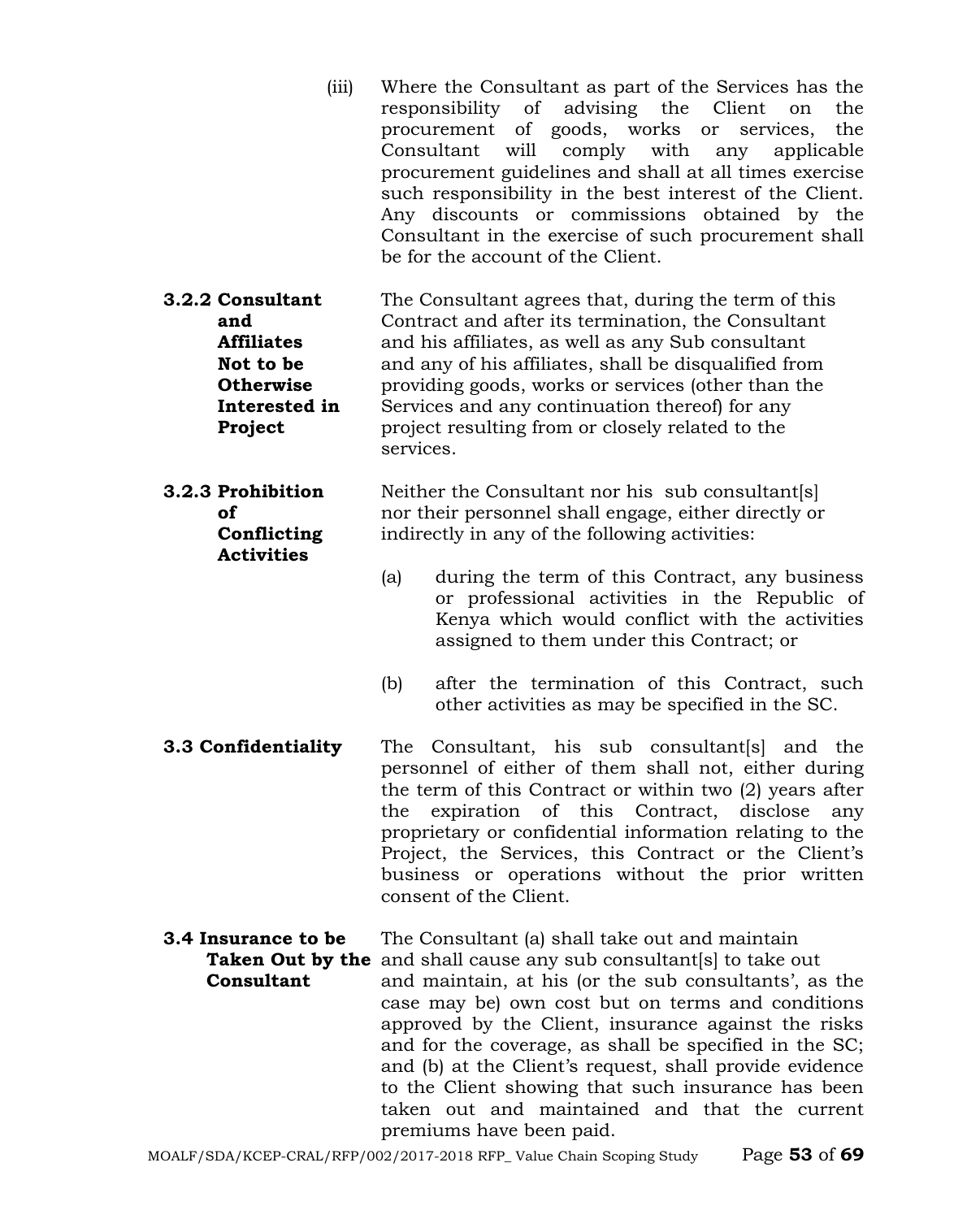(iii) Where the Consultant as part of the Services has the responsibility of advising the Client on the procurement of goods, works or services, the Consultant will comply with any applicable procurement guidelines and shall at all times exercise such responsibility in the best interest of the Client. Any discounts or commissions obtained by the Consultant in the exercise of such procurement shall be for the account of the Client.

**3.2.2 Consultant and Affiliates Not to be Otherwise Interested in Project**

The Consultant agrees that, during the term of this Contract and after its termination, the Consultant and his affiliates, as well as any Sub consultant and any of his affiliates, shall be disqualified from providing goods, works or services (other than the Services and any continuation thereof) for any project resulting from or closely related to the services.

**3.2.3 Prohibition of Conflicting Activities**

Neither the Consultant nor his sub consultant[s] nor their personnel shall engage, either directly or indirectly in any of the following activities:

(a) during the term of this Contract, any business or professional activities in the Republic of Kenya which would conflict with the activities assigned to them under this Contract; or

(b) after the termination of this Contract, such other activities as may be specified in the SC.

**3.3 Confidentiality**

The Consultant, his sub consultant[s] and the personnel of either of them shall not, either during the term of this Contract or within two (2) years after the expiration of this Contract, disclose any proprietary or confidential information relating to the Project, the Services, this Contract or the Client's business or operations without the prior written consent of the Client.

**3.4 Insurance to be Taken Out by the Consultant**

The Consultant (a) shall take out and maintain and shall cause any sub consultant[s] to take out and maintain, at his (or the sub consultants', as the case may be) own cost but on terms and conditions approved by the Client, insurance against the risks and for the coverage, as shall be specified in the SC; and (b) at the Client's request, shall provide evidence to the Client showing that such insurance has been taken out and maintained and that the current premiums have been paid.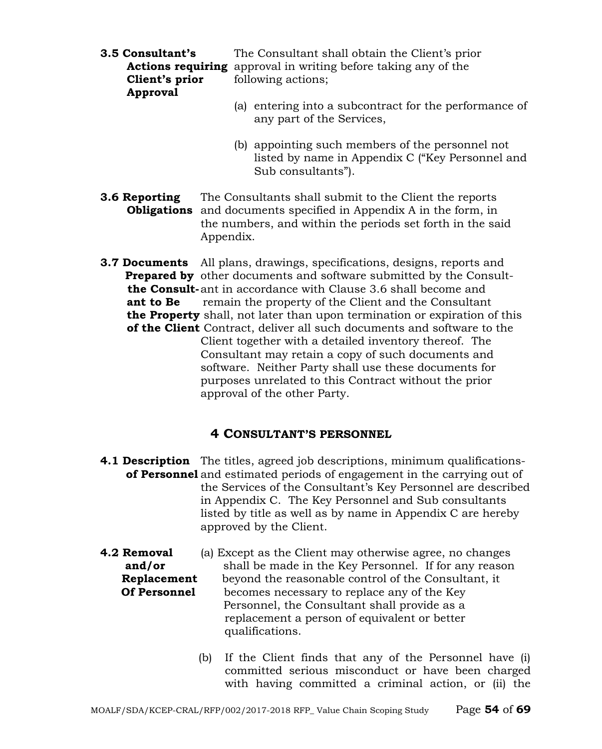**3.5 Consultant's Actions requiring Client's prior Approval** The Consultant shall obtain the Client's prior approval in writing before taking any of the following actions;

(a) entering into a subcontract for the performance of any part of the Services,

(b) appointing such members of the personnel not listed by name in Appendix C ("Key Personnel and Sub consultants").

**3.6 Reporting Obligations** The Consultants shall submit to the Client the reports and documents specified in Appendix A in the form, in the numbers, and within the periods set forth in the said Appendix.

**3.7 Documents Prepared by the Consultant to Be the Property of the Client** All plans, drawings, specifications, designs, reports and other documents and software submitted by the Consultant in accordance with Clause 3.6 shall become and remain the property of the Client and the Consultant shall, not later than upon termination or expiration of this Contract, deliver all such documents and software to the Client together with a detailed inventory thereof. The Consultant may retain a copy of such documents and software. Neither Party shall use these documents for purposes unrelated to this Contract without the prior approval of the other Party.

## 4 CONSULTANT'S PERSONNEL

**4.1 Description of Personnel** The titles, agreed job descriptions, minimum qualifications and estimated periods of engagement in the carrying out of the Services of the Consultant's Key Personnel are described in Appendix C. The Key Personnel and Sub consultants listed by title as well as by name in Appendix C are hereby approved by the Client.

**4.2 Removal and/or Replacement Of Personnel**

(a) Except as the Client may otherwise agree, no changes shall be made in the Key Personnel. If for any reason beyond the reasonable control of the Consultant, it becomes necessary to replace any of the Key Personnel, the Consultant shall provide as a replacement a person of equivalent or better qualifications.

(b) If the Client finds that any of the Personnel have (i) committed serious misconduct or have been charged with having committed a criminal action, or (ii) the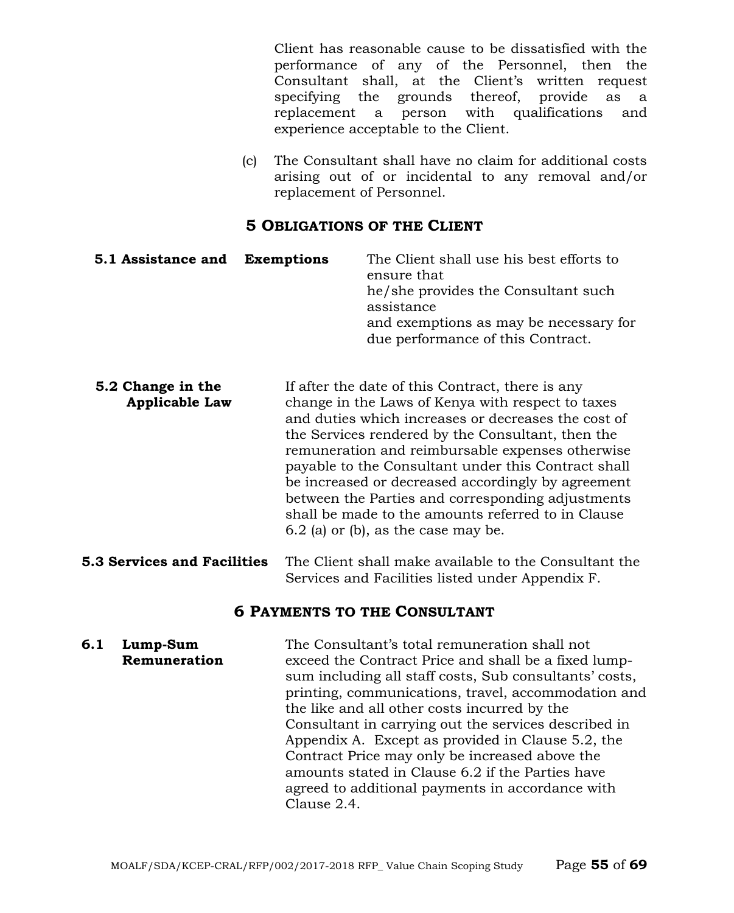Client has reasonable cause to be dissatisfied with the performance of any of the Personnel, then the Consultant shall, at the Client's written request specifying the grounds thereof, provide as a replacement a person with qualifications and experience acceptable to the Client.

(c) The Consultant shall have no claim for additional costs arising out of or incidental to any removal and/or replacement of Personnel.

## 5 OBLIGATIONS OF THE CLIENT

**5.1 Assistance and Exemptions**

The Client shall use his best efforts to ensure that he/she provides the Consultant such assistance and exemptions as may be necessary for due performance of this Contract.

**5.2 Change in the Applicable Law**

If after the date of this Contract, there is any change in the Laws of Kenya with respect to taxes and duties which increases or decreases the cost of the Services rendered by the Consultant, then the remuneration and reimbursable expenses otherwise payable to the Consultant under this Contract shall be increased or decreased accordingly by agreement between the Parties and corresponding adjustments shall be made to the amounts referred to in Clause 6.2 (a) or (b), as the case may be.

**5.3 Services and Facilities**

The Client shall make available to the Consultant the Services and Facilities listed under Appendix F.

## 6 PAYMENTS TO THE CONSULTANT

**6.1 Lump-Sum Remuneration**

The Consultant's total remuneration shall not exceed the Contract Price and shall be a fixed lump-sum including all staff costs, Sub consultants' costs, printing, communications, travel, accommodation and the like and all other costs incurred by the Consultant in carrying out the services described in Appendix A. Except as provided in Clause 5.2, the Contract Price may only be increased above the amounts stated in Clause 6.2 if the Parties have agreed to additional payments in accordance with Clause 2.4.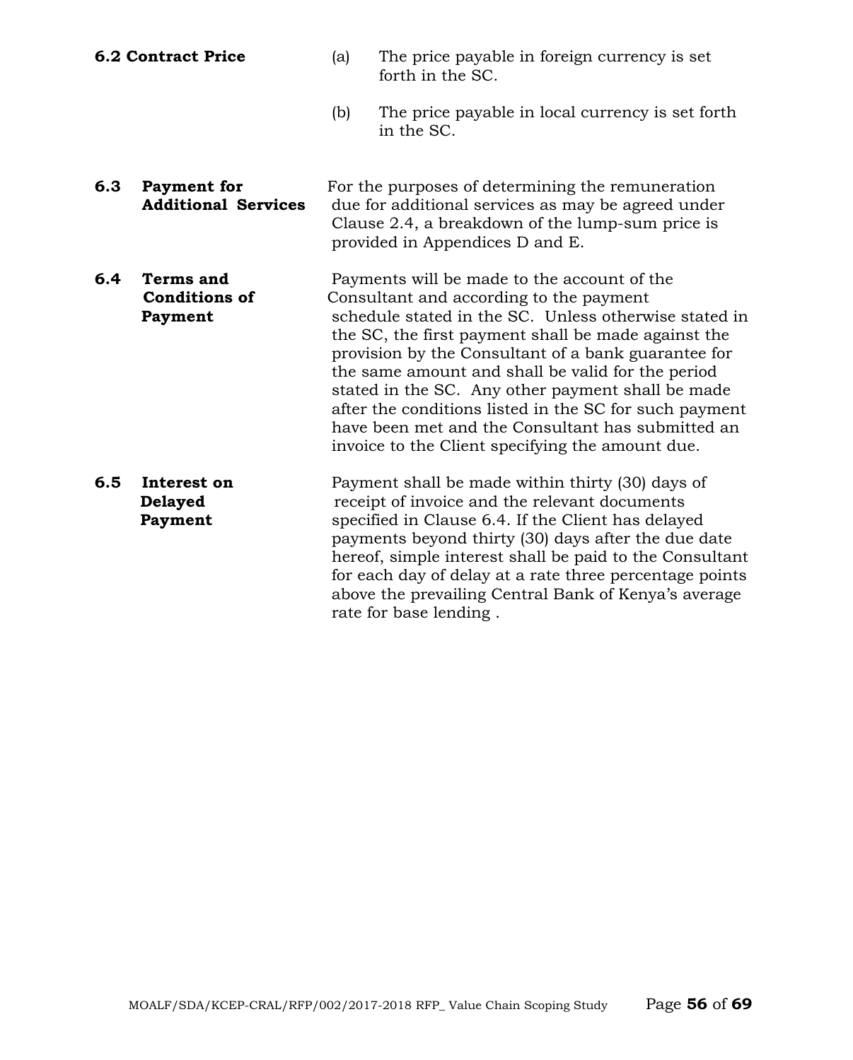**6.2 Contract Price**

(a) The price payable in foreign currency is set forth in the SC.

(b) The price payable in local currency is set forth in the SC.

**6.3 Payment for Additional Services**

For the purposes of determining the remuneration due for additional services as may be agreed under Clause 2.4, a breakdown of the lump-sum price is provided in Appendices D and E.

**6.4 Terms and Conditions of Payment**

Payments will be made to the account of the Consultant and according to the payment schedule stated in the SC. Unless otherwise stated in the SC, the first payment shall be made against the provision by the Consultant of a bank guarantee for the same amount and shall be valid for the period stated in the SC. Any other payment shall be made after the conditions listed in the SC for such payment have been met and the Consultant has submitted an invoice to the Client specifying the amount due.

**6.5 Interest on Delayed Payment**

Payment shall be made within thirty (30) days of receipt of invoice and the relevant documents specified in Clause 6.4. If the Client has delayed payments beyond thirty (30) days after the due date hereof, simple interest shall be paid to the Consultant for each day of delay at a rate three percentage points above the prevailing Central Bank of Kenya's average rate for base lending .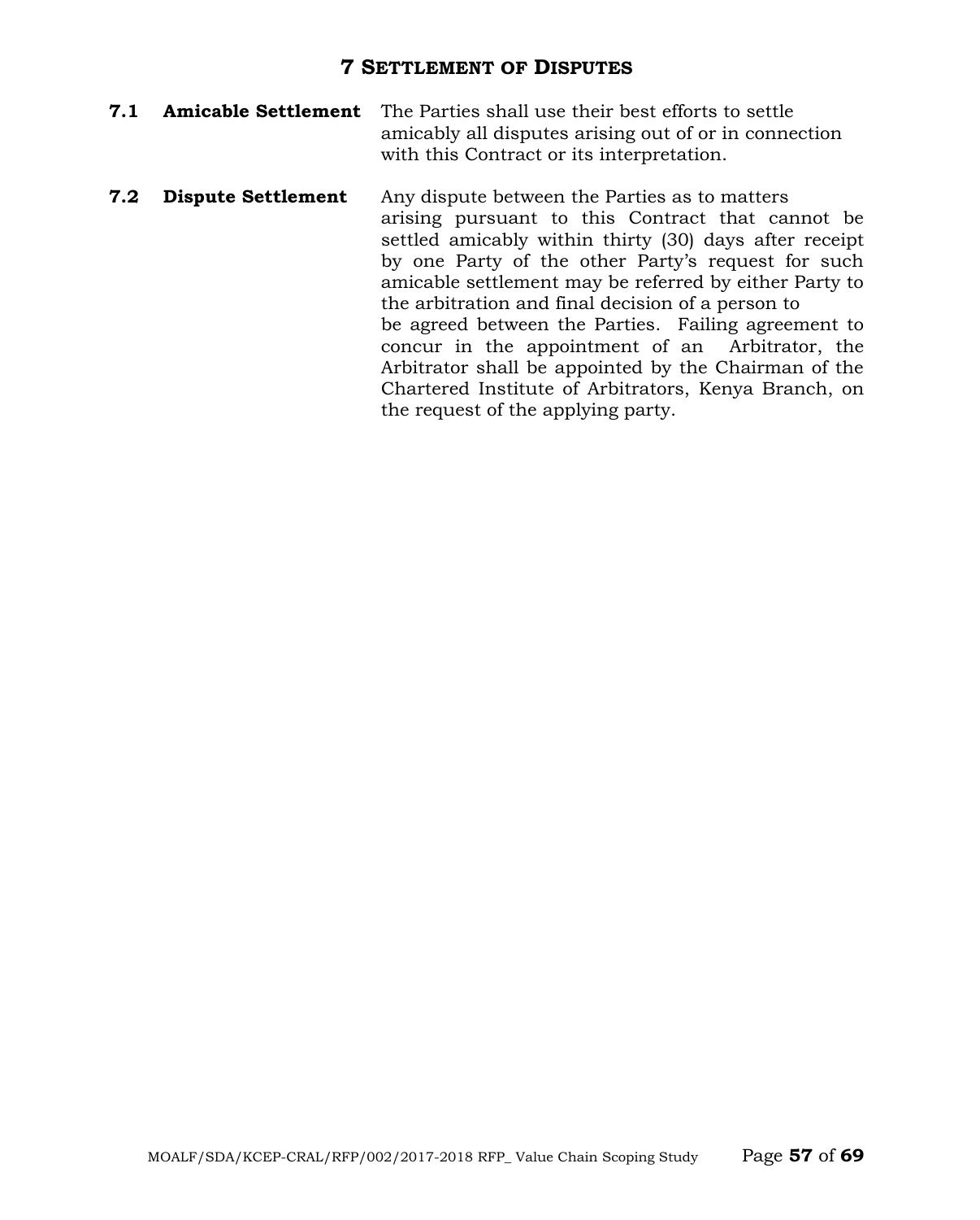## 7 Settlement of Disputes

**7.1 Amicable Settlement**

The Parties shall use their best efforts to settle amicably all disputes arising out of or in connection with this Contract or its interpretation.

**7.2 Dispute Settlement**

Any dispute between the Parties as to matters arising pursuant to this Contract that cannot be settled amicably within thirty (30) days after receipt by one Party of the other Party's request for such amicable settlement may be referred by either Party to the arbitration and final decision of a person to be agreed between the Parties. Failing agreement to concur in the appointment of an Arbitrator, the Arbitrator shall be appointed by the Chairman of the Chartered Institute of Arbitrators, Kenya Branch, on the request of the applying party.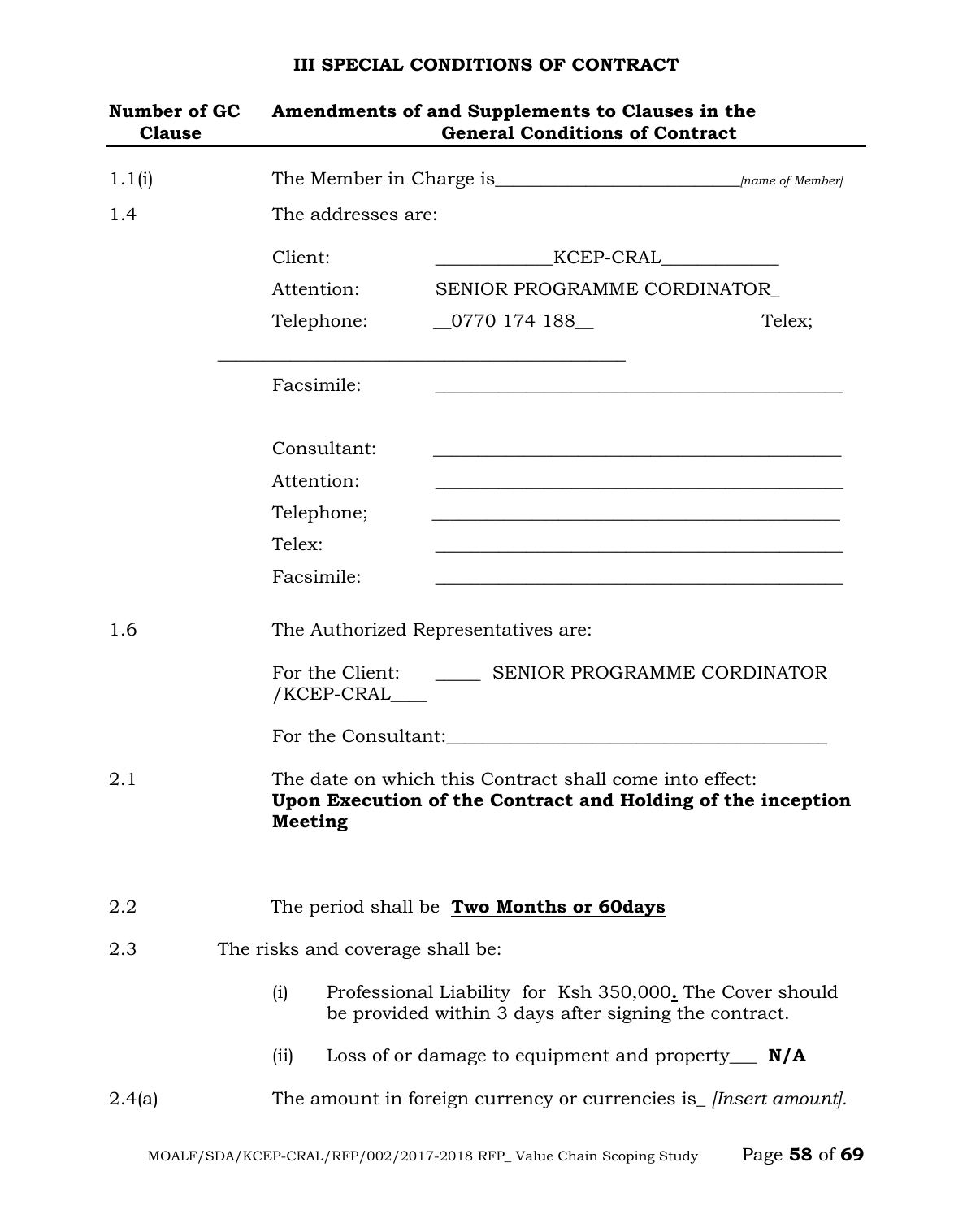### III SPECIAL CONDITIONS OF CONTRACT

| Number of GC Clause | Amendments of and Supplements to Clauses in the General Conditions of Contract |
|---|---|
| 1.1(i) | The Member in Charge is_____________________________ *[name of Member]* |
| 1.4 | The addresses are: |
| | Client: ____________KCEP-CRAL____________ |
| | Attention: SENIOR PROGRAMME CORDINATOR_ |
| | Telephone: __0770 174 188__ Telex; ___________________________________________ |
| | Facsimile: ___________________________________________ |
| | Consultant: ___________________________________________ |
| | Attention: ___________________________________________ |
| | Telephone; ___________________________________________ |
| | Telex: ___________________________________________ |
| | Facsimile: ___________________________________________ |
| 1.6 | The Authorized Representatives are: |
| | For the Client: _____ SENIOR PROGRAMME CORDINATOR /KCEP-CRAL____ |
| | For the Consultant:_________________________________________ |
| 2.1 | The date on which this Contract shall come into effect: **Upon Execution of the Contract and Holding of the inception Meeting** |
| 2.2 | The period shall be **<u>Two Months or 60days</u>** |
| 2.3 | The risks and coverage shall be: |
| | (i) Professional Liability for Ksh 350,000**.** The Cover should be provided within 3 days after signing the contract. |
| | (ii) Loss of or damage to equipment and property___ **<u>N/A</u>** |
| 2.4(a) | The amount in foreign currency or currencies is_ *[Insert amount].* |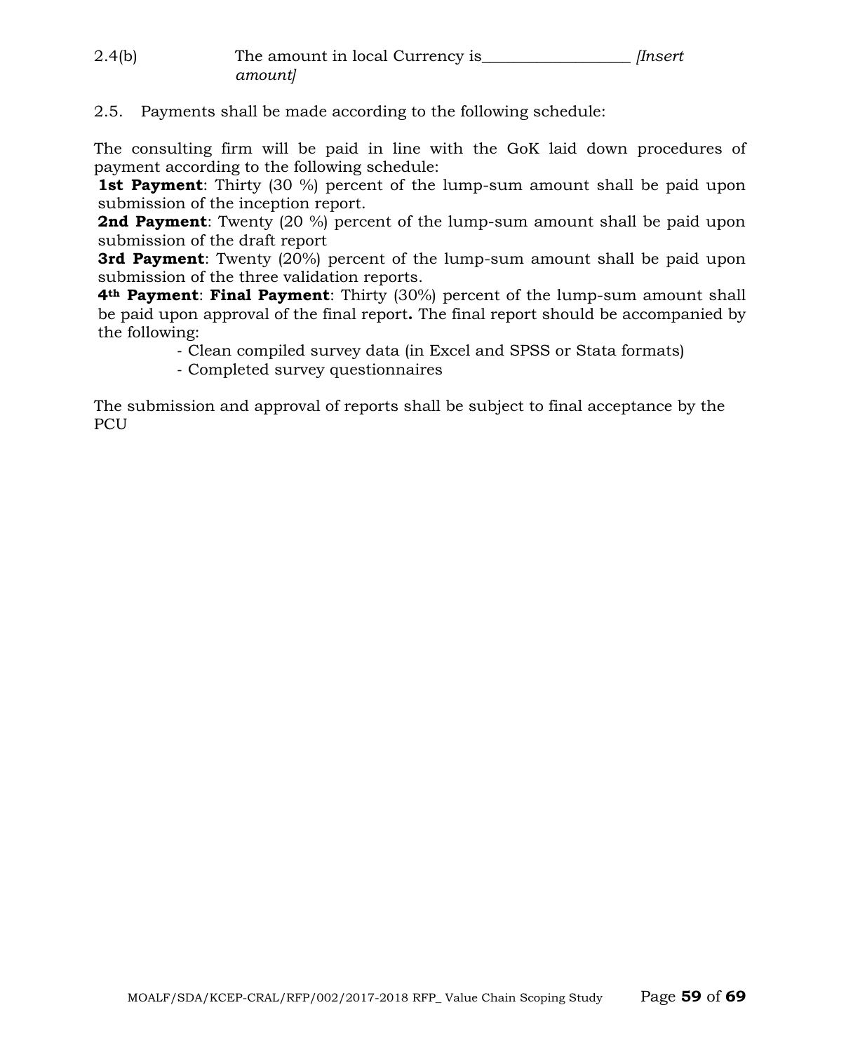2.4(b) The amount in local Currency is__________________ *[Insert amount]*

2.5. Payments shall be made according to the following schedule:

The consulting firm will be paid in line with the GoK laid down procedures of payment according to the following schedule:

**1st Payment**: Thirty (30 %) percent of the lump-sum amount shall be paid upon submission of the inception report.

**2nd Payment**: Twenty (20 %) percent of the lump-sum amount shall be paid upon submission of the draft report

**3rd Payment**: Twenty (20%) percent of the lump-sum amount shall be paid upon submission of the three validation reports.

**4th Payment**: **Final Payment**: Thirty (30%) percent of the lump-sum amount shall be paid upon approval of the final report**.** The final report should be accompanied by the following:

- Clean compiled survey data (in Excel and SPSS or Stata formats)
- Completed survey questionnaires

The submission and approval of reports shall be subject to final acceptance by the PCU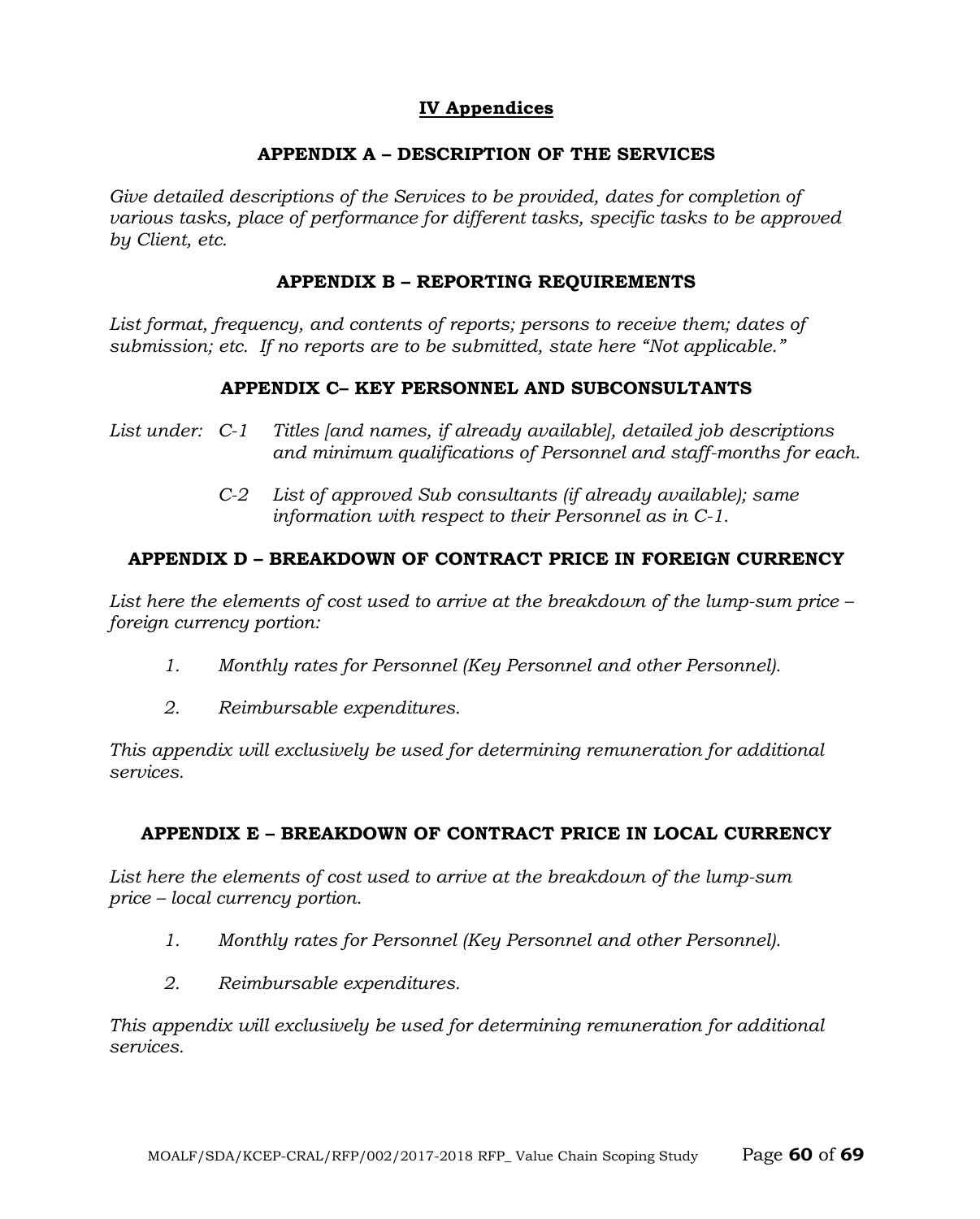## IV Appendices

### APPENDIX A – DESCRIPTION OF THE SERVICES

*Give detailed descriptions of the Services to be provided, dates for completion of various tasks, place of performance for different tasks, specific tasks to be approved by Client, etc.*

### APPENDIX B – REPORTING REQUIREMENTS

*List format, frequency, and contents of reports; persons to receive them; dates of submission; etc. If no reports are to be submitted, state here "Not applicable."*

### APPENDIX C– KEY PERSONNEL AND SUBCONSULTANTS

*List under: C-1 Titles [and names, if already available], detailed job descriptions and minimum qualifications of Personnel and staff-months for each.*

*C-2 List of approved Sub consultants (if already available); same information with respect to their Personnel as in C-1.*

### APPENDIX D – BREAKDOWN OF CONTRACT PRICE IN FOREIGN CURRENCY

*List here the elements of cost used to arrive at the breakdown of the lump-sum price – foreign currency portion:*

1. *Monthly rates for Personnel (Key Personnel and other Personnel).*
2. *Reimbursable expenditures.*

*This appendix will exclusively be used for determining remuneration for additional services.*

### APPENDIX E – BREAKDOWN OF CONTRACT PRICE IN LOCAL CURRENCY

*List here the elements of cost used to arrive at the breakdown of the lump-sum price – local currency portion.*

1. *Monthly rates for Personnel (Key Personnel and other Personnel).*
2. *Reimbursable expenditures.*

*This appendix will exclusively be used for determining remuneration for additional services.*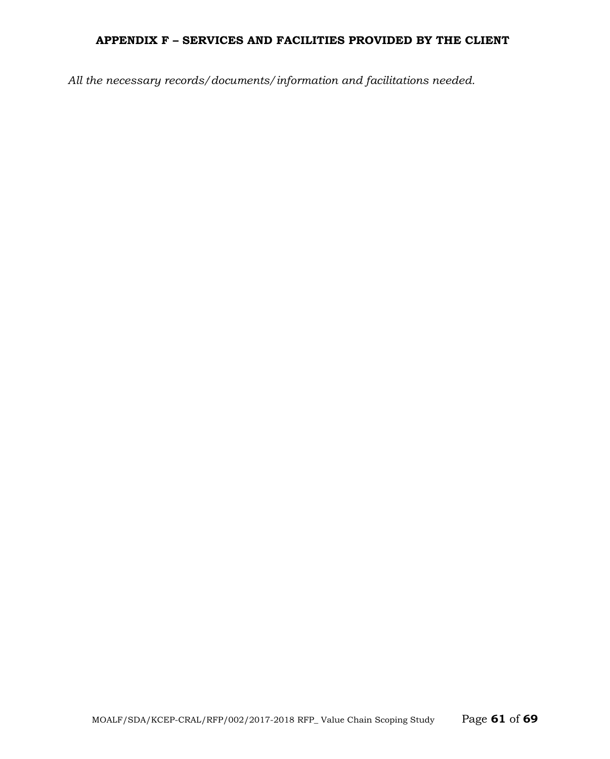## APPENDIX F – SERVICES AND FACILITIES PROVIDED BY THE CLIENT

*All the necessary records/documents/information and facilitations needed.*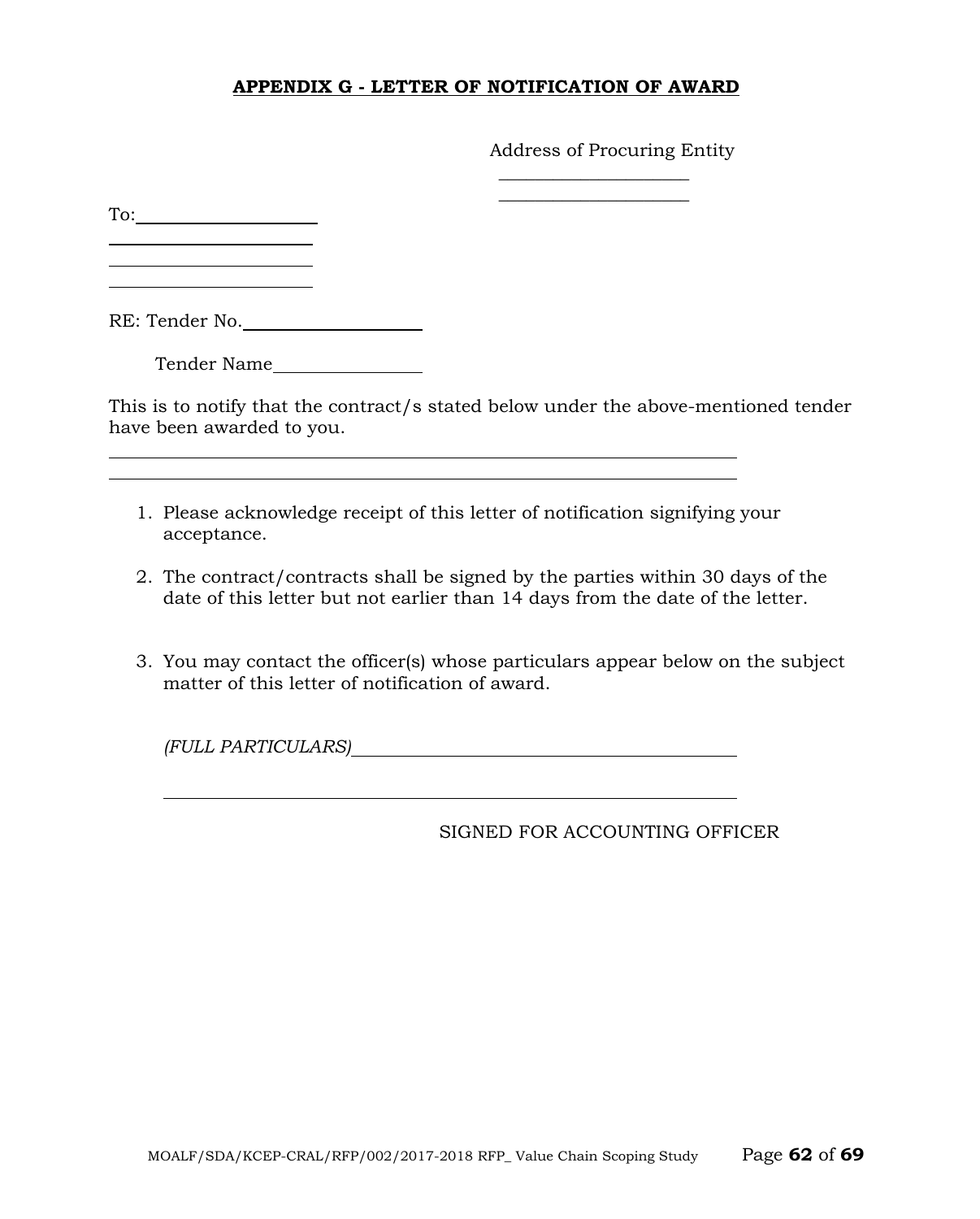**APPENDIX G - LETTER OF NOTIFICATION OF AWARD**

Address of Procuring Entity

\_\_\_\_\_\_\_\_\_\_\_\_\_\_\_\_\_\_\_\_\_

\_\_\_\_\_\_\_\_\_\_\_\_\_\_\_\_\_\_\_\_\_

To: \_\_\_\_\_\_\_\_\_\_\_\_\_\_\_\_\_\_\_\_

\_\_\_\_\_\_\_\_\_\_\_\_\_\_\_\_\_\_\_\_\_\_

\_\_\_\_\_\_\_\_\_\_\_\_\_\_\_\_\_\_\_\_\_\_

\_\_\_\_\_\_\_\_\_\_\_\_\_\_\_\_\_\_\_\_\_\_

RE: Tender No. \_\_\_\_\_\_\_\_\_\_\_\_\_\_\_\_\_\_\_\_

Tender Name \_\_\_\_\_\_\_\_\_\_\_\_\_\_\_\_\_

This is to notify that the contract/s stated below under the above-mentioned tender have been awarded to you.

\_\_\_\_\_\_\_\_\_\_\_\_\_\_\_\_\_\_\_\_\_\_\_\_\_\_\_\_\_\_\_\_\_\_\_\_\_\_\_\_\_\_\_\_\_\_\_\_\_\_\_\_\_\_\_\_\_\_\_\_\_\_\_\_\_\_

\_\_\_\_\_\_\_\_\_\_\_\_\_\_\_\_\_\_\_\_\_\_\_\_\_\_\_\_\_\_\_\_\_\_\_\_\_\_\_\_\_\_\_\_\_\_\_\_\_\_\_\_\_\_\_\_\_\_\_\_\_\_\_\_\_\_

1. Please acknowledge receipt of this letter of notification signifying your acceptance.

2. The contract/contracts shall be signed by the parties within 30 days of the date of this letter but not earlier than 14 days from the date of the letter.

3. You may contact the officer(s) whose particulars appear below on the subject matter of this letter of notification of award.

*(FULL PARTICULARS)* \_\_\_\_\_\_\_\_\_\_\_\_\_\_\_\_\_\_\_\_\_\_\_\_\_\_\_\_\_\_\_\_\_\_\_\_\_\_\_\_

\_\_\_\_\_\_\_\_\_\_\_\_\_\_\_\_\_\_\_\_\_\_\_\_\_\_\_\_\_\_\_\_\_\_\_\_\_\_\_\_\_\_\_\_\_\_\_\_\_\_\_\_\_\_\_\_\_\_\_\_

SIGNED FOR ACCOUNTING OFFICER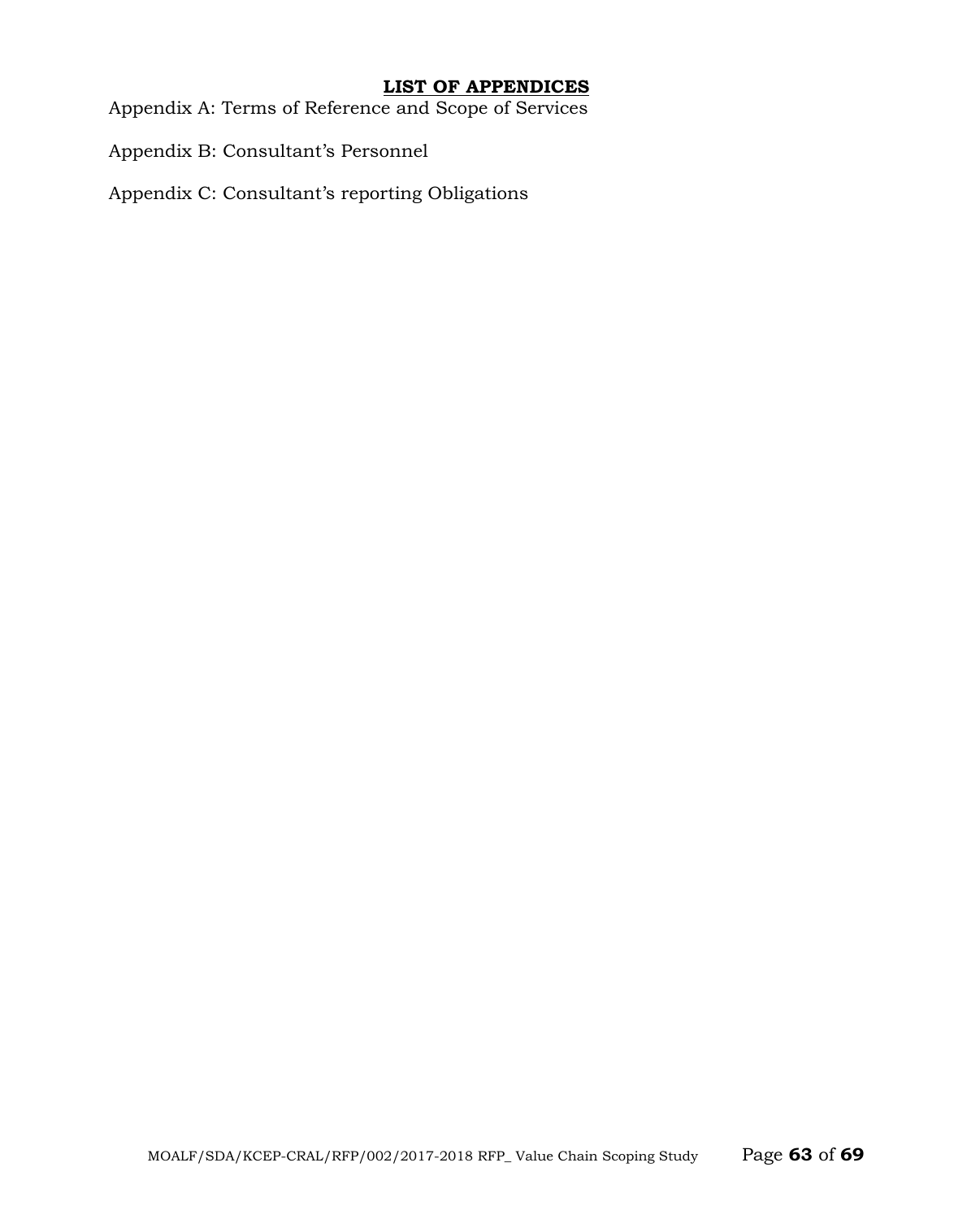## **LIST OF APPENDICES**

Appendix A: Terms of Reference and Scope of Services

Appendix B: Consultant's Personnel

Appendix C: Consultant's reporting Obligations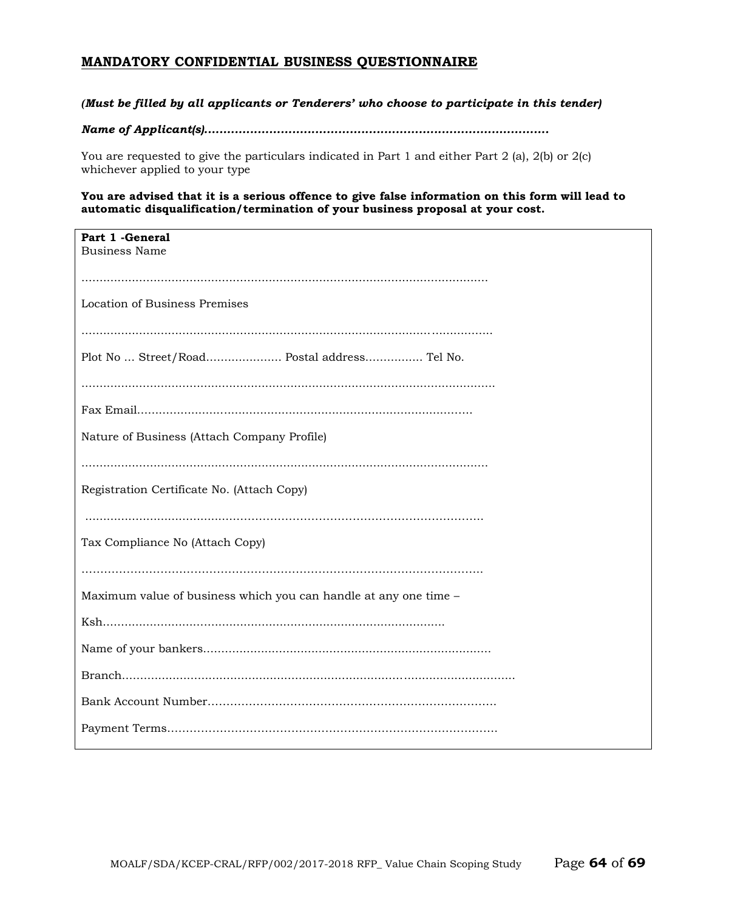## MANDATORY CONFIDENTIAL BUSINESS QUESTIONNAIRE

***(Must be filled by all applicants or Tenderers' who choose to participate in this tender)***

***Name of Applicant(s)..........................................................................................***

You are requested to give the particulars indicated in Part 1 and either Part 2 (a), 2(b) or 2(c) whichever applied to your type

**You are advised that it is a serious offence to give false information on this form will lead to automatic disqualification/termination of your business proposal at your cost.**

**Part 1 -General**

Business Name

..................................................................................................................

Location of Business Premises

..................................................................................................................

Plot No ... Street/Road..................... Postal address................ Tel No.

..................................................................................................................

Fax Email...........................................................................................

Nature of Business (Attach Company Profile)

..................................................................................................................

Registration Certificate No. (Attach Copy)

..................................................................................................................

Tax Compliance No (Attach Copy)

..................................................................................................................

Maximum value of business which you can handle at any one time –

Ksh..........................................................................................

Name of your bankers...............................................................................

Branch...................................................................................................

Bank Account Number.............................................................................

Payment Terms........................................................................................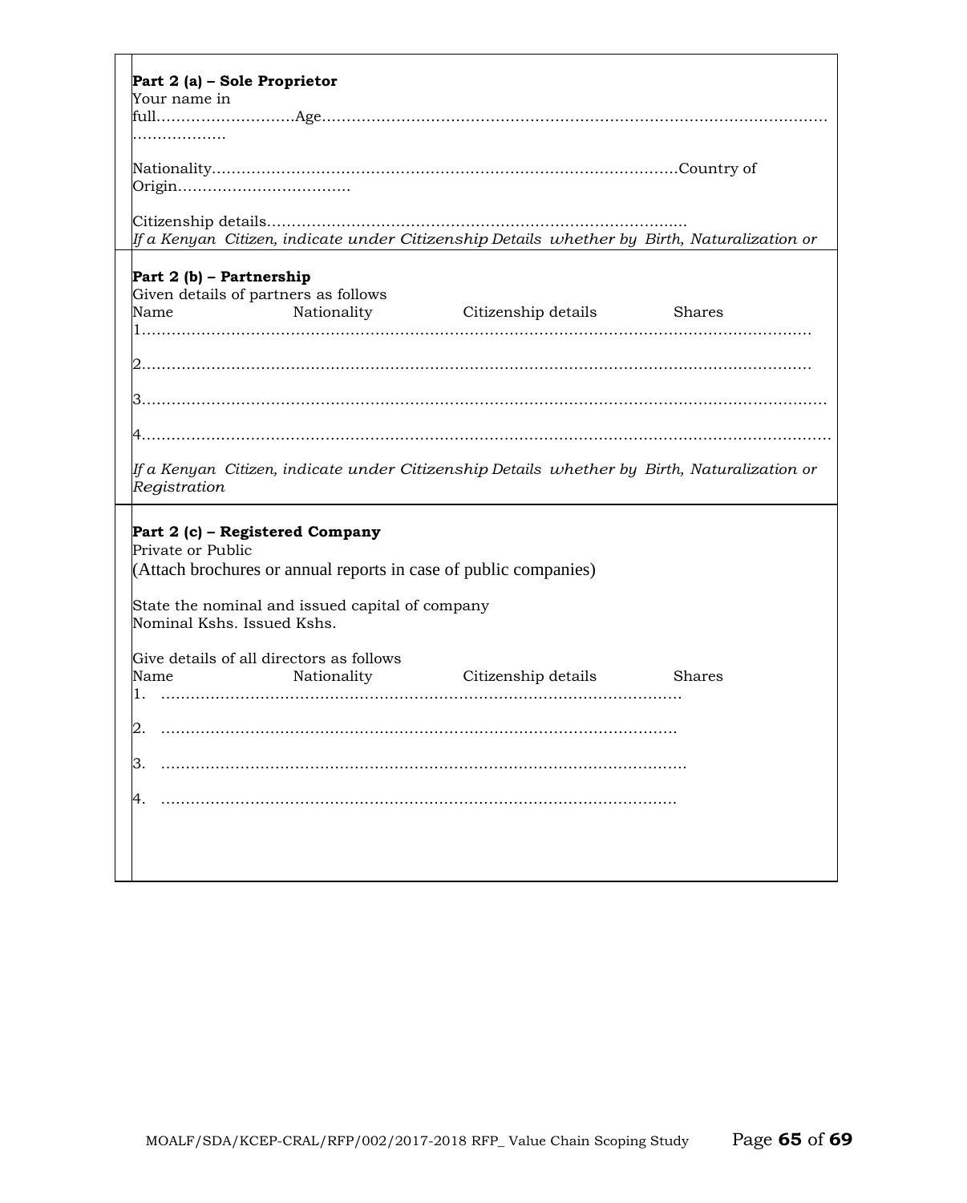**Part 2 (a) – Sole Proprietor**

Your name in full……………………….Age……………………………………………………………………………………………………

Nationality………………………………………………………………………………….Country of Origin…………………………….

Citizenship details…………………………………………………………………….

*If a Kenyan Citizen, indicate under Citizenship Details whether by Birth, Naturalization or*

**Part 2 (b) – Partnership**

Given details of partners as follows

| Name | Nationality | Citizenship details | Shares |
|---|---|---|---|
| 1……………………………………………………………… | | | |
| 2……………………………………………………………… | | | |
| 3……………………………………………………………… | | | |
| 4……………………………………………………………… | | | |

*If a Kenyan Citizen, indicate under Citizenship Details whether by Birth, Naturalization or Registration*

**Part 2 (c) – Registered Company**

Private or Public

(Attach brochures or annual reports in case of public companies)

State the nominal and issued capital of company

Nominal Kshs. Issued Kshs.

Give details of all directors as follows

| Name | Nationality | Citizenship details | Shares |
|---|---|---|---|
| 1. ……………………………………………………………… | | | |
| 2. ……………………………………………………………… | | | |
| 3. ……………………………………………………………… | | | |
| 4. ……………………………………………………………… | | | |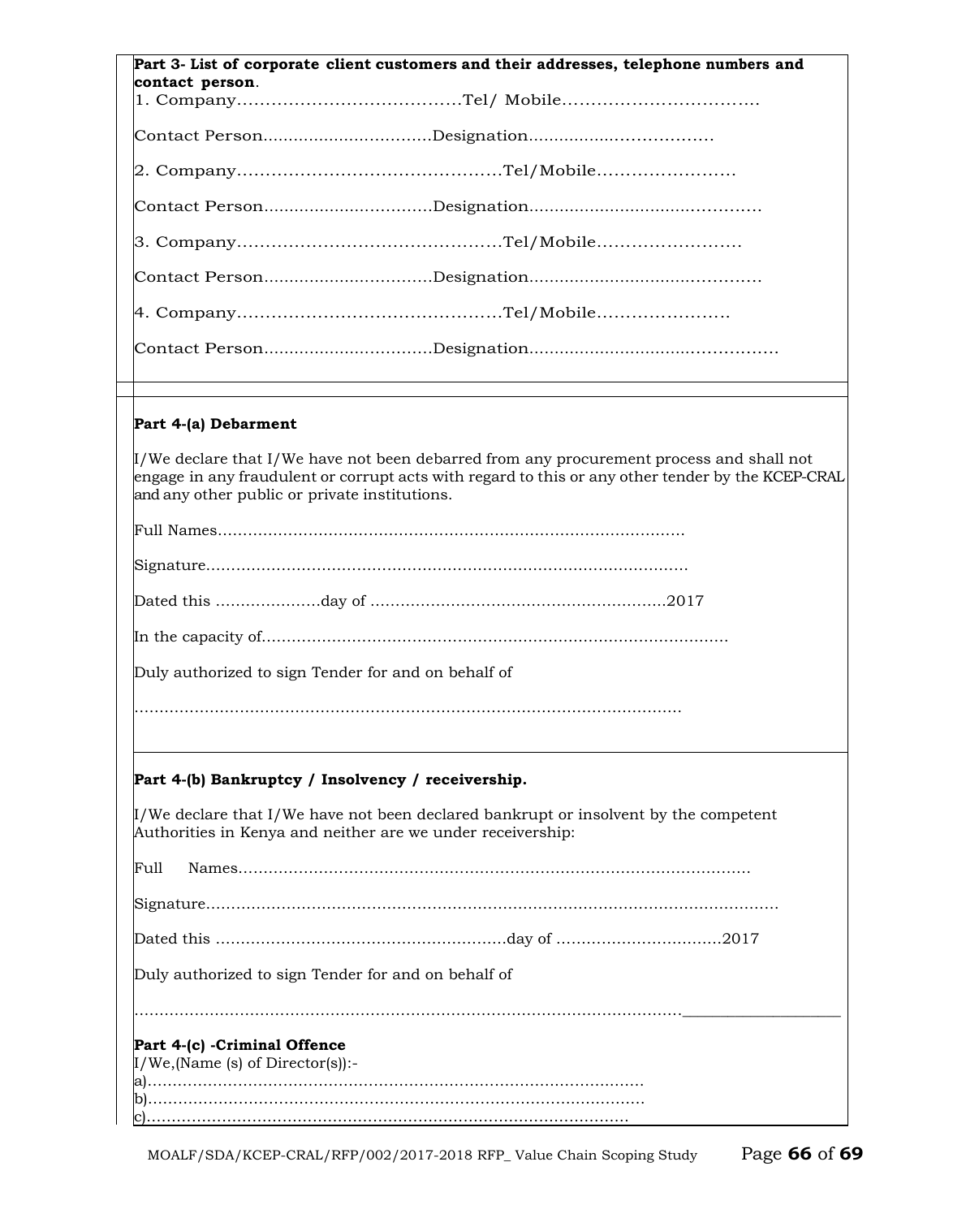**Part 3- List of corporate client customers and their addresses, telephone numbers and contact person**.

1. Company……………………………………Tel/ Mobile…………………………….

Contact Person................................Designation..................................

2. Company…………………………………………Tel/Mobile……………………

Contact Person................................Designation............................................

3. Company…………………………………………Tel/Mobile…………………….

Contact Person................................Designation............................................

4. Company…………………………………………Tel/Mobile…………………..

Contact Person................................Designation...............................................

**Part 4-(a) Debarment**

I/We declare that I/We have not been debarred from any procurement process and shall not engage in any fraudulent or corrupt acts with regard to this or any other tender by the KCEP-CRAL and any other public or private institutions.

Full Names…………………………………………………………………………………

Signature……………………………………………………………………………………

Dated this …………………day of …………………………………………………2017

In the capacity of…………………………………………………………………………………

Duly authorized to sign Tender for and on behalf of

………………………………………………………………………………………………

**Part 4-(b) Bankruptcy / Insolvency / receivership.**

I/We declare that I/We have not been declared bankrupt or insolvent by the competent Authorities in Kenya and neither are we under receivership:

Full Names…………………………………………………………………………………………

Signature……………………………………………………………………………………………………

Dated this …………………………………………………day of ……………………………2017

Duly authorized to sign Tender for and on behalf of

………………………………………………………………………………………………

**Part 4-(c) -Criminal Offence**

I/We,(Name (s) of Director(s)):-

a)………………………………………………………………………………………

b)………………………………………………………………………………………

c)……………………………………………………………………………………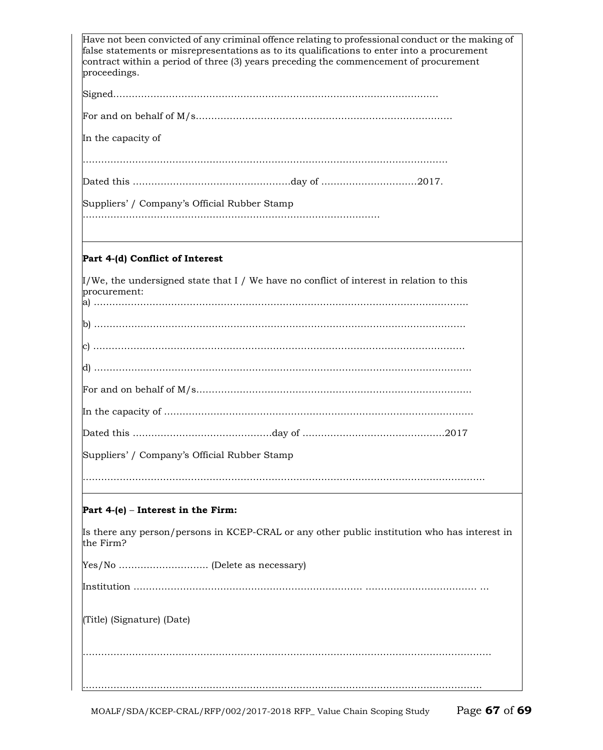Have not been convicted of any criminal offence relating to professional conduct or the making of false statements or misrepresentations as to its qualifications to enter into a procurement contract within a period of three (3) years preceding the commencement of procurement proceedings.

Signed……………………………………………………………………………………………

For and on behalf of M/s……………………………………………………………………….

In the capacity of

……………………………………………………………………………………………………

Dated this ……………………………………………day of …………………………2017.

Suppliers' / Company's Official Rubber Stamp
…………………………………………………………………………………….

**Part 4-(d) Conflict of Interest**

I/We, the undersigned state that I / We have no conflict of interest in relation to this procurement:

a) ……………………………………………………………………………………………………

b) ……………………………………………………………………………………………………

c) ……………………………………………………………………………………………………

d) ……………………………………………………………………………………………………

For and on behalf of M/s……………………………………………………………………………

In the capacity of ………………………………………………………………………………………

Dated this ………………………………………day of ………………………………………2017

Suppliers' / Company's Official Rubber Stamp

……………………………………………………………………………………………………………

**Part 4-(e) – Interest in the Firm:**

Is there any person/persons in KCEP-CRAL or any other public institution who has interest in the Firm?

Yes/No ……………………….. (Delete as necessary)

Institution ……………………………………………………………. ……………………………. …

(Title) (Signature) (Date)

……………………………………………………………………………………………………………

……………………………………………………………………………………………………………

MOALF/SDA/KCEP-CRAL/RFP/002/2017-2018 RFP_ Value Chain Scoping Study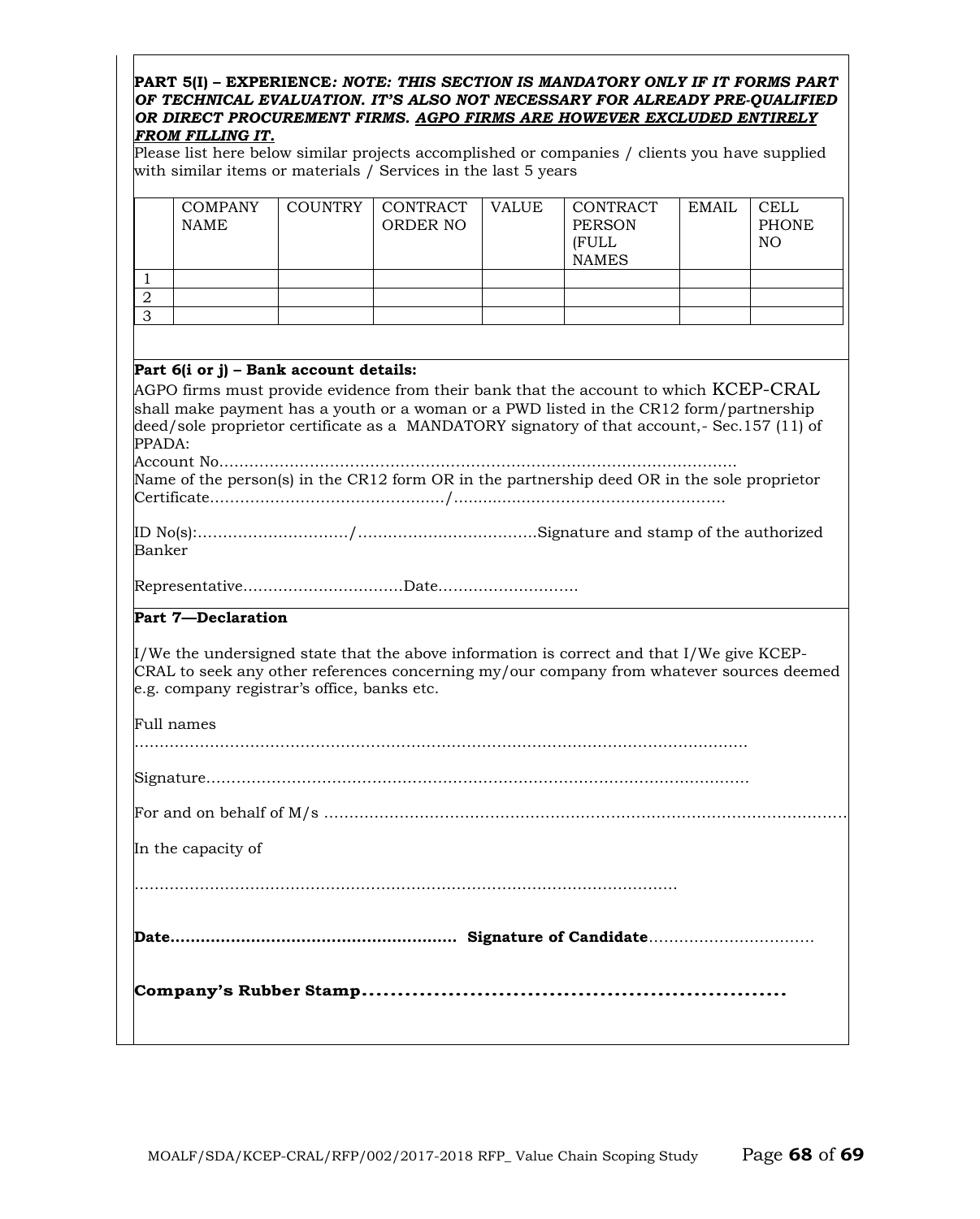**PART 5(I) – EXPERIENCE*: NOTE: THIS SECTION IS MANDATORY ONLY IF IT FORMS PART OF TECHNICAL EVALUATION. IT'S ALSO NOT NECESSARY FOR ALREADY PRE-QUALIFIED OR DIRECT PROCUREMENT FIRMS. AGPO FIRMS ARE HOWEVER EXCLUDED ENTIRELY FROM FILLING IT.***

Please list here below similar projects accomplished or companies / clients you have supplied with similar items or materials / Services in the last 5 years

| | COMPANY NAME | COUNTRY | CONTRACT ORDER NO | VALUE | CONTRACT PERSON (FULL NAMES | EMAIL | CELL PHONE NO |
|---|---|---|---|---|---|---|---|
| 1 | | | | | | | |
| 2 | | | | | | | |
| 3 | | | | | | | |

**Part 6(i or j) – Bank account details:**

AGPO firms must provide evidence from their bank that the account to which KCEP-CRAL shall make payment has a youth or a woman or a PWD listed in the CR12 form/partnership deed/sole proprietor certificate as a MANDATORY signatory of that account,- Sec.157 (11) of PPADA:

Account No.......................................................................................................

Name of the person(s) in the CR12 form OR in the partnership deed OR in the sole proprietor Certificate................................................/.......................................................

ID No(s):................................/....................................Signature and stamp of the authorized Banker

Representative................................Date............................

**Part 7—Declaration**

I/We the undersigned state that the above information is correct and that I/We give KCEP-CRAL to seek any other references concerning my/our company from whatever sources deemed e.g. company registrar's office, banks etc.

Full names

...........................................................................................................................

Signature..........................................................................................................

For and on behalf of M/s ..........................................................................................................

In the capacity of

.............................................................................................................

**Date........................................................ Signature of Candidate**.................................

**Company's Rubber Stamp...........................................................**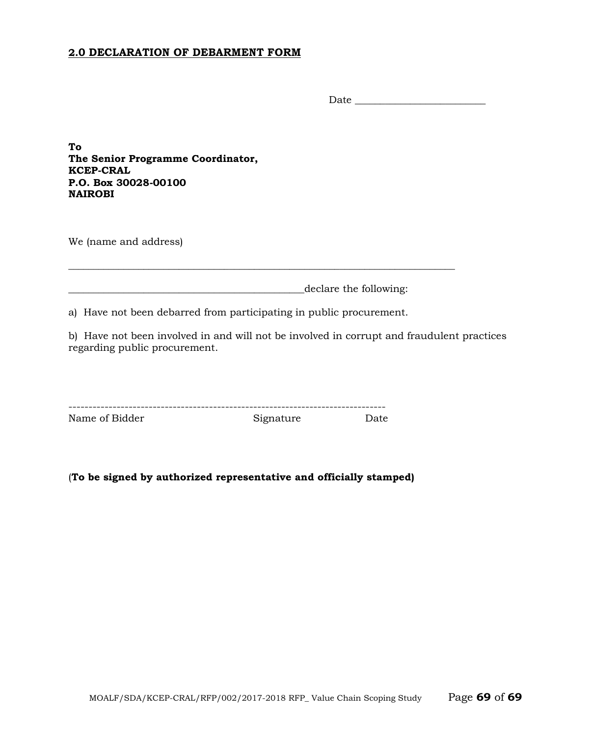## 2.0 DECLARATION OF DEBARMENT FORM

Date ___________________________

**To**
**The Senior Programme Coordinator,**
**KCEP-CRAL**
**P.O. Box 30028-00100**
**NAIROBI**

We (name and address)

_______________________________________________________________________________

________________________________________________declare the following:

a) Have not been debarred from participating in public procurement.

b) Have not been involved in and will not be involved in corrupt and fraudulent practices regarding public procurement.

-------------------------------------------------------------------------------
Name of Bidder                    Signature                Date

(**To be signed by authorized representative and officially stamped)**